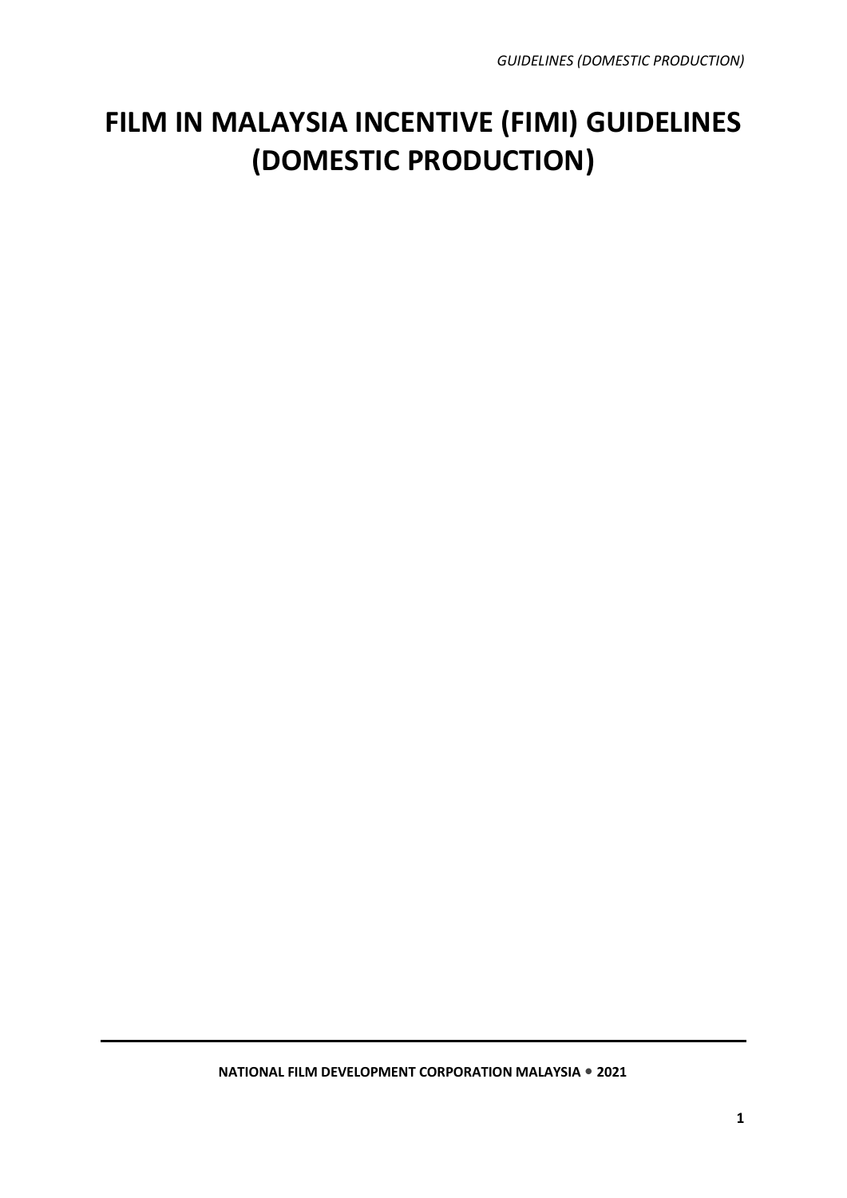# FILM IN MALAYSIA INCENTIVE (FIMI) GUIDELINES (DOMESTIC PRODUCTION)

**NATIONAL FILM DEVELOPMENT CORPORATION MALAYSIA • 2021**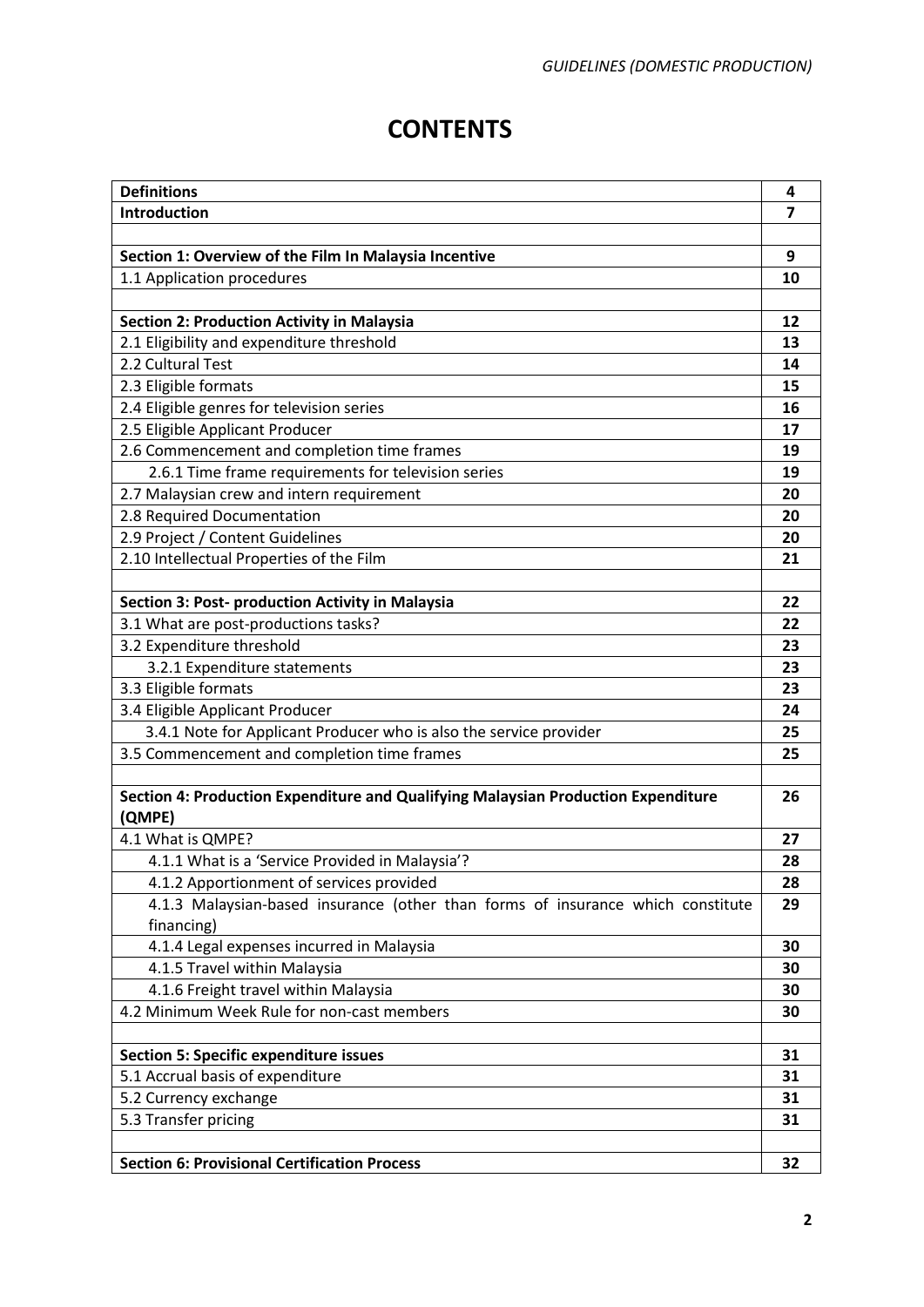# CONTENTS

| | |
|---|---|
| **Definitions** | **4** |
| **Introduction** | **7** |
| | |
| **Section 1: Overview of the Film In Malaysia Incentive** | **9** |
| 1.1 Application procedures | **10** |
| | |
| **Section 2: Production Activity in Malaysia** | **12** |
| 2.1 Eligibility and expenditure threshold | **13** |
| 2.2 Cultural Test | **14** |
| 2.3 Eligible formats | **15** |
| 2.4 Eligible genres for television series | **16** |
| 2.5 Eligible Applicant Producer | **17** |
| 2.6 Commencement and completion time frames | **19** |
| 2.6.1 Time frame requirements for television series | **19** |
| 2.7 Malaysian crew and intern requirement | **20** |
| 2.8 Required Documentation | **20** |
| 2.9 Project / Content Guidelines | **20** |
| 2.10 Intellectual Properties of the Film | **21** |
| | |
| **Section 3: Post- production Activity in Malaysia** | **22** |
| 3.1 What are post-productions tasks? | **22** |
| 3.2 Expenditure threshold | **23** |
| 3.2.1 Expenditure statements | **23** |
| 3.3 Eligible formats | **23** |
| 3.4 Eligible Applicant Producer | **24** |
| 3.4.1 Note for Applicant Producer who is also the service provider | **25** |
| 3.5 Commencement and completion time frames | **25** |
| | |
| **Section 4: Production Expenditure and Qualifying Malaysian Production Expenditure (QMPE)** | **26** |
| 4.1 What is QMPE? | **27** |
| 4.1.1 What is a 'Service Provided in Malaysia'? | **28** |
| 4.1.2 Apportionment of services provided | **28** |
| 4.1.3 Malaysian-based insurance (other than forms of insurance which constitute financing) | **29** |
| 4.1.4 Legal expenses incurred in Malaysia | **30** |
| 4.1.5 Travel within Malaysia | **30** |
| 4.1.6 Freight travel within Malaysia | **30** |
| 4.2 Minimum Week Rule for non-cast members | **30** |
| | |
| **Section 5: Specific expenditure issues** | **31** |
| 5.1 Accrual basis of expenditure | **31** |
| 5.2 Currency exchange | **31** |
| 5.3 Transfer pricing | **31** |
| | |
| **Section 6: Provisional Certification Process** | **32** |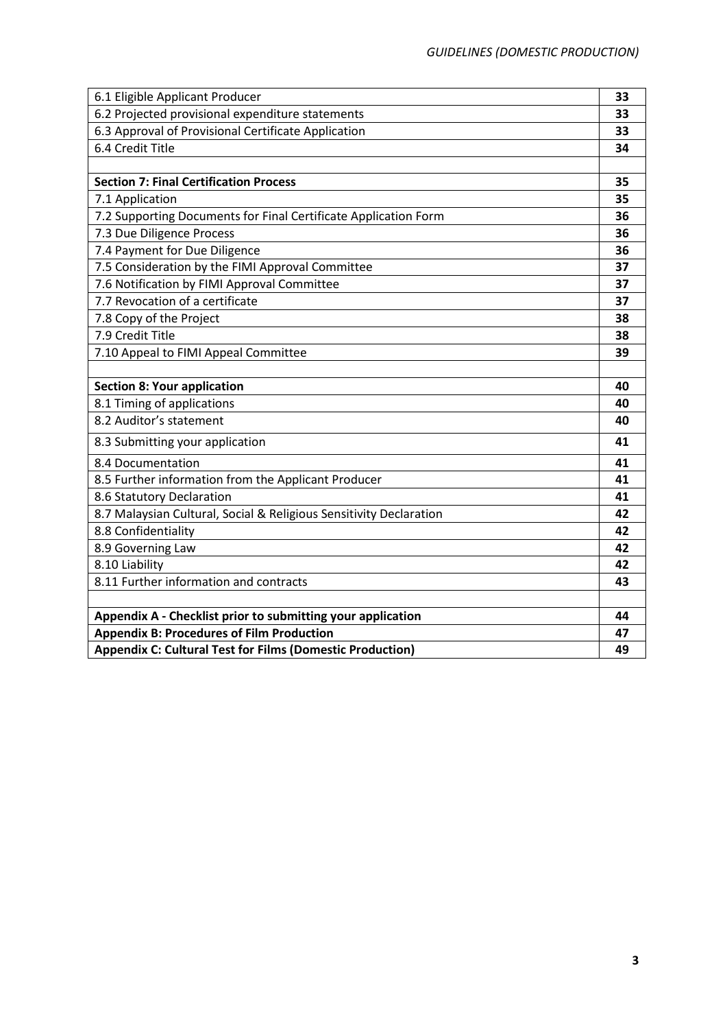| | |
|---|---|
| 6.1 Eligible Applicant Producer | **33** |
| 6.2 Projected provisional expenditure statements | **33** |
| 6.3 Approval of Provisional Certificate Application | **33** |
| 6.4 Credit Title | **34** |
| | |
| **Section 7: Final Certification Process** | **35** |
| 7.1 Application | **35** |
| 7.2 Supporting Documents for Final Certificate Application Form | **36** |
| 7.3 Due Diligence Process | **36** |
| 7.4 Payment for Due Diligence | **36** |
| 7.5 Consideration by the FIMI Approval Committee | **37** |
| 7.6 Notification by FIMI Approval Committee | **37** |
| 7.7 Revocation of a certificate | **37** |
| 7.8 Copy of the Project | **38** |
| 7.9 Credit Title | **38** |
| 7.10 Appeal to FIMI Appeal Committee | **39** |
| | |
| **Section 8: Your application** | **40** |
| 8.1 Timing of applications | **40** |
| 8.2 Auditor's statement | **40** |
| 8.3 Submitting your application | **41** |
| 8.4 Documentation | **41** |
| 8.5 Further information from the Applicant Producer | **41** |
| 8.6 Statutory Declaration | **41** |
| 8.7 Malaysian Cultural, Social & Religious Sensitivity Declaration | **42** |
| 8.8 Confidentiality | **42** |
| 8.9 Governing Law | **42** |
| 8.10 Liability | **42** |
| 8.11 Further information and contracts | **43** |
| | |
| **Appendix A - Checklist prior to submitting your application** | **44** |
| **Appendix B: Procedures of Film Production** | **47** |
| **Appendix C: Cultural Test for Films (Domestic Production)** | **49** |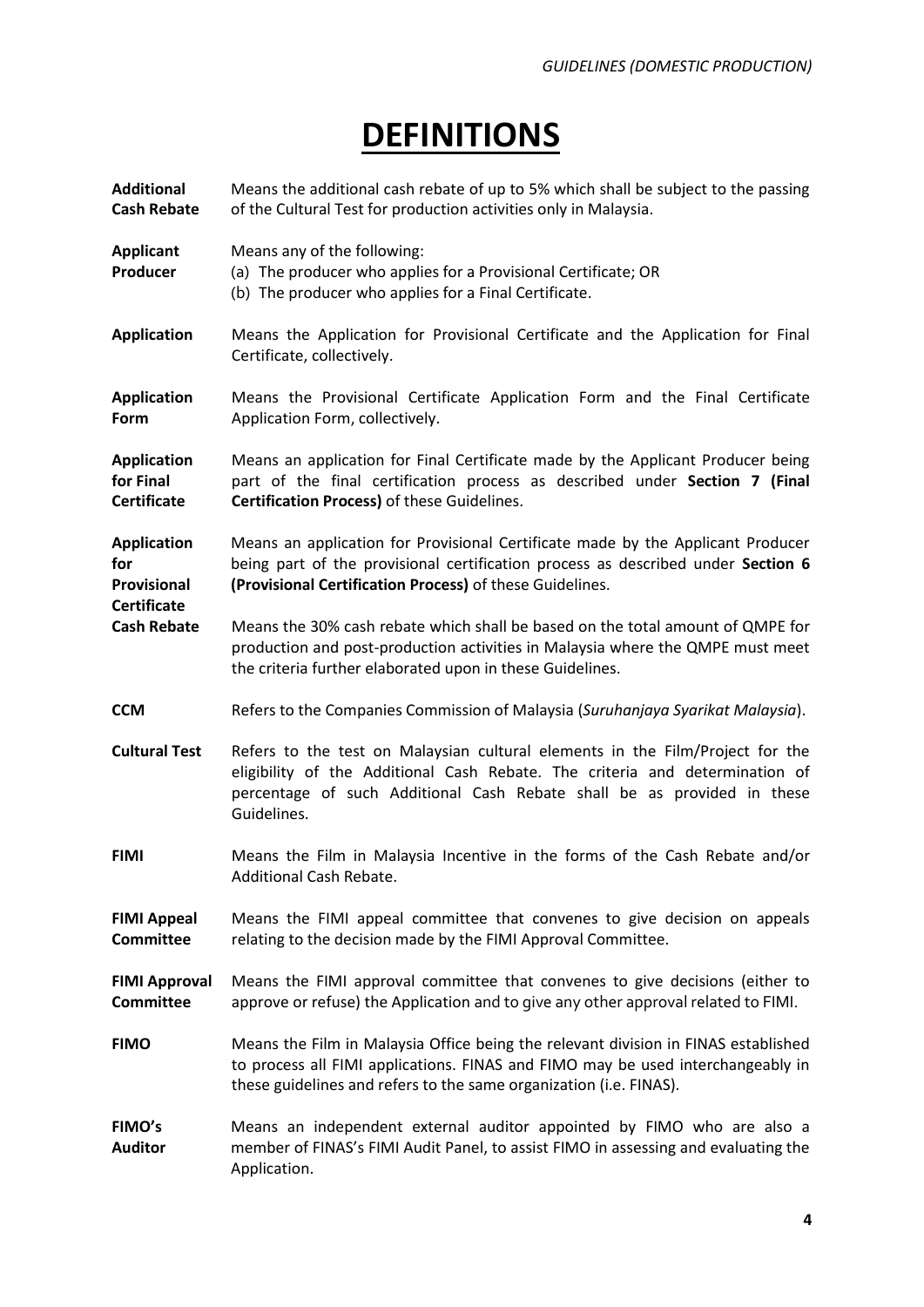# DEFINITIONS

**Additional Cash Rebate** — Means the additional cash rebate of up to 5% which shall be subject to the passing of the Cultural Test for production activities only in Malaysia.

**Applicant Producer** — Means any of the following:
(a) The producer who applies for a Provisional Certificate; OR
(b) The producer who applies for a Final Certificate.

**Application** — Means the Application for Provisional Certificate and the Application for Final Certificate, collectively.

**Application Form** — Means the Provisional Certificate Application Form and the Final Certificate Application Form, collectively.

**Application for Final Certificate** — Means an application for Final Certificate made by the Applicant Producer being part of the final certification process as described under **Section 7 (Final Certification Process)** of these Guidelines.

**Application for Provisional Certificate** — Means an application for Provisional Certificate made by the Applicant Producer being part of the provisional certification process as described under **Section 6 (Provisional Certification Process)** of these Guidelines.

**Cash Rebate** — Means the 30% cash rebate which shall be based on the total amount of QMPE for production and post-production activities in Malaysia where the QMPE must meet the criteria further elaborated upon in these Guidelines.

**CCM** — Refers to the Companies Commission of Malaysia (*Suruhanjaya Syarikat Malaysia*).

**Cultural Test** — Refers to the test on Malaysian cultural elements in the Film/Project for the eligibility of the Additional Cash Rebate. The criteria and determination of percentage of such Additional Cash Rebate shall be as provided in these Guidelines.

**FIMI** — Means the Film in Malaysia Incentive in the forms of the Cash Rebate and/or Additional Cash Rebate.

**FIMI Appeal Committee** — Means the FIMI appeal committee that convenes to give decision on appeals relating to the decision made by the FIMI Approval Committee.

**FIMI Approval Committee** — Means the FIMI approval committee that convenes to give decisions (either to approve or refuse) the Application and to give any other approval related to FIMI.

**FIMO** — Means the Film in Malaysia Office being the relevant division in FINAS established to process all FIMI applications. FINAS and FIMO may be used interchangeably in these guidelines and refers to the same organization (i.e. FINAS).

**FIMO's Auditor** — Means an independent external auditor appointed by FIMO who are also a member of FINAS's FIMI Audit Panel, to assist FIMO in assessing and evaluating the Application.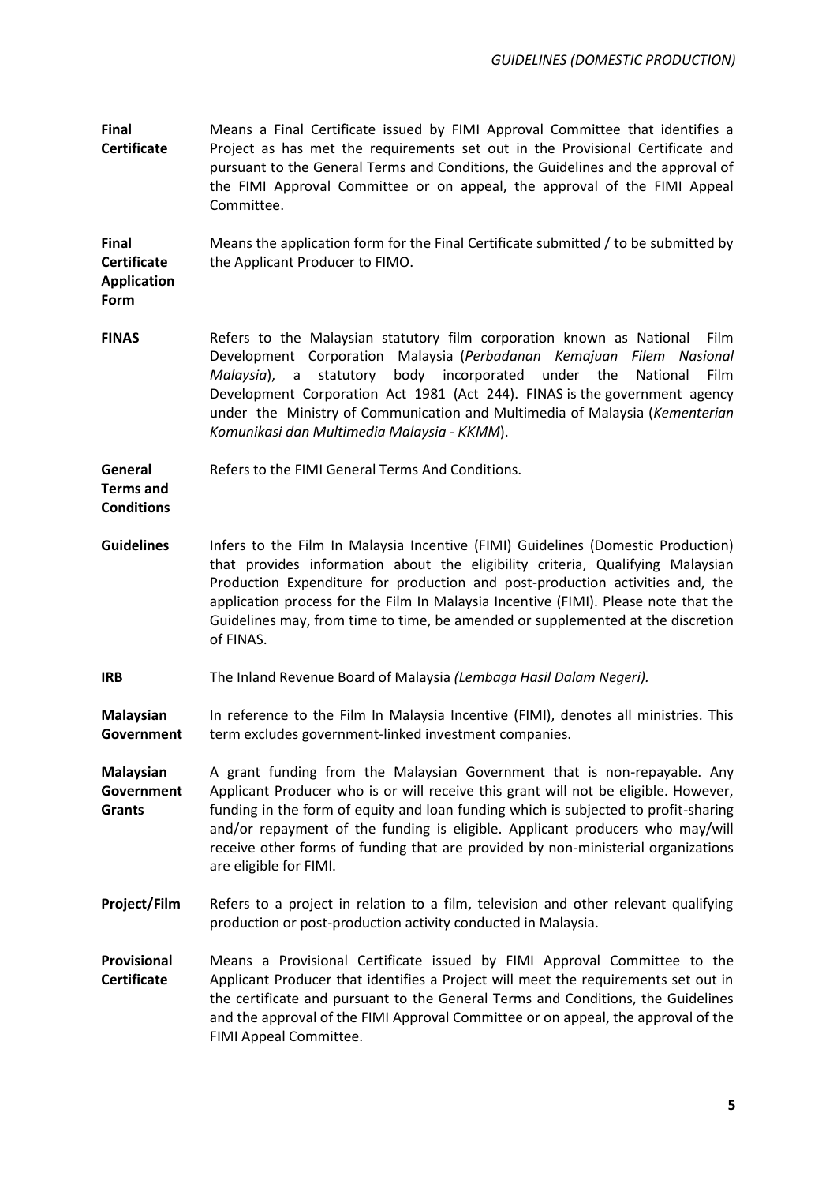**Final Certificate** Means a Final Certificate issued by FIMI Approval Committee that identifies a Project as has met the requirements set out in the Provisional Certificate and pursuant to the General Terms and Conditions, the Guidelines and the approval of the FIMI Approval Committee or on appeal, the approval of the FIMI Appeal Committee.

**Final Certificate Application Form** Means the application form for the Final Certificate submitted / to be submitted by the Applicant Producer to FIMO.

**FINAS** Refers to the Malaysian statutory film corporation known as National Film Development Corporation Malaysia (*Perbadanan Kemajuan Filem Nasional Malaysia*), a statutory body incorporated under the National Film Development Corporation Act 1981 (Act 244). FINAS is the government agency under the Ministry of Communication and Multimedia of Malaysia (*Kementerian Komunikasi dan Multimedia Malaysia - KKMM*).

**General Terms and Conditions** Refers to the FIMI General Terms And Conditions.

**Guidelines** Infers to the Film In Malaysia Incentive (FIMI) Guidelines (Domestic Production) that provides information about the eligibility criteria, Qualifying Malaysian Production Expenditure for production and post-production activities and, the application process for the Film In Malaysia Incentive (FIMI). Please note that the Guidelines may, from time to time, be amended or supplemented at the discretion of FINAS.

**IRB** The Inland Revenue Board of Malaysia *(Lembaga Hasil Dalam Negeri).*

**Malaysian Government** In reference to the Film In Malaysia Incentive (FIMI), denotes all ministries. This term excludes government-linked investment companies.

**Malaysian Government Grants** A grant funding from the Malaysian Government that is non-repayable. Any Applicant Producer who is or will receive this grant will not be eligible. However, funding in the form of equity and loan funding which is subjected to profit-sharing and/or repayment of the funding is eligible. Applicant producers who may/will receive other forms of funding that are provided by non-ministerial organizations are eligible for FIMI.

**Project/Film** Refers to a project in relation to a film, television and other relevant qualifying production or post-production activity conducted in Malaysia.

**Provisional Certificate** Means a Provisional Certificate issued by FIMI Approval Committee to the Applicant Producer that identifies a Project will meet the requirements set out in the certificate and pursuant to the General Terms and Conditions, the Guidelines and the approval of the FIMI Approval Committee or on appeal, the approval of the FIMI Appeal Committee.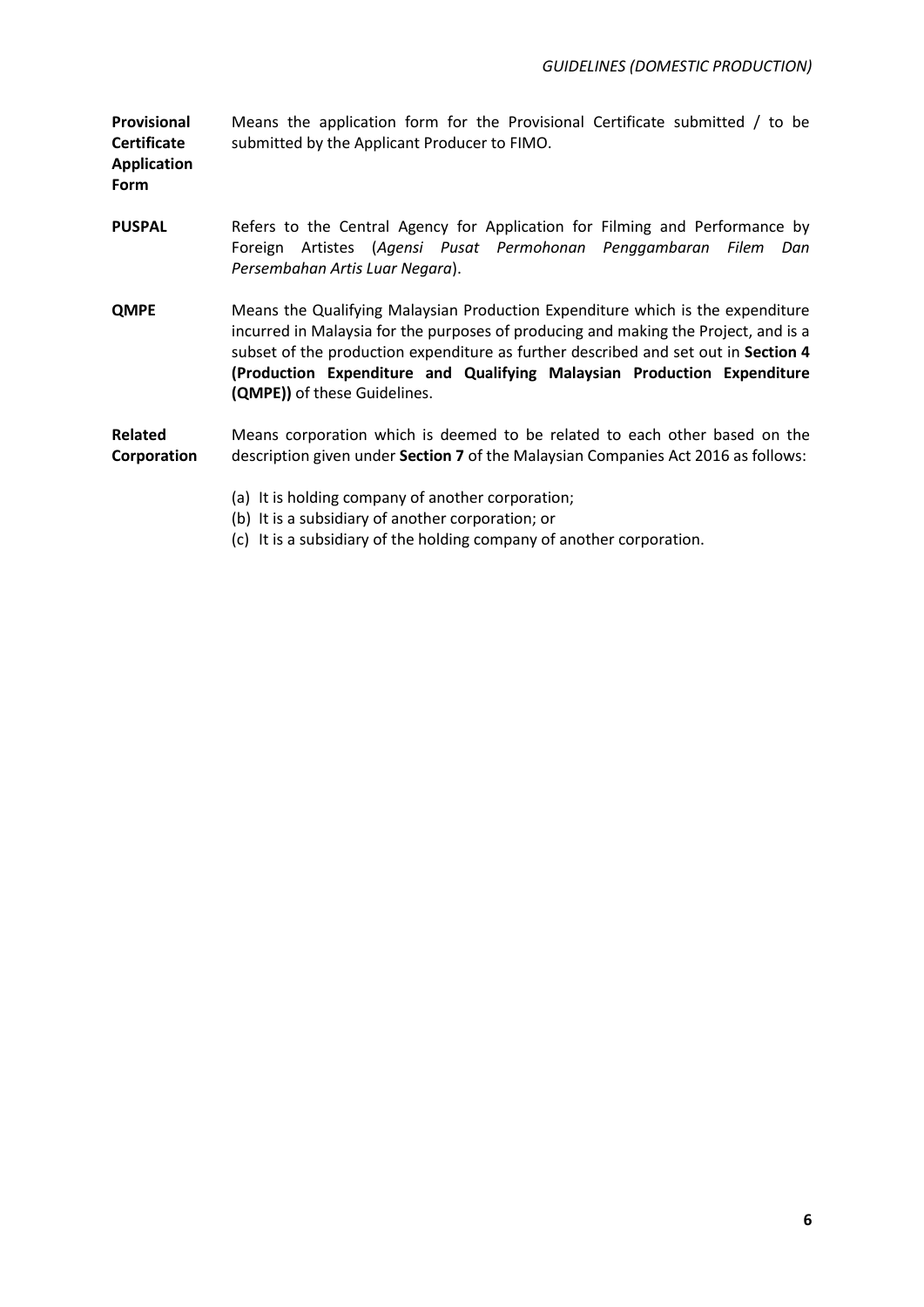**Provisional Certificate Application Form** Means the application form for the Provisional Certificate submitted / to be submitted by the Applicant Producer to FIMO.

**PUSPAL** Refers to the Central Agency for Application for Filming and Performance by Foreign Artistes (*Agensi Pusat Permohonan Penggambaran Filem Dan Persembahan Artis Luar Negara*).

**QMPE** Means the Qualifying Malaysian Production Expenditure which is the expenditure incurred in Malaysia for the purposes of producing and making the Project, and is a subset of the production expenditure as further described and set out in **Section 4 (Production Expenditure and Qualifying Malaysian Production Expenditure (QMPE))** of these Guidelines.

**Related Corporation** Means corporation which is deemed to be related to each other based on the description given under **Section 7** of the Malaysian Companies Act 2016 as follows:

(a) It is holding company of another corporation;
(b) It is a subsidiary of another corporation; or
(c) It is a subsidiary of the holding company of another corporation.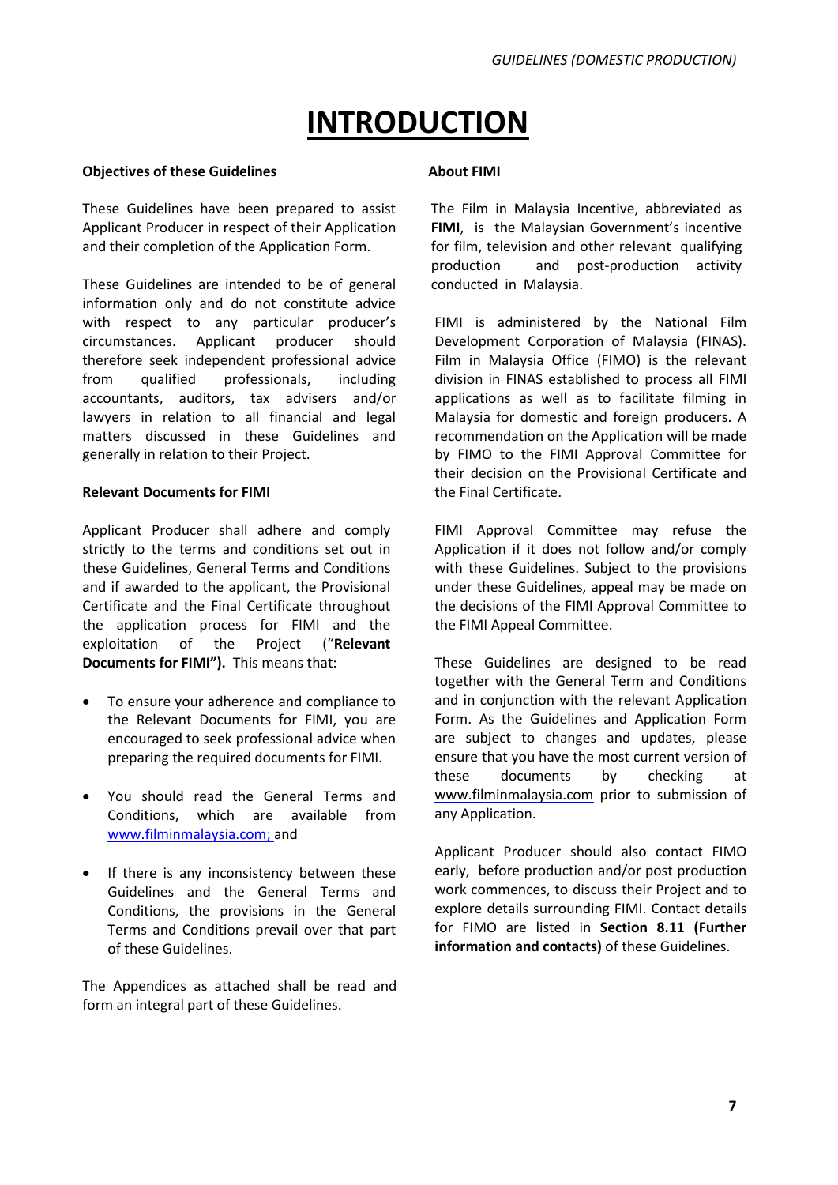# INTRODUCTION

**Objectives of these Guidelines**

These Guidelines have been prepared to assist Applicant Producer in respect of their Application and their completion of the Application Form.

These Guidelines are intended to be of general information only and do not constitute advice with respect to any particular producer's circumstances. Applicant producer should therefore seek independent professional advice from qualified professionals, including accountants, auditors, tax advisers and/or lawyers in relation to all financial and legal matters discussed in these Guidelines and generally in relation to their Project.

**Relevant Documents for FIMI**

Applicant Producer shall adhere and comply strictly to the terms and conditions set out in these Guidelines, General Terms and Conditions and if awarded to the applicant, the Provisional Certificate and the Final Certificate throughout the application process for FIMI and the exploitation of the Project ("**Relevant Documents for FIMI").** This means that:

- To ensure your adherence and compliance to the Relevant Documents for FIMI, you are encouraged to seek professional advice when preparing the required documents for FIMI.
- You should read the General Terms and Conditions, which are available from www.filminmalaysia.com; and
- If there is any inconsistency between these Guidelines and the General Terms and Conditions, the provisions in the General Terms and Conditions prevail over that part of these Guidelines.

The Appendices as attached shall be read and form an integral part of these Guidelines.

**About FIMI**

The Film in Malaysia Incentive, abbreviated as **FIMI**, is the Malaysian Government's incentive for film, television and other relevant qualifying production and post-production activity conducted in Malaysia.

FIMI is administered by the National Film Development Corporation of Malaysia (FINAS). Film in Malaysia Office (FIMO) is the relevant division in FINAS established to process all FIMI applications as well as to facilitate filming in Malaysia for domestic and foreign producers. A recommendation on the Application will be made by FIMO to the FIMI Approval Committee for their decision on the Provisional Certificate and the Final Certificate.

FIMI Approval Committee may refuse the Application if it does not follow and/or comply with these Guidelines. Subject to the provisions under these Guidelines, appeal may be made on the decisions of the FIMI Approval Committee to the FIMI Appeal Committee.

These Guidelines are designed to be read together with the General Term and Conditions and in conjunction with the relevant Application Form. As the Guidelines and Application Form are subject to changes and updates, please ensure that you have the most current version of these documents by checking at www.filminmalaysia.com prior to submission of any Application.

Applicant Producer should also contact FIMO early, before production and/or post production work commences, to discuss their Project and to explore details surrounding FIMI. Contact details for FIMO are listed in **Section 8.11 (Further information and contacts)** of these Guidelines.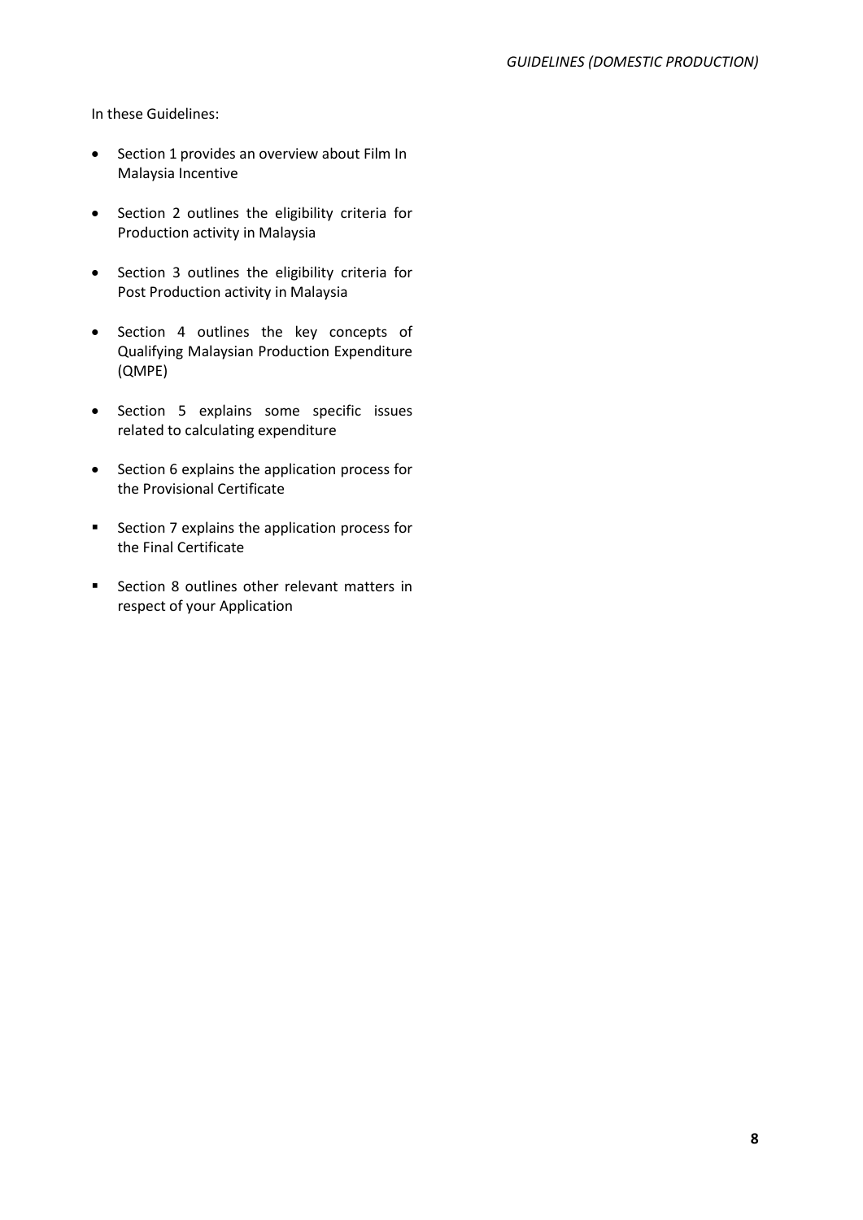In these Guidelines:

- Section 1 provides an overview about Film In Malaysia Incentive
- Section 2 outlines the eligibility criteria for Production activity in Malaysia
- Section 3 outlines the eligibility criteria for Post Production activity in Malaysia
- Section 4 outlines the key concepts of Qualifying Malaysian Production Expenditure (QMPE)
- Section 5 explains some specific issues related to calculating expenditure
- Section 6 explains the application process for the Provisional Certificate
- Section 7 explains the application process for the Final Certificate
- Section 8 outlines other relevant matters in respect of your Application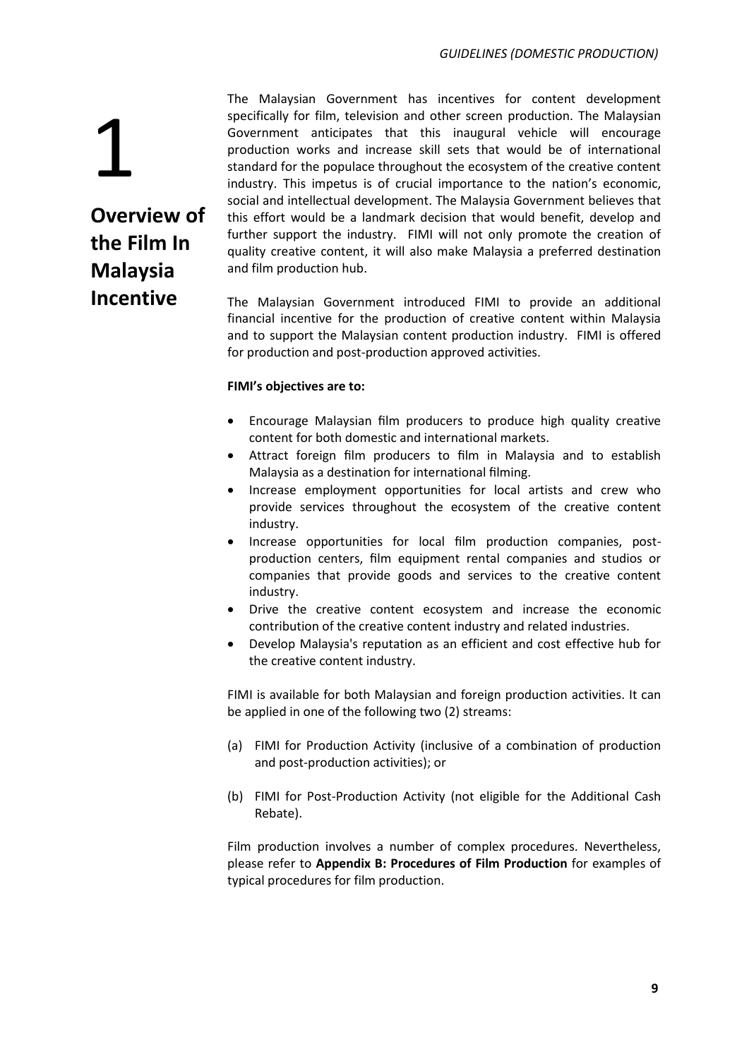# 1 Overview of the Film In Malaysia Incentive

The Malaysian Government has incentives for content development specifically for film, television and other screen production. The Malaysian Government anticipates that this inaugural vehicle will encourage production works and increase skill sets that would be of international standard for the populace throughout the ecosystem of the creative content industry. This impetus is of crucial importance to the nation's economic, social and intellectual development. The Malaysia Government believes that this effort would be a landmark decision that would benefit, develop and further support the industry. FIMI will not only promote the creation of quality creative content, it will also make Malaysia a preferred destination and film production hub.

The Malaysian Government introduced FIMI to provide an additional financial incentive for the production of creative content within Malaysia and to support the Malaysian content production industry. FIMI is offered for production and post-production approved activities.

**FIMI's objectives are to:**

- Encourage Malaysian film producers to produce high quality creative content for both domestic and international markets.
- Attract foreign film producers to film in Malaysia and to establish Malaysia as a destination for international filming.
- Increase employment opportunities for local artists and crew who provide services throughout the ecosystem of the creative content industry.
- Increase opportunities for local film production companies, post-production centers, film equipment rental companies and studios or companies that provide goods and services to the creative content industry.
- Drive the creative content ecosystem and increase the economic contribution of the creative content industry and related industries.
- Develop Malaysia's reputation as an efficient and cost effective hub for the creative content industry.

FIMI is available for both Malaysian and foreign production activities. It can be applied in one of the following two (2) streams:

(a) FIMI for Production Activity (inclusive of a combination of production and post-production activities); or

(b) FIMI for Post-Production Activity (not eligible for the Additional Cash Rebate).

Film production involves a number of complex procedures. Nevertheless, please refer to **Appendix B: Procedures of Film Production** for examples of typical procedures for film production.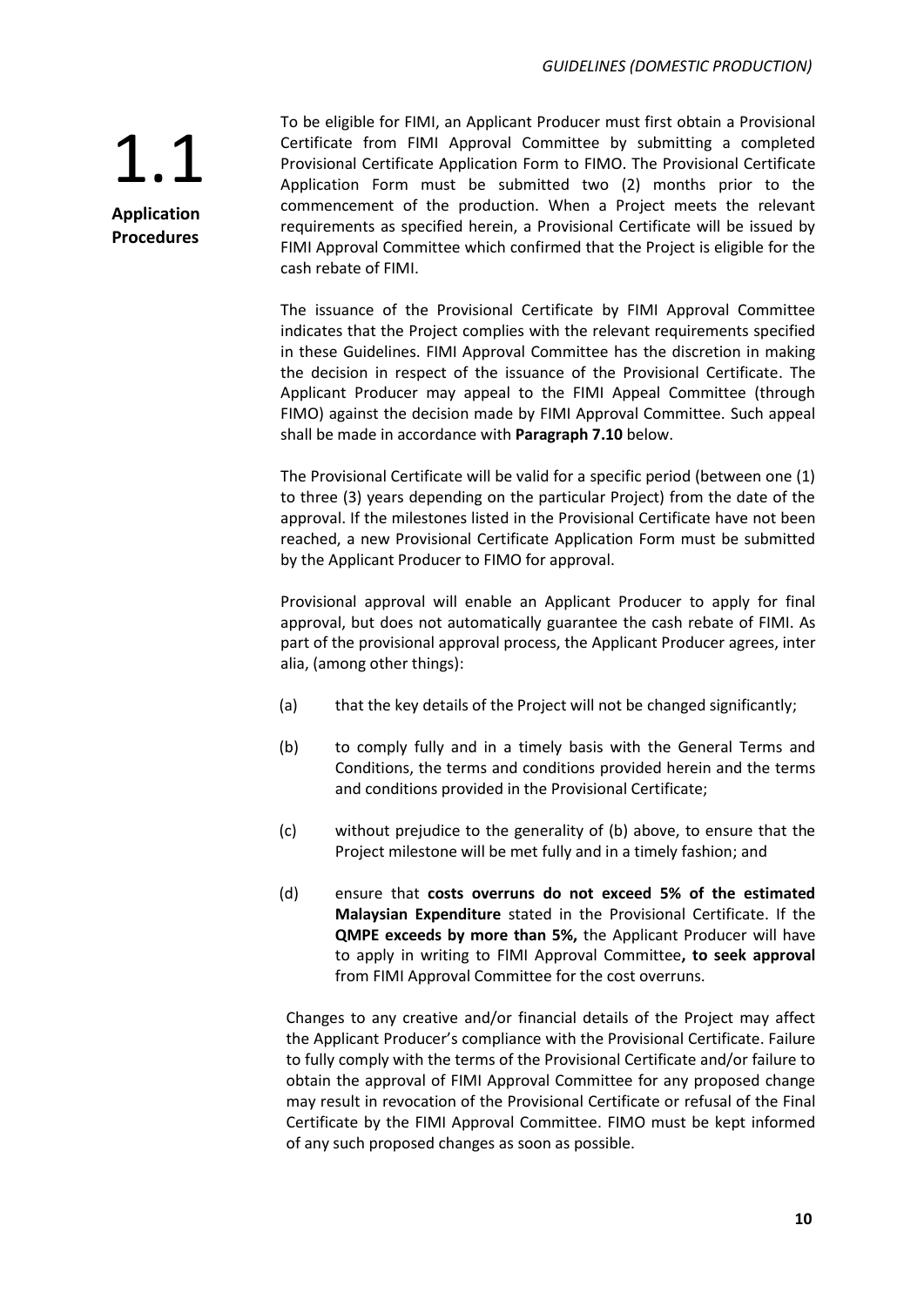## 1.1 Application Procedures

To be eligible for FIMI, an Applicant Producer must first obtain a Provisional Certificate from FIMI Approval Committee by submitting a completed Provisional Certificate Application Form to FIMO. The Provisional Certificate Application Form must be submitted two (2) months prior to the commencement of the production. When a Project meets the relevant requirements as specified herein, a Provisional Certificate will be issued by FIMI Approval Committee which confirmed that the Project is eligible for the cash rebate of FIMI.

The issuance of the Provisional Certificate by FIMI Approval Committee indicates that the Project complies with the relevant requirements specified in these Guidelines. FIMI Approval Committee has the discretion in making the decision in respect of the issuance of the Provisional Certificate. The Applicant Producer may appeal to the FIMI Appeal Committee (through FIMO) against the decision made by FIMI Approval Committee. Such appeal shall be made in accordance with **Paragraph 7.10** below.

The Provisional Certificate will be valid for a specific period (between one (1) to three (3) years depending on the particular Project) from the date of the approval. If the milestones listed in the Provisional Certificate have not been reached, a new Provisional Certificate Application Form must be submitted by the Applicant Producer to FIMO for approval.

Provisional approval will enable an Applicant Producer to apply for final approval, but does not automatically guarantee the cash rebate of FIMI. As part of the provisional approval process, the Applicant Producer agrees, inter alia, (among other things):

(a) that the key details of the Project will not be changed significantly;

(b) to comply fully and in a timely basis with the General Terms and Conditions, the terms and conditions provided herein and the terms and conditions provided in the Provisional Certificate;

(c) without prejudice to the generality of (b) above, to ensure that the Project milestone will be met fully and in a timely fashion; and

(d) ensure that **costs overruns do not exceed 5% of the estimated Malaysian Expenditure** stated in the Provisional Certificate. If the **QMPE exceeds by more than 5%,** the Applicant Producer will have to apply in writing to FIMI Approval Committee**, to seek approval** from FIMI Approval Committee for the cost overruns.

Changes to any creative and/or financial details of the Project may affect the Applicant Producer's compliance with the Provisional Certificate. Failure to fully comply with the terms of the Provisional Certificate and/or failure to obtain the approval of FIMI Approval Committee for any proposed change may result in revocation of the Provisional Certificate or refusal of the Final Certificate by the FIMI Approval Committee. FIMO must be kept informed of any such proposed changes as soon as possible.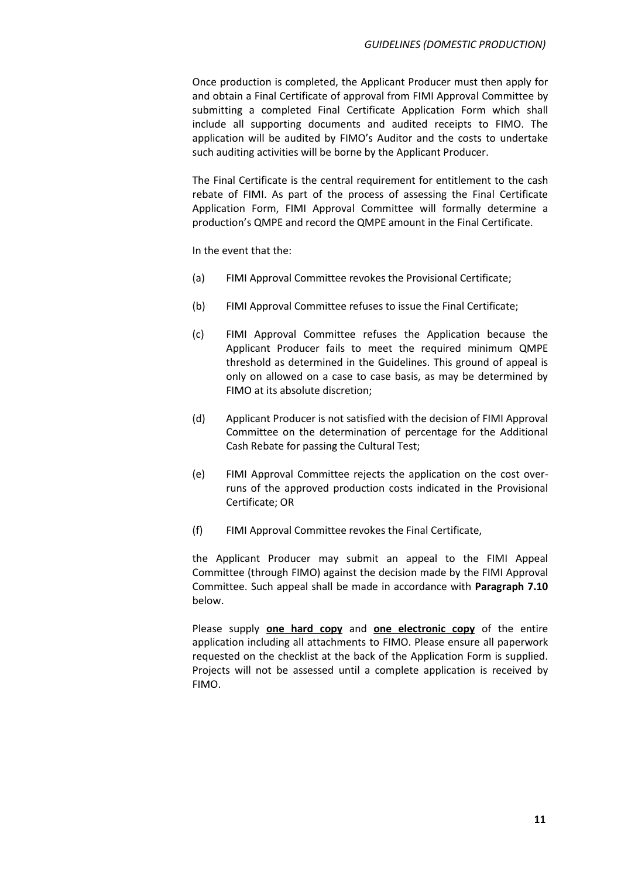Once production is completed, the Applicant Producer must then apply for and obtain a Final Certificate of approval from FIMI Approval Committee by submitting a completed Final Certificate Application Form which shall include all supporting documents and audited receipts to FIMO. The application will be audited by FIMO's Auditor and the costs to undertake such auditing activities will be borne by the Applicant Producer.

The Final Certificate is the central requirement for entitlement to the cash rebate of FIMI. As part of the process of assessing the Final Certificate Application Form, FIMI Approval Committee will formally determine a production's QMPE and record the QMPE amount in the Final Certificate.

In the event that the:

(a) FIMI Approval Committee revokes the Provisional Certificate;

(b) FIMI Approval Committee refuses to issue the Final Certificate;

(c) FIMI Approval Committee refuses the Application because the Applicant Producer fails to meet the required minimum QMPE threshold as determined in the Guidelines. This ground of appeal is only on allowed on a case to case basis, as may be determined by FIMO at its absolute discretion;

(d) Applicant Producer is not satisfied with the decision of FIMI Approval Committee on the determination of percentage for the Additional Cash Rebate for passing the Cultural Test;

(e) FIMI Approval Committee rejects the application on the cost over-runs of the approved production costs indicated in the Provisional Certificate; OR

(f) FIMI Approval Committee revokes the Final Certificate,

the Applicant Producer may submit an appeal to the FIMI Appeal Committee (through FIMO) against the decision made by the FIMI Approval Committee. Such appeal shall be made in accordance with **Paragraph 7.10** below.

Please supply **one hard copy** and **one electronic copy** of the entire application including all attachments to FIMO. Please ensure all paperwork requested on the checklist at the back of the Application Form is supplied. Projects will not be assessed until a complete application is received by FIMO.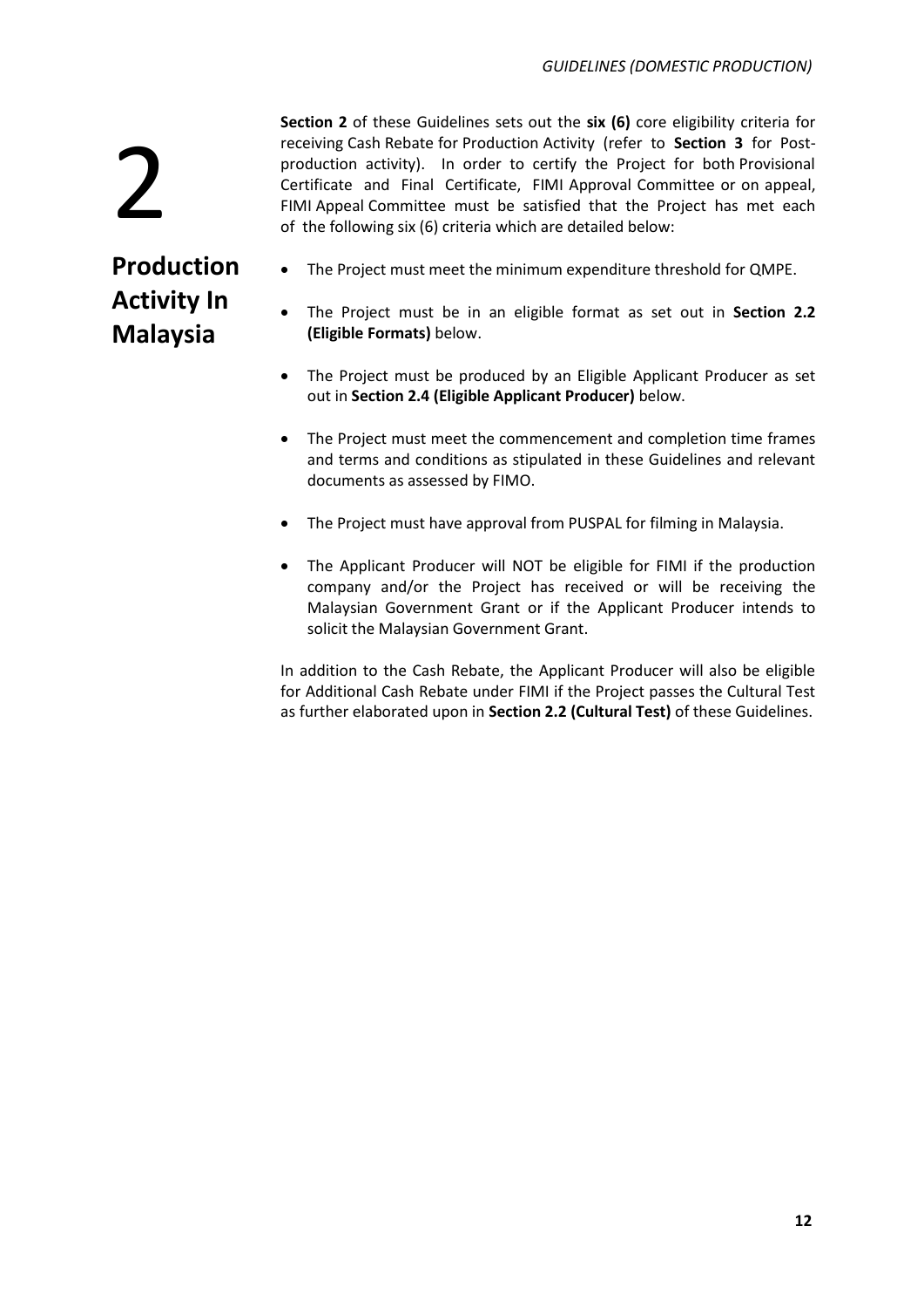# 2

# Production Activity In Malaysia

**Section 2** of these Guidelines sets out the **six (6)** core eligibility criteria for receiving Cash Rebate for Production Activity (refer to **Section 3** for Post-production activity). In order to certify the Project for both Provisional Certificate and Final Certificate, FIMI Approval Committee or on appeal, FIMI Appeal Committee must be satisfied that the Project has met each of the following six (6) criteria which are detailed below:

- The Project must meet the minimum expenditure threshold for QMPE.
- The Project must be in an eligible format as set out in **Section 2.2 (Eligible Formats)** below.
- The Project must be produced by an Eligible Applicant Producer as set out in **Section 2.4 (Eligible Applicant Producer)** below.
- The Project must meet the commencement and completion time frames and terms and conditions as stipulated in these Guidelines and relevant documents as assessed by FIMO.
- The Project must have approval from PUSPAL for filming in Malaysia.
- The Applicant Producer will NOT be eligible for FIMI if the production company and/or the Project has received or will be receiving the Malaysian Government Grant or if the Applicant Producer intends to solicit the Malaysian Government Grant.

In addition to the Cash Rebate, the Applicant Producer will also be eligible for Additional Cash Rebate under FIMI if the Project passes the Cultural Test as further elaborated upon in **Section 2.2 (Cultural Test)** of these Guidelines.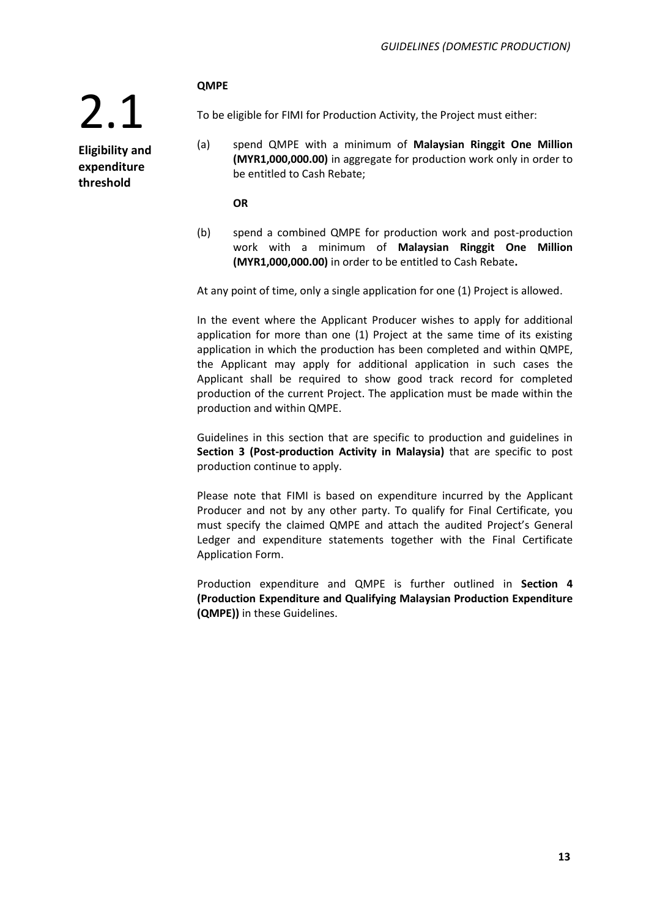## 2.1 Eligibility and expenditure threshold

**QMPE**

To be eligible for FIMI for Production Activity, the Project must either:

(a) spend QMPE with a minimum of **Malaysian Ringgit One Million (MYR1,000,000.00)** in aggregate for production work only in order to be entitled to Cash Rebate;

**OR**

(b) spend a combined QMPE for production work and post-production work with a minimum of **Malaysian Ringgit One Million (MYR1,000,000.00)** in order to be entitled to Cash Rebate**.**

At any point of time, only a single application for one (1) Project is allowed.

In the event where the Applicant Producer wishes to apply for additional application for more than one (1) Project at the same time of its existing application in which the production has been completed and within QMPE, the Applicant may apply for additional application in such cases the Applicant shall be required to show good track record for completed production of the current Project. The application must be made within the production and within QMPE.

Guidelines in this section that are specific to production and guidelines in **Section 3 (Post-production Activity in Malaysia)** that are specific to post production continue to apply.

Please note that FIMI is based on expenditure incurred by the Applicant Producer and not by any other party. To qualify for Final Certificate, you must specify the claimed QMPE and attach the audited Project's General Ledger and expenditure statements together with the Final Certificate Application Form.

Production expenditure and QMPE is further outlined in **Section 4 (Production Expenditure and Qualifying Malaysian Production Expenditure (QMPE))** in these Guidelines.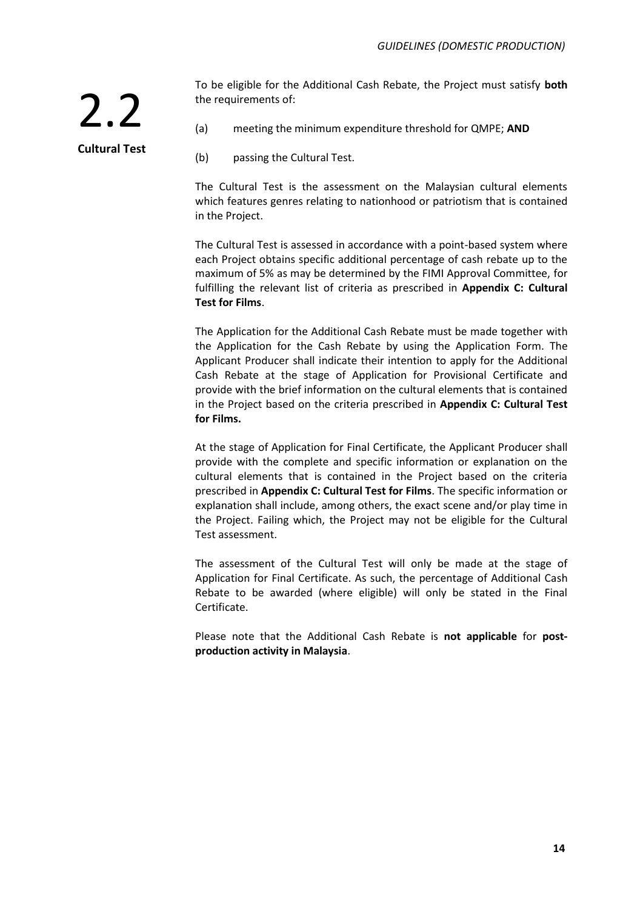## 2.2 Cultural Test

To be eligible for the Additional Cash Rebate, the Project must satisfy **both** the requirements of:

(a) meeting the minimum expenditure threshold for QMPE; **AND**

(b) passing the Cultural Test.

The Cultural Test is the assessment on the Malaysian cultural elements which features genres relating to nationhood or patriotism that is contained in the Project.

The Cultural Test is assessed in accordance with a point-based system where each Project obtains specific additional percentage of cash rebate up to the maximum of 5% as may be determined by the FIMI Approval Committee, for fulfilling the relevant list of criteria as prescribed in **Appendix C: Cultural Test for Films**.

The Application for the Additional Cash Rebate must be made together with the Application for the Cash Rebate by using the Application Form. The Applicant Producer shall indicate their intention to apply for the Additional Cash Rebate at the stage of Application for Provisional Certificate and provide with the brief information on the cultural elements that is contained in the Project based on the criteria prescribed in **Appendix C: Cultural Test for Films.**

At the stage of Application for Final Certificate, the Applicant Producer shall provide with the complete and specific information or explanation on the cultural elements that is contained in the Project based on the criteria prescribed in **Appendix C: Cultural Test for Films**. The specific information or explanation shall include, among others, the exact scene and/or play time in the Project. Failing which, the Project may not be eligible for the Cultural Test assessment.

The assessment of the Cultural Test will only be made at the stage of Application for Final Certificate. As such, the percentage of Additional Cash Rebate to be awarded (where eligible) will only be stated in the Final Certificate.

Please note that the Additional Cash Rebate is **not applicable** for **post-production activity in Malaysia**.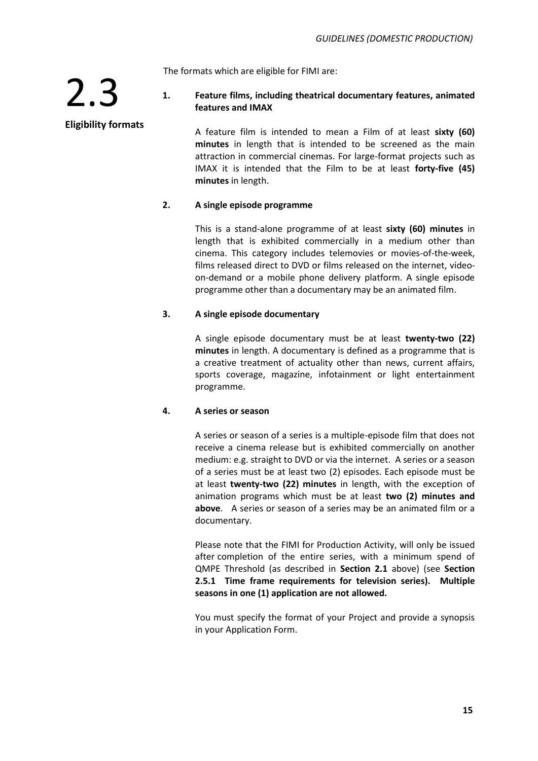## 2.3 Eligibility formats

The formats which are eligible for FIMI are:

**1. Feature films, including theatrical documentary features, animated features and IMAX**

A feature film is intended to mean a Film of at least **sixty (60) minutes** in length that is intended to be screened as the main attraction in commercial cinemas. For large-format projects such as IMAX it is intended that the Film to be at least **forty-five (45) minutes** in length.

**2. A single episode programme**

This is a stand-alone programme of at least **sixty (60) minutes** in length that is exhibited commercially in a medium other than cinema. This category includes telemovies or movies-of-the-week, films released direct to DVD or films released on the internet, video-on-demand or a mobile phone delivery platform. A single episode programme other than a documentary may be an animated film.

**3. A single episode documentary**

A single episode documentary must be at least **twenty-two (22) minutes** in length. A documentary is defined as a programme that is a creative treatment of actuality other than news, current affairs, sports coverage, magazine, infotainment or light entertainment programme.

**4. A series or season**

A series or season of a series is a multiple-episode film that does not receive a cinema release but is exhibited commercially on another medium: e.g. straight to DVD or via the internet. A series or a season of a series must be at least two (2) episodes. Each episode must be at least **twenty-two (22) minutes** in length, with the exception of animation programs which must be at least **two (2) minutes and above**. A series or season of a series may be an animated film or a documentary.

Please note that the FIMI for Production Activity, will only be issued after completion of the entire series, with a minimum spend of QMPE Threshold (as described in **Section 2.1** above) (see **Section 2.5.1 Time frame requirements for television series). Multiple seasons in one (1) application are not allowed.**

You must specify the format of your Project and provide a synopsis in your Application Form.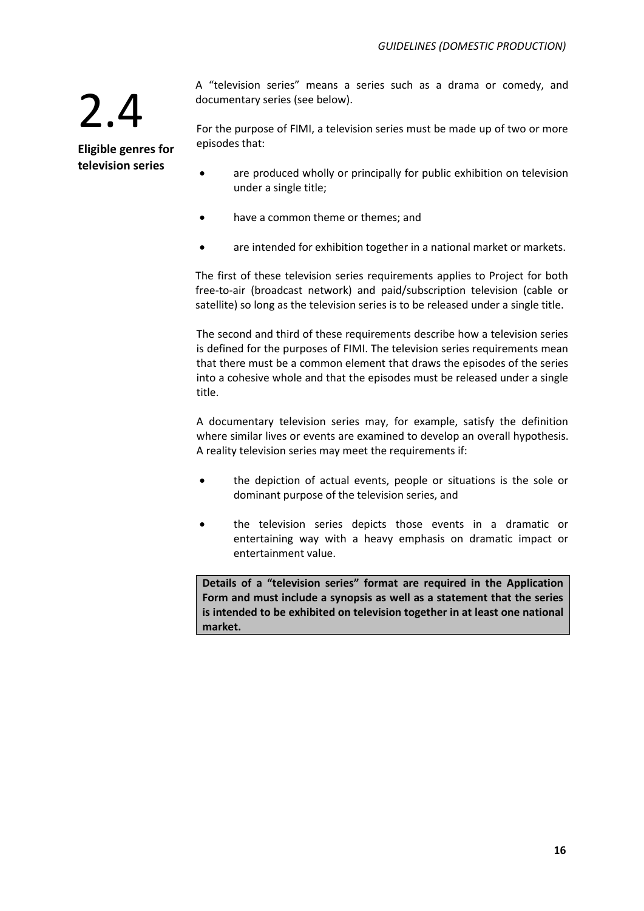## 2.4 Eligible genres for television series

A "television series" means a series such as a drama or comedy, and documentary series (see below).

For the purpose of FIMI, a television series must be made up of two or more episodes that:

- are produced wholly or principally for public exhibition on television under a single title;
- have a common theme or themes; and
- are intended for exhibition together in a national market or markets.

The first of these television series requirements applies to Project for both free-to-air (broadcast network) and paid/subscription television (cable or satellite) so long as the television series is to be released under a single title.

The second and third of these requirements describe how a television series is defined for the purposes of FIMI. The television series requirements mean that there must be a common element that draws the episodes of the series into a cohesive whole and that the episodes must be released under a single title.

A documentary television series may, for example, satisfy the definition where similar lives or events are examined to develop an overall hypothesis. A reality television series may meet the requirements if:

- the depiction of actual events, people or situations is the sole or dominant purpose of the television series, and
- the television series depicts those events in a dramatic or entertaining way with a heavy emphasis on dramatic impact or entertainment value.

**Details of a "television series" format are required in the Application Form and must include a synopsis as well as a statement that the series is intended to be exhibited on television together in at least one national market.**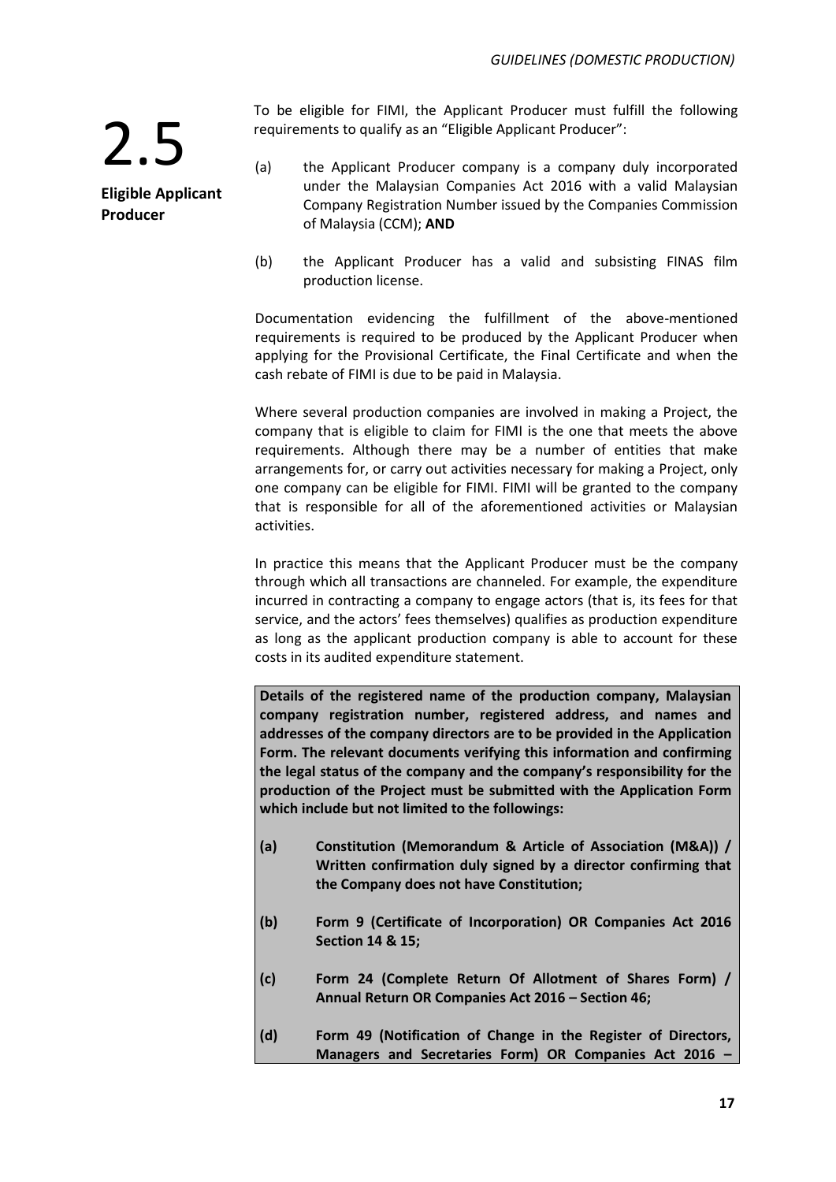## 2.5

**Eligible Applicant Producer**

To be eligible for FIMI, the Applicant Producer must fulfill the following requirements to qualify as an "Eligible Applicant Producer":

(a) the Applicant Producer company is a company duly incorporated under the Malaysian Companies Act 2016 with a valid Malaysian Company Registration Number issued by the Companies Commission of Malaysia (CCM); **AND**

(b) the Applicant Producer has a valid and subsisting FINAS film production license.

Documentation evidencing the fulfillment of the above-mentioned requirements is required to be produced by the Applicant Producer when applying for the Provisional Certificate, the Final Certificate and when the cash rebate of FIMI is due to be paid in Malaysia.

Where several production companies are involved in making a Project, the company that is eligible to claim for FIMI is the one that meets the above requirements. Although there may be a number of entities that make arrangements for, or carry out activities necessary for making a Project, only one company can be eligible for FIMI. FIMI will be granted to the company that is responsible for all of the aforementioned activities or Malaysian activities.

In practice this means that the Applicant Producer must be the company through which all transactions are channeled. For example, the expenditure incurred in contracting a company to engage actors (that is, its fees for that service, and the actors' fees themselves) qualifies as production expenditure as long as the applicant production company is able to account for these costs in its audited expenditure statement.

**Details of the registered name of the production company, Malaysian company registration number, registered address, and names and addresses of the company directors are to be provided in the Application Form. The relevant documents verifying this information and confirming the legal status of the company and the company's responsibility for the production of the Project must be submitted with the Application Form which include but not limited to the followings:**

**(a) Constitution (Memorandum & Article of Association (M&A)) / Written confirmation duly signed by a director confirming that the Company does not have Constitution;**

**(b) Form 9 (Certificate of Incorporation) OR Companies Act 2016 Section 14 & 15;**

**(c) Form 24 (Complete Return Of Allotment of Shares Form) / Annual Return OR Companies Act 2016 – Section 46;**

**(d) Form 49 (Notification of Change in the Register of Directors, Managers and Secretaries Form) OR Companies Act 2016 –**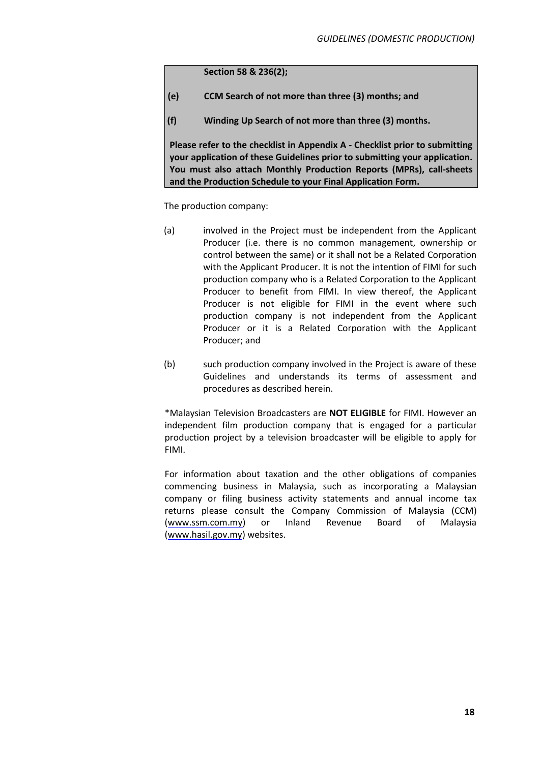**Section 58 & 236(2);**

**(e) CCM Search of not more than three (3) months; and**

**(f) Winding Up Search of not more than three (3) months.**

**Please refer to the checklist in Appendix A - Checklist prior to submitting your application of these Guidelines prior to submitting your application. You must also attach Monthly Production Reports (MPRs), call-sheets and the Production Schedule to your Final Application Form.**

The production company:

(a) involved in the Project must be independent from the Applicant Producer (i.e. there is no common management, ownership or control between the same) or it shall not be a Related Corporation with the Applicant Producer. It is not the intention of FIMI for such production company who is a Related Corporation to the Applicant Producer to benefit from FIMI. In view thereof, the Applicant Producer is not eligible for FIMI in the event where such production company is not independent from the Applicant Producer or it is a Related Corporation with the Applicant Producer; and

(b) such production company involved in the Project is aware of these Guidelines and understands its terms of assessment and procedures as described herein.

*Malaysian Television Broadcasters are **NOT ELIGIBLE** for FIMI. However an independent film production company that is engaged for a particular production project by a television broadcaster will be eligible to apply for FIMI.

For information about taxation and the other obligations of companies commencing business in Malaysia, such as incorporating a Malaysian company or filing business activity statements and annual income tax returns please consult the Company Commission of Malaysia (CCM) (www.ssm.com.my) or Inland Revenue Board of Malaysia (www.hasil.gov.my) websites.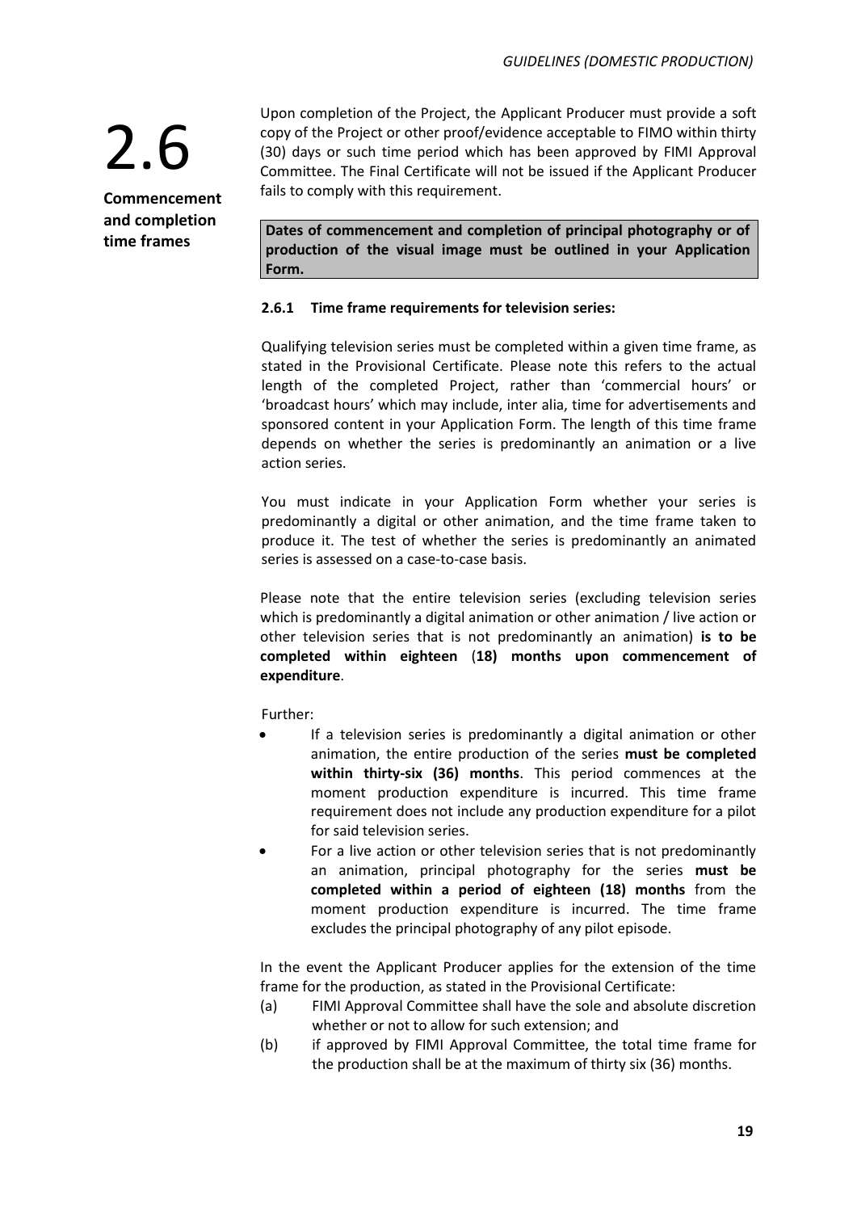# 2.6

**Commencement and completion time frames**

Upon completion of the Project, the Applicant Producer must provide a soft copy of the Project or other proof/evidence acceptable to FIMO within thirty (30) days or such time period which has been approved by FIMI Approval Committee. The Final Certificate will not be issued if the Applicant Producer fails to comply with this requirement.

**Dates of commencement and completion of principal photography or of production of the visual image must be outlined in your Application Form.**

### 2.6.1 Time frame requirements for television series:

Qualifying television series must be completed within a given time frame, as stated in the Provisional Certificate. Please note this refers to the actual length of the completed Project, rather than 'commercial hours' or 'broadcast hours' which may include, inter alia, time for advertisements and sponsored content in your Application Form. The length of this time frame depends on whether the series is predominantly an animation or a live action series.

You must indicate in your Application Form whether your series is predominantly a digital or other animation, and the time frame taken to produce it. The test of whether the series is predominantly an animated series is assessed on a case-to-case basis.

Please note that the entire television series (excluding television series which is predominantly a digital animation or other animation / live action or other television series that is not predominantly an animation) **is to be completed within eighteen (18) months upon commencement of expenditure**.

Further:

- If a television series is predominantly a digital animation or other animation, the entire production of the series **must be completed within thirty-six (36) months**. This period commences at the moment production expenditure is incurred. This time frame requirement does not include any production expenditure for a pilot for said television series.
- For a live action or other television series that is not predominantly an animation, principal photography for the series **must be completed within a period of eighteen (18) months** from the moment production expenditure is incurred. The time frame excludes the principal photography of any pilot episode.

In the event the Applicant Producer applies for the extension of the time frame for the production, as stated in the Provisional Certificate:

(a) FIMI Approval Committee shall have the sole and absolute discretion whether or not to allow for such extension; and

(b) if approved by FIMI Approval Committee, the total time frame for the production shall be at the maximum of thirty six (36) months.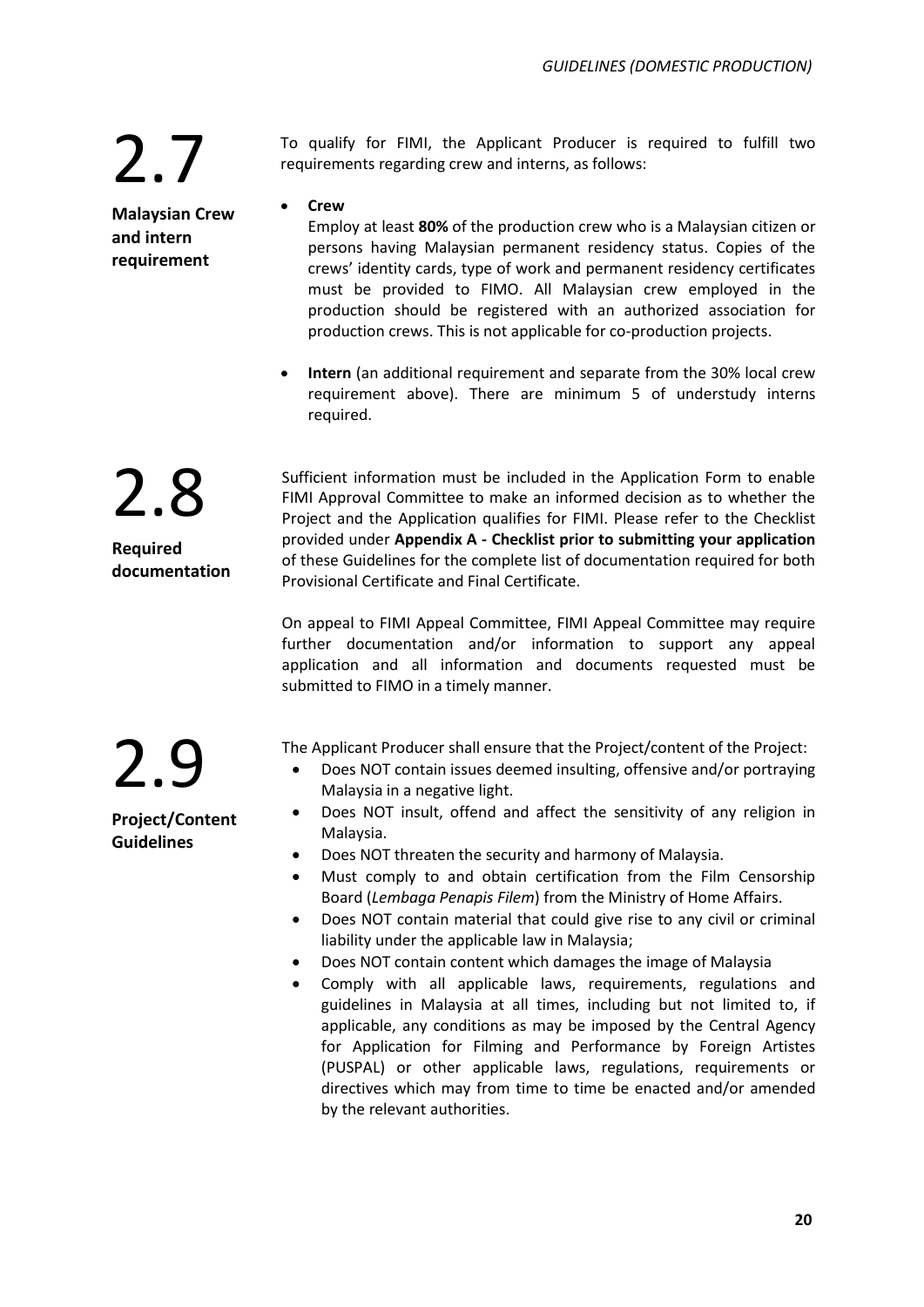## 2.7

**Malaysian Crew and intern requirement**

To qualify for FIMI, the Applicant Producer is required to fulfill two requirements regarding crew and interns, as follows:

- **Crew**

  Employ at least **80%** of the production crew who is a Malaysian citizen or persons having Malaysian permanent residency status. Copies of the crews' identity cards, type of work and permanent residency certificates must be provided to FIMO. All Malaysian crew employed in the production should be registered with an authorized association for production crews. This is not applicable for co-production projects.

- **Intern** (an additional requirement and separate from the 30% local crew requirement above). There are minimum 5 of understudy interns required.

## 2.8

**Required documentation**

Sufficient information must be included in the Application Form to enable FIMI Approval Committee to make an informed decision as to whether the Project and the Application qualifies for FIMI. Please refer to the Checklist provided under **Appendix A - Checklist prior to submitting your application** of these Guidelines for the complete list of documentation required for both Provisional Certificate and Final Certificate.

On appeal to FIMI Appeal Committee, FIMI Appeal Committee may require further documentation and/or information to support any appeal application and all information and documents requested must be submitted to FIMO in a timely manner.

## 2.9

**Project/Content Guidelines**

The Applicant Producer shall ensure that the Project/content of the Project:

- Does NOT contain issues deemed insulting, offensive and/or portraying Malaysia in a negative light.
- Does NOT insult, offend and affect the sensitivity of any religion in Malaysia.
- Does NOT threaten the security and harmony of Malaysia.
- Must comply to and obtain certification from the Film Censorship Board (*Lembaga Penapis Filem*) from the Ministry of Home Affairs.
- Does NOT contain material that could give rise to any civil or criminal liability under the applicable law in Malaysia;
- Does NOT contain content which damages the image of Malaysia
- Comply with all applicable laws, requirements, regulations and guidelines in Malaysia at all times, including but not limited to, if applicable, any conditions as may be imposed by the Central Agency for Application for Filming and Performance by Foreign Artistes (PUSPAL) or other applicable laws, regulations, requirements or directives which may from time to time be enacted and/or amended by the relevant authorities.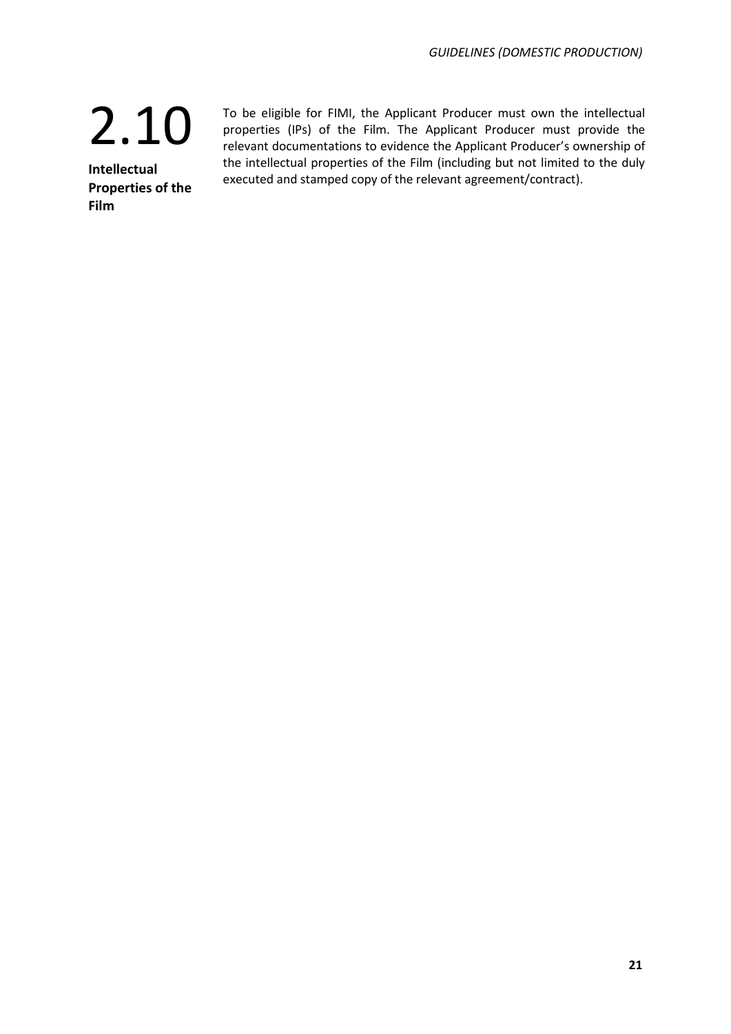## 2.10

**Intellectual Properties of the Film**

To be eligible for FIMI, the Applicant Producer must own the intellectual properties (IPs) of the Film. The Applicant Producer must provide the relevant documentations to evidence the Applicant Producer's ownership of the intellectual properties of the Film (including but not limited to the duly executed and stamped copy of the relevant agreement/contract).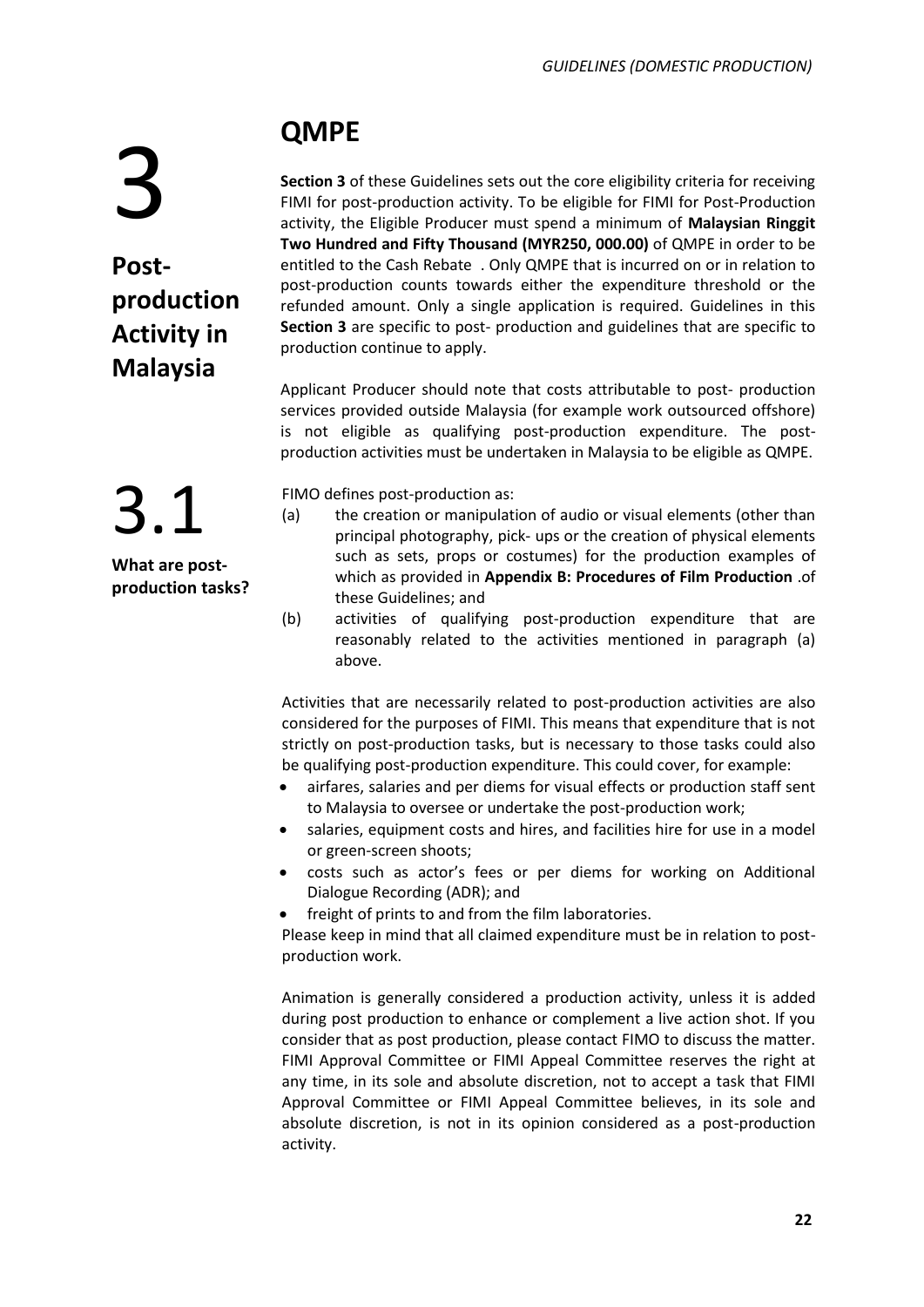# 3 Post-production Activity in Malaysia

## QMPE

**Section 3** of these Guidelines sets out the core eligibility criteria for receiving FIMI for post-production activity. To be eligible for FIMI for Post-Production activity, the Eligible Producer must spend a minimum of **Malaysian Ringgit Two Hundred and Fifty Thousand (MYR250, 000.00)** of QMPE in order to be entitled to the Cash Rebate . Only QMPE that is incurred on or in relation to post-production counts towards either the expenditure threshold or the refunded amount. Only a single application is required. Guidelines in this **Section 3** are specific to post- production and guidelines that are specific to production continue to apply.

Applicant Producer should note that costs attributable to post- production services provided outside Malaysia (for example work outsourced offshore) is not eligible as qualifying post-production expenditure. The post-production activities must be undertaken in Malaysia to be eligible as QMPE.

## 3.1 What are post-production tasks?

FIMO defines post-production as:

(a) the creation or manipulation of audio or visual elements (other than principal photography, pick- ups or the creation of physical elements such as sets, props or costumes) for the production examples of which as provided in **Appendix B: Procedures of Film Production** .of these Guidelines; and

(b) activities of qualifying post-production expenditure that are reasonably related to the activities mentioned in paragraph (a) above.

Activities that are necessarily related to post-production activities are also considered for the purposes of FIMI. This means that expenditure that is not strictly on post-production tasks, but is necessary to those tasks could also be qualifying post-production expenditure. This could cover, for example:

- airfares, salaries and per diems for visual effects or production staff sent to Malaysia to oversee or undertake the post-production work;
- salaries, equipment costs and hires, and facilities hire for use in a model or green-screen shoots;
- costs such as actor's fees or per diems for working on Additional Dialogue Recording (ADR); and
- freight of prints to and from the film laboratories.

Please keep in mind that all claimed expenditure must be in relation to post-production work.

Animation is generally considered a production activity, unless it is added during post production to enhance or complement a live action shot. If you consider that as post production, please contact FIMO to discuss the matter. FIMI Approval Committee or FIMI Appeal Committee reserves the right at any time, in its sole and absolute discretion, not to accept a task that FIMI Approval Committee or FIMI Appeal Committee believes, in its sole and absolute discretion, is not in its opinion considered as a post-production activity.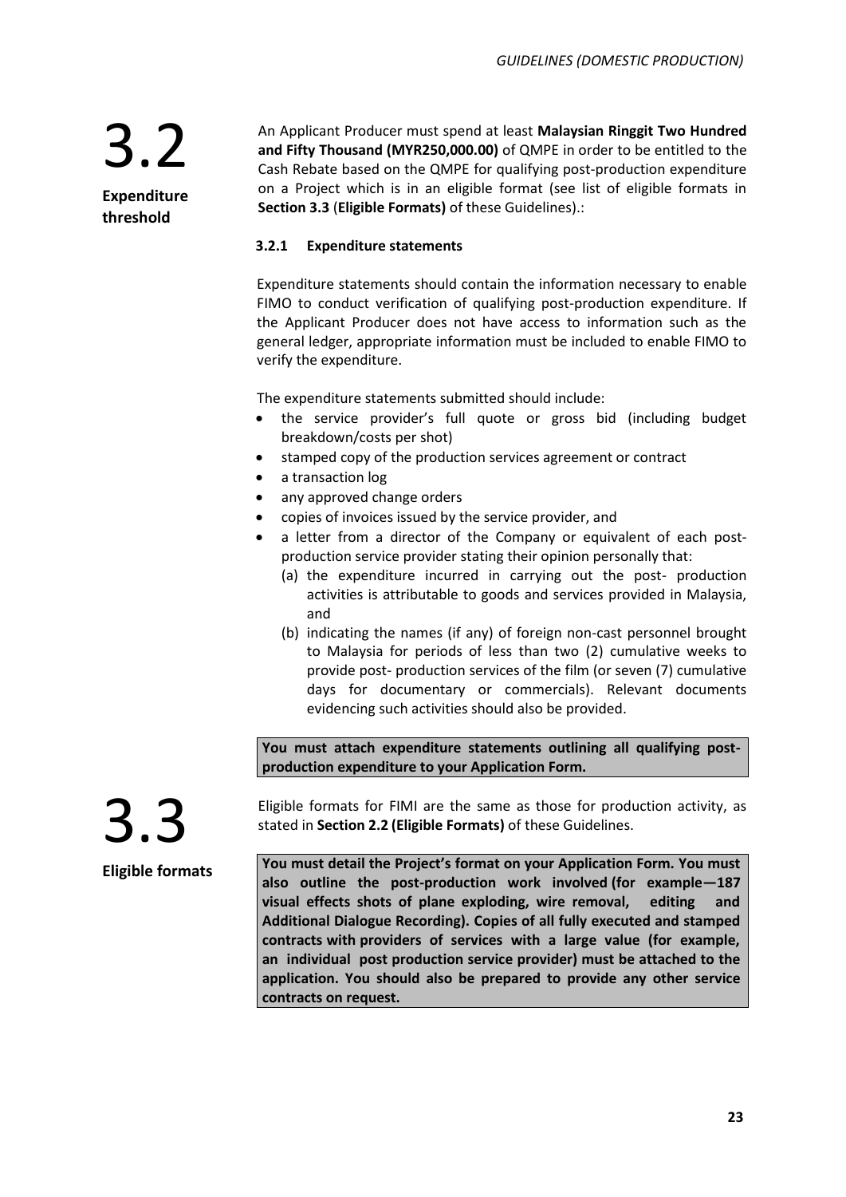## 3.2 Expenditure threshold

An Applicant Producer must spend at least **Malaysian Ringgit Two Hundred and Fifty Thousand (MYR250,000.00)** of QMPE in order to be entitled to the Cash Rebate based on the QMPE for qualifying post-production expenditure on a Project which is in an eligible format (see list of eligible formats in **Section 3.3** (**Eligible Formats)** of these Guidelines).:

### 3.2.1 Expenditure statements

Expenditure statements should contain the information necessary to enable FIMO to conduct verification of qualifying post-production expenditure. If the Applicant Producer does not have access to information such as the general ledger, appropriate information must be included to enable FIMO to verify the expenditure.

The expenditure statements submitted should include:

- the service provider's full quote or gross bid (including budget breakdown/costs per shot)
- stamped copy of the production services agreement or contract
- a transaction log
- any approved change orders
- copies of invoices issued by the service provider, and
- a letter from a director of the Company or equivalent of each post-production service provider stating their opinion personally that:
  - (a) the expenditure incurred in carrying out the post- production activities is attributable to goods and services provided in Malaysia, and
  - (b) indicating the names (if any) of foreign non-cast personnel brought to Malaysia for periods of less than two (2) cumulative weeks to provide post- production services of the film (or seven (7) cumulative days for documentary or commercials). Relevant documents evidencing such activities should also be provided.

**You must attach expenditure statements outlining all qualifying post-production expenditure to your Application Form.**

## 3.3 Eligible formats

Eligible formats for FIMI are the same as those for production activity, as stated in **Section 2.2 (Eligible Formats)** of these Guidelines.

**You must detail the Project's format on your Application Form. You must also outline the post-production work involved (for example—187 visual effects shots of plane exploding, wire removal, editing and Additional Dialogue Recording). Copies of all fully executed and stamped contracts with providers of services with a large value (for example, an individual post production service provider) must be attached to the application. You should also be prepared to provide any other service contracts on request.**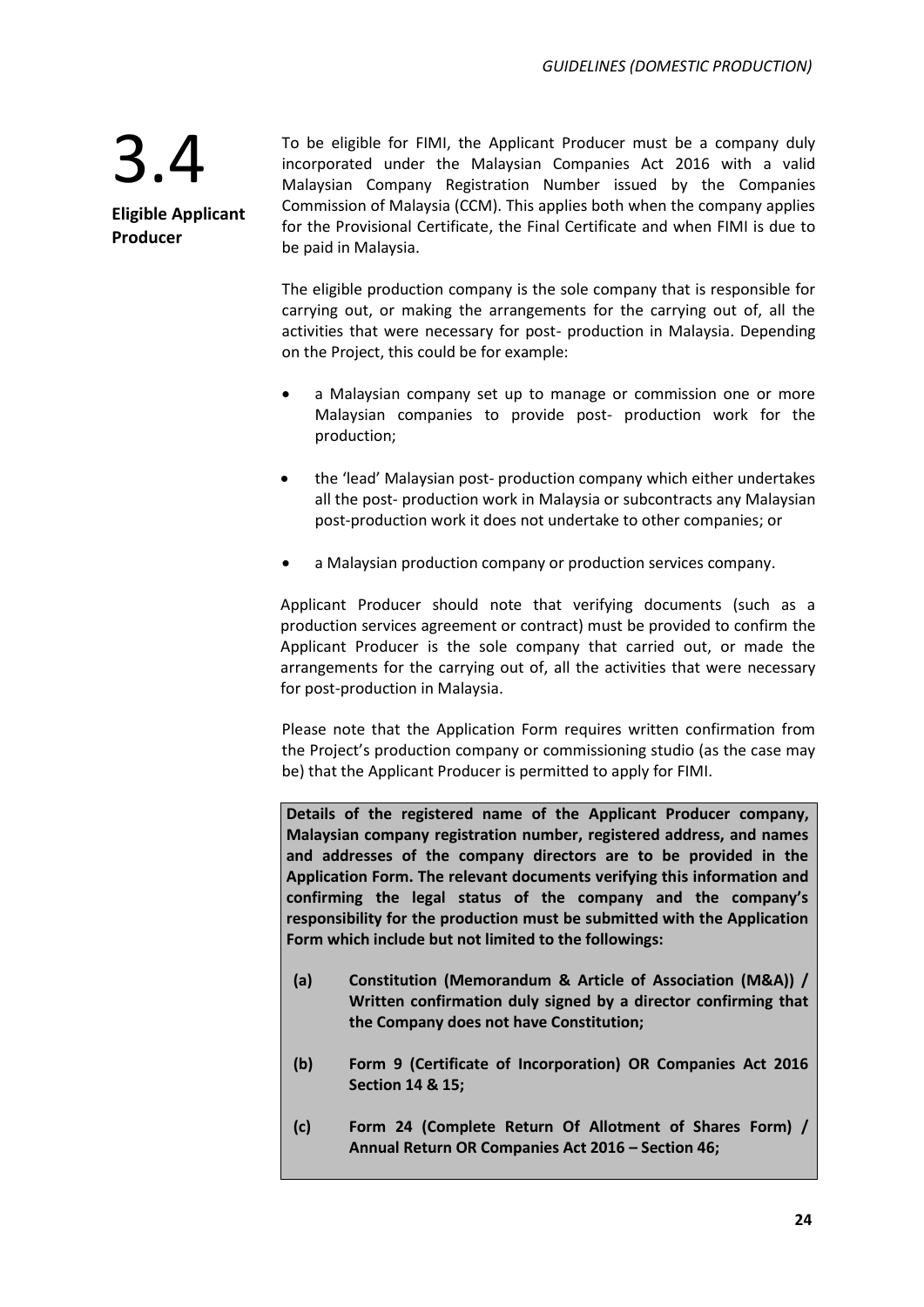# 3.4

## Eligible Applicant Producer

To be eligible for FIMI, the Applicant Producer must be a company duly incorporated under the Malaysian Companies Act 2016 with a valid Malaysian Company Registration Number issued by the Companies Commission of Malaysia (CCM). This applies both when the company applies for the Provisional Certificate, the Final Certificate and when FIMI is due to be paid in Malaysia.

The eligible production company is the sole company that is responsible for carrying out, or making the arrangements for the carrying out of, all the activities that were necessary for post- production in Malaysia. Depending on the Project, this could be for example:

- a Malaysian company set up to manage or commission one or more Malaysian companies to provide post- production work for the production;
- the 'lead' Malaysian post- production company which either undertakes all the post- production work in Malaysia or subcontracts any Malaysian post-production work it does not undertake to other companies; or
- a Malaysian production company or production services company.

Applicant Producer should note that verifying documents (such as a production services agreement or contract) must be provided to confirm the Applicant Producer is the sole company that carried out, or made the arrangements for the carrying out of, all the activities that were necessary for post-production in Malaysia.

Please note that the Application Form requires written confirmation from the Project's production company or commissioning studio (as the case may be) that the Applicant Producer is permitted to apply for FIMI.

**Details of the registered name of the Applicant Producer company, Malaysian company registration number, registered address, and names and addresses of the company directors are to be provided in the Application Form. The relevant documents verifying this information and confirming the legal status of the company and the company's responsibility for the production must be submitted with the Application Form which include but not limited to the followings:**

**(a) Constitution (Memorandum & Article of Association (M&A)) / Written confirmation duly signed by a director confirming that the Company does not have Constitution;**

**(b) Form 9 (Certificate of Incorporation) OR Companies Act 2016 Section 14 & 15;**

**(c) Form 24 (Complete Return Of Allotment of Shares Form) / Annual Return OR Companies Act 2016 – Section 46;**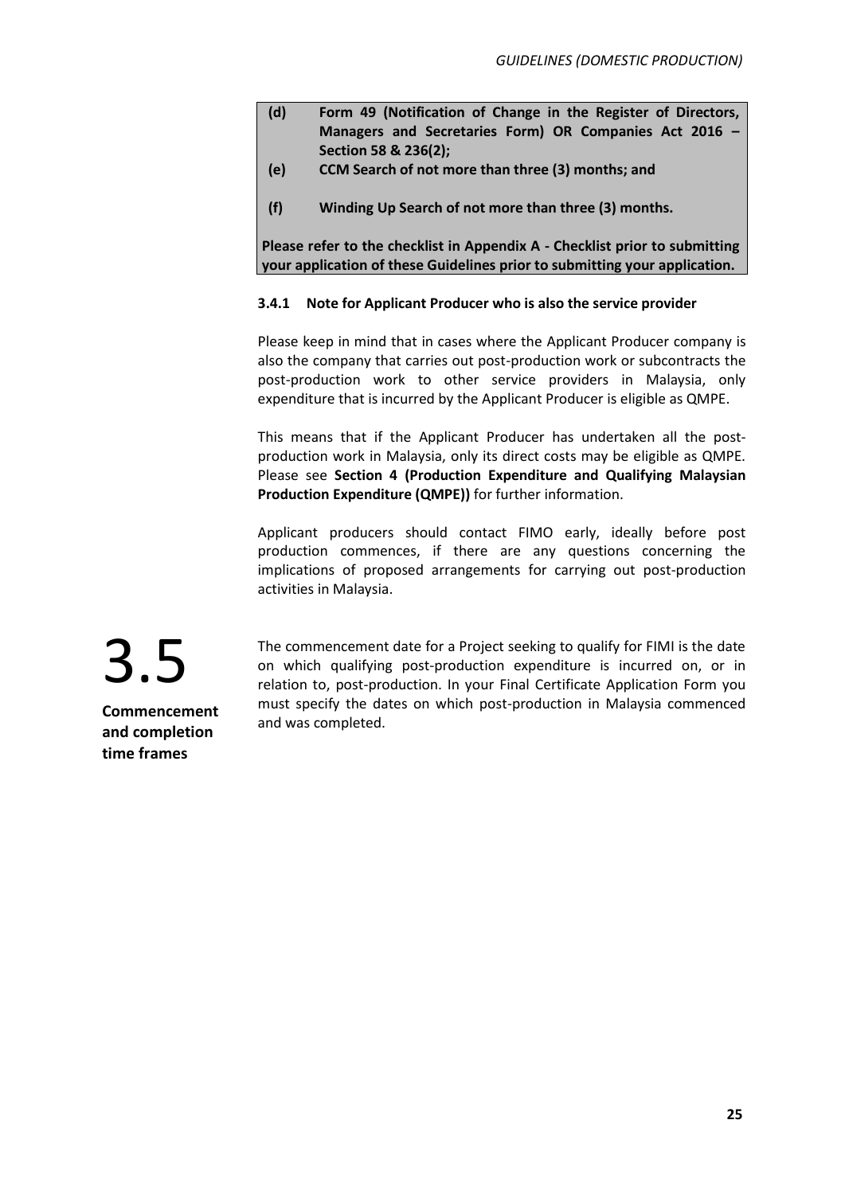**(d)** **Form 49 (Notification of Change in the Register of Directors, Managers and Secretaries Form) OR Companies Act 2016 – Section 58 & 236(2);**

**(e)** **CCM Search of not more than three (3) months; and**

**(f)** **Winding Up Search of not more than three (3) months.**

**Please refer to the checklist in Appendix A - Checklist prior to submitting your application of these Guidelines prior to submitting your application.**

### 3.4.1 Note for Applicant Producer who is also the service provider

Please keep in mind that in cases where the Applicant Producer company is also the company that carries out post-production work or subcontracts the post-production work to other service providers in Malaysia, only expenditure that is incurred by the Applicant Producer is eligible as QMPE.

This means that if the Applicant Producer has undertaken all the post-production work in Malaysia, only its direct costs may be eligible as QMPE. Please see **Section 4 (Production Expenditure and Qualifying Malaysian Production Expenditure (QMPE))** for further information.

Applicant producers should contact FIMO early, ideally before post production commences, if there are any questions concerning the implications of proposed arrangements for carrying out post-production activities in Malaysia.

## 3.5 Commencement and completion time frames

The commencement date for a Project seeking to qualify for FIMI is the date on which qualifying post-production expenditure is incurred on, or in relation to, post-production. In your Final Certificate Application Form you must specify the dates on which post-production in Malaysia commenced and was completed.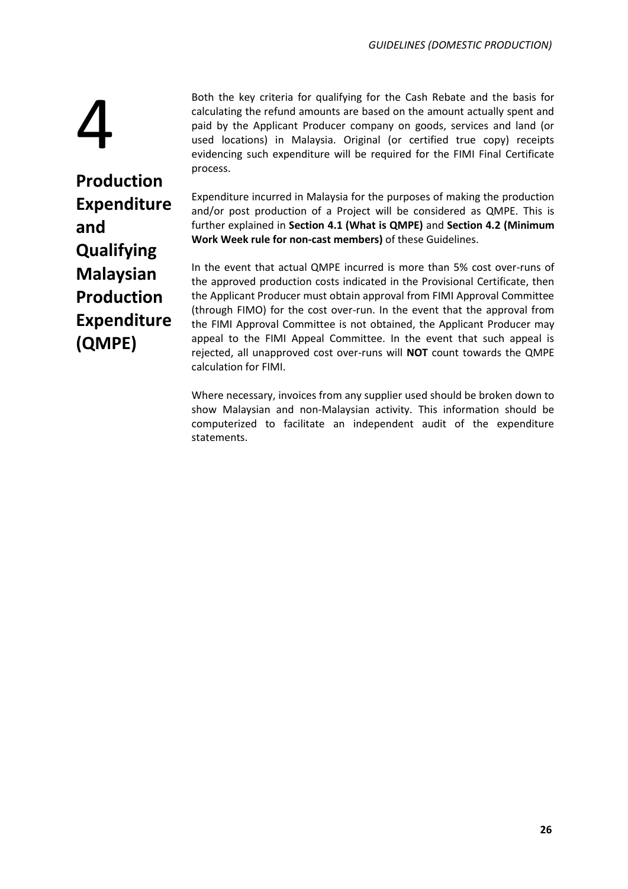# 4 Production Expenditure and Qualifying Malaysian Production Expenditure (QMPE)

Both the key criteria for qualifying for the Cash Rebate and the basis for calculating the refund amounts are based on the amount actually spent and paid by the Applicant Producer company on goods, services and land (or used locations) in Malaysia. Original (or certified true copy) receipts evidencing such expenditure will be required for the FIMI Final Certificate process.

Expenditure incurred in Malaysia for the purposes of making the production and/or post production of a Project will be considered as QMPE. This is further explained in **Section 4.1 (What is QMPE)** and **Section 4.2 (Minimum Work Week rule for non-cast members)** of these Guidelines.

In the event that actual QMPE incurred is more than 5% cost over-runs of the approved production costs indicated in the Provisional Certificate, then the Applicant Producer must obtain approval from FIMI Approval Committee (through FIMO) for the cost over-run. In the event that the approval from the FIMI Approval Committee is not obtained, the Applicant Producer may appeal to the FIMI Appeal Committee. In the event that such appeal is rejected, all unapproved cost over-runs will **NOT** count towards the QMPE calculation for FIMI.

Where necessary, invoices from any supplier used should be broken down to show Malaysian and non-Malaysian activity. This information should be computerized to facilitate an independent audit of the expenditure statements.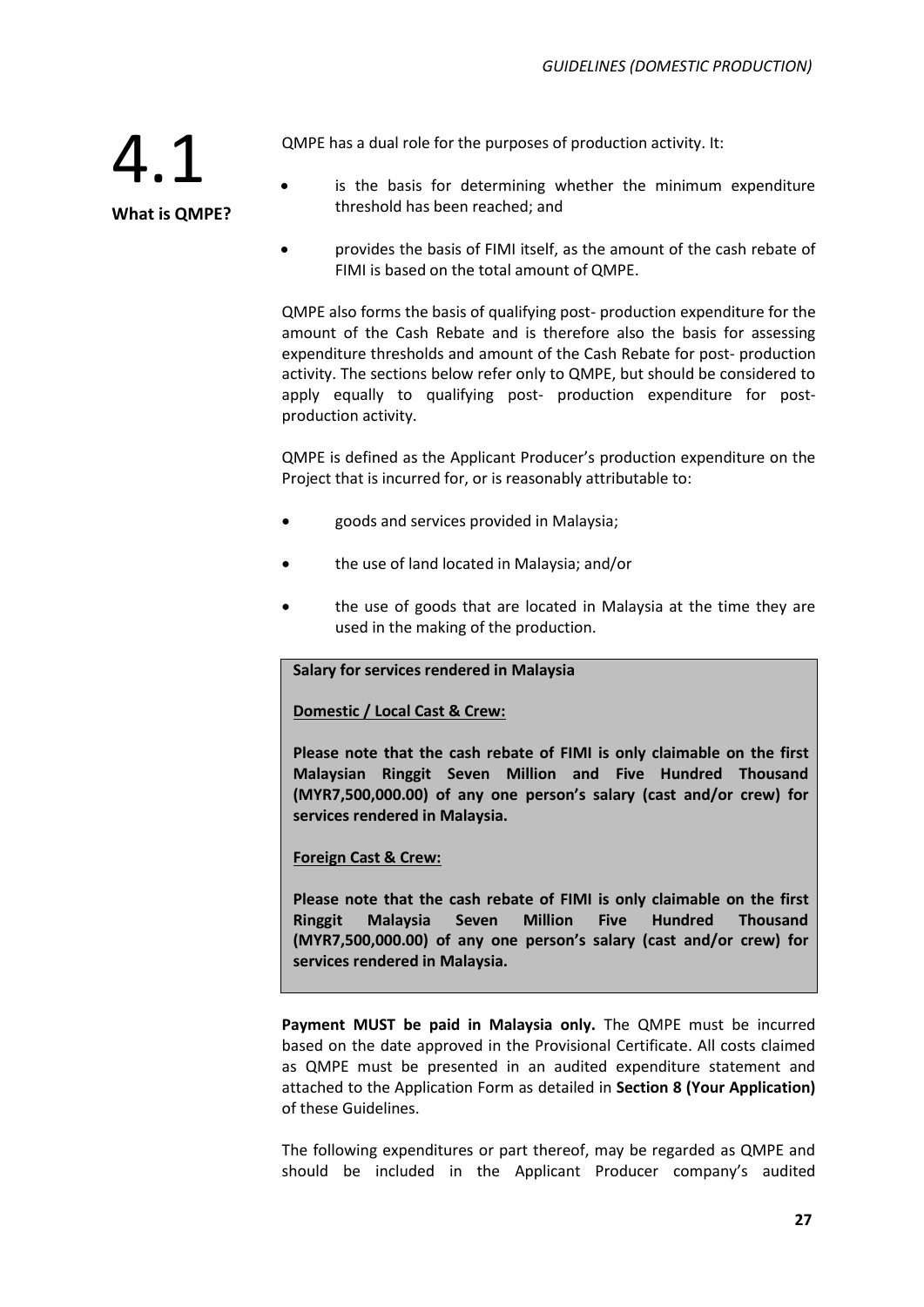## 4.1 What is QMPE?

QMPE has a dual role for the purposes of production activity. It:

- is the basis for determining whether the minimum expenditure threshold has been reached; and
- provides the basis of FIMI itself, as the amount of the cash rebate of FIMI is based on the total amount of QMPE.

QMPE also forms the basis of qualifying post- production expenditure for the amount of the Cash Rebate and is therefore also the basis for assessing expenditure thresholds and amount of the Cash Rebate for post- production activity. The sections below refer only to QMPE, but should be considered to apply equally to qualifying post- production expenditure for post-production activity.

QMPE is defined as the Applicant Producer's production expenditure on the Project that is incurred for, or is reasonably attributable to:

- goods and services provided in Malaysia;
- the use of land located in Malaysia; and/or
- the use of goods that are located in Malaysia at the time they are used in the making of the production.

> **Salary for services rendered in Malaysia**
>
> **<u>Domestic / Local Cast & Crew:</u>**
>
> **Please note that the cash rebate of FIMI is only claimable on the first Malaysian Ringgit Seven Million and Five Hundred Thousand (MYR7,500,000.00) of any one person's salary (cast and/or crew) for services rendered in Malaysia.**
>
> **<u>Foreign Cast & Crew:</u>**
>
> **Please note that the cash rebate of FIMI is only claimable on the first Ringgit Malaysia Seven Million Five Hundred Thousand (MYR7,500,000.00) of any one person's salary (cast and/or crew) for services rendered in Malaysia.**

**Payment MUST be paid in Malaysia only.** The QMPE must be incurred based on the date approved in the Provisional Certificate. All costs claimed as QMPE must be presented in an audited expenditure statement and attached to the Application Form as detailed in **Section 8 (Your Application)** of these Guidelines.

The following expenditures or part thereof, may be regarded as QMPE and should be included in the Applicant Producer company's audited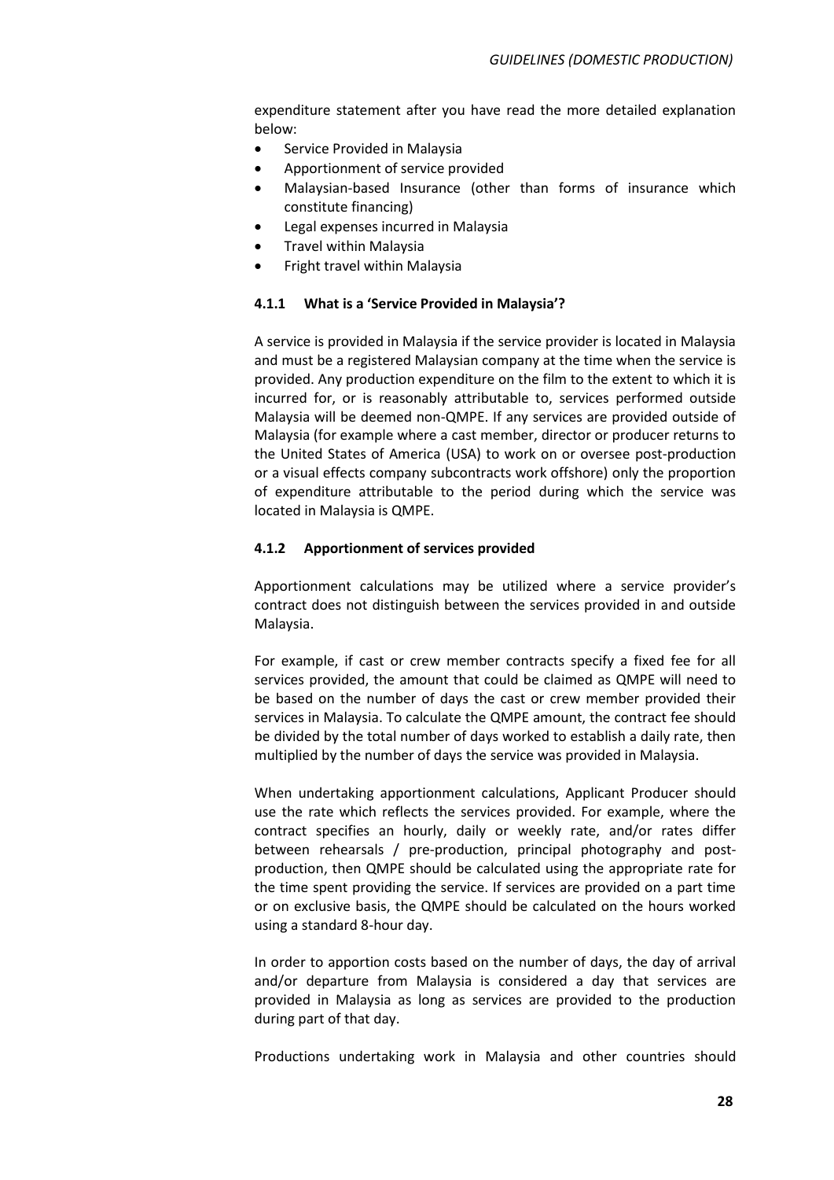expenditure statement after you have read the more detailed explanation below:

- Service Provided in Malaysia
- Apportionment of service provided
- Malaysian-based Insurance (other than forms of insurance which constitute financing)
- Legal expenses incurred in Malaysia
- Travel within Malaysia
- Fright travel within Malaysia

#### 4.1.1 What is a 'Service Provided in Malaysia'?

A service is provided in Malaysia if the service provider is located in Malaysia and must be a registered Malaysian company at the time when the service is provided. Any production expenditure on the film to the extent to which it is incurred for, or is reasonably attributable to, services performed outside Malaysia will be deemed non-QMPE. If any services are provided outside of Malaysia (for example where a cast member, director or producer returns to the United States of America (USA) to work on or oversee post-production or a visual effects company subcontracts work offshore) only the proportion of expenditure attributable to the period during which the service was located in Malaysia is QMPE.

#### 4.1.2 Apportionment of services provided

Apportionment calculations may be utilized where a service provider's contract does not distinguish between the services provided in and outside Malaysia.

For example, if cast or crew member contracts specify a fixed fee for all services provided, the amount that could be claimed as QMPE will need to be based on the number of days the cast or crew member provided their services in Malaysia. To calculate the QMPE amount, the contract fee should be divided by the total number of days worked to establish a daily rate, then multiplied by the number of days the service was provided in Malaysia.

When undertaking apportionment calculations, Applicant Producer should use the rate which reflects the services provided. For example, where the contract specifies an hourly, daily or weekly rate, and/or rates differ between rehearsals / pre-production, principal photography and post-production, then QMPE should be calculated using the appropriate rate for the time spent providing the service. If services are provided on a part time or on exclusive basis, the QMPE should be calculated on the hours worked using a standard 8-hour day.

In order to apportion costs based on the number of days, the day of arrival and/or departure from Malaysia is considered a day that services are provided in Malaysia as long as services are provided to the production during part of that day.

Productions undertaking work in Malaysia and other countries should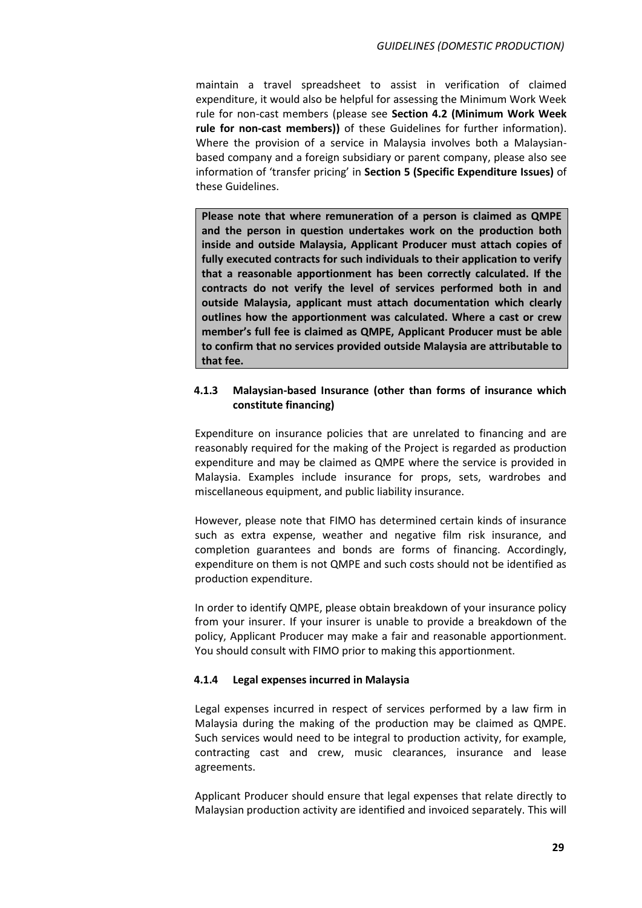maintain a travel spreadsheet to assist in verification of claimed expenditure, it would also be helpful for assessing the Minimum Work Week rule for non-cast members (please see **Section 4.2 (Minimum Work Week rule for non-cast members))** of these Guidelines for further information). Where the provision of a service in Malaysia involves both a Malaysian-based company and a foreign subsidiary or parent company, please also see information of 'transfer pricing' in **Section 5 (Specific Expenditure Issues)** of these Guidelines.

> **Please note that where remuneration of a person is claimed as QMPE and the person in question undertakes work on the production both inside and outside Malaysia, Applicant Producer must attach copies of fully executed contracts for such individuals to their application to verify that a reasonable apportionment has been correctly calculated. If the contracts do not verify the level of services performed both in and outside Malaysia, applicant must attach documentation which clearly outlines how the apportionment was calculated. Where a cast or crew member's full fee is claimed as QMPE, Applicant Producer must be able to confirm that no services provided outside Malaysia are attributable to that fee.**

#### 4.1.3 Malaysian-based Insurance (other than forms of insurance which constitute financing)

Expenditure on insurance policies that are unrelated to financing and are reasonably required for the making of the Project is regarded as production expenditure and may be claimed as QMPE where the service is provided in Malaysia. Examples include insurance for props, sets, wardrobes and miscellaneous equipment, and public liability insurance.

However, please note that FIMO has determined certain kinds of insurance such as extra expense, weather and negative film risk insurance, and completion guarantees and bonds are forms of financing. Accordingly, expenditure on them is not QMPE and such costs should not be identified as production expenditure.

In order to identify QMPE, please obtain breakdown of your insurance policy from your insurer. If your insurer is unable to provide a breakdown of the policy, Applicant Producer may make a fair and reasonable apportionment. You should consult with FIMO prior to making this apportionment.

#### 4.1.4 Legal expenses incurred in Malaysia

Legal expenses incurred in respect of services performed by a law firm in Malaysia during the making of the production may be claimed as QMPE. Such services would need to be integral to production activity, for example, contracting cast and crew, music clearances, insurance and lease agreements.

Applicant Producer should ensure that legal expenses that relate directly to Malaysian production activity are identified and invoiced separately. This will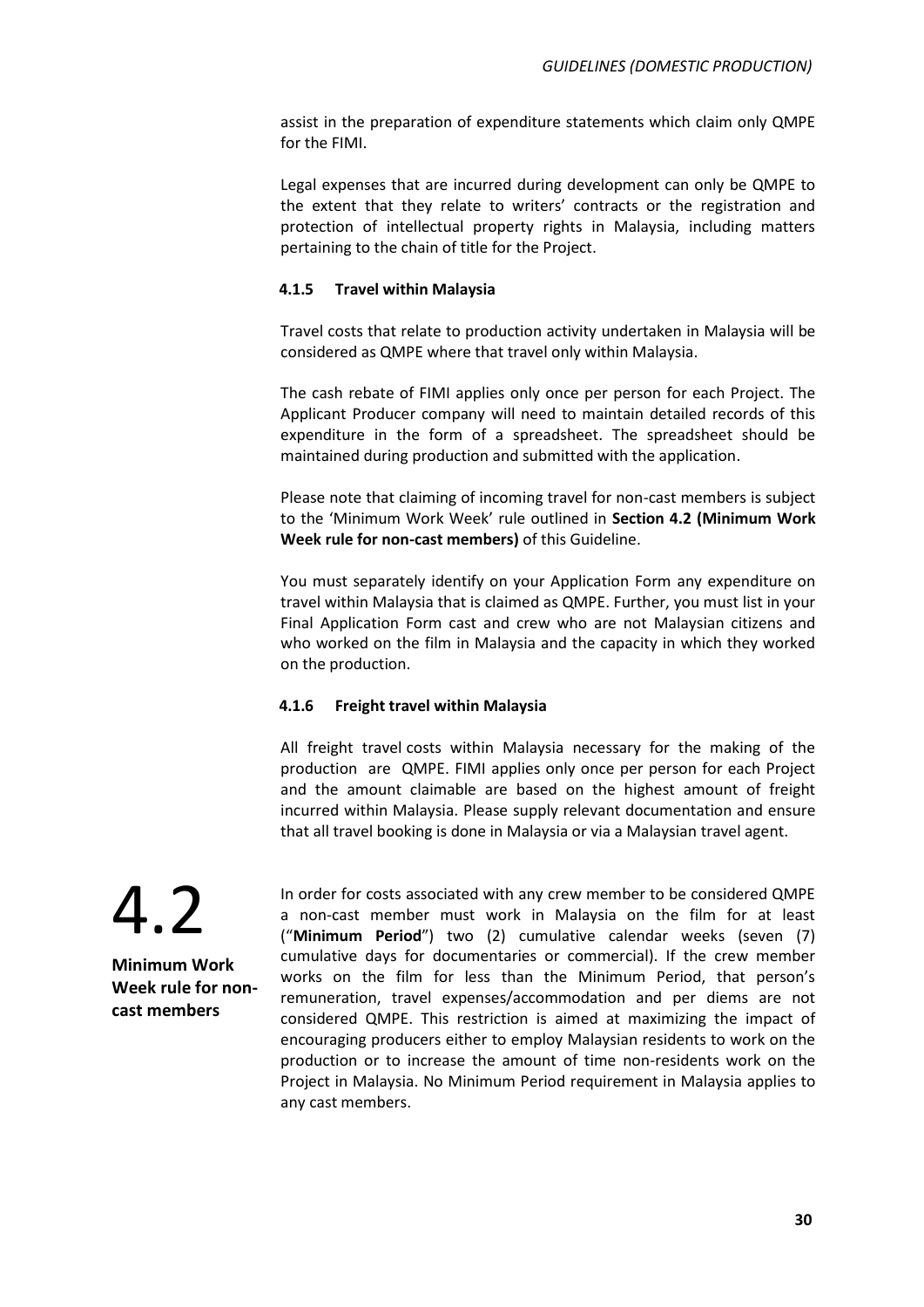assist in the preparation of expenditure statements which claim only QMPE for the FIMI.

Legal expenses that are incurred during development can only be QMPE to the extent that they relate to writers' contracts or the registration and protection of intellectual property rights in Malaysia, including matters pertaining to the chain of title for the Project.

### 4.1.5 Travel within Malaysia

Travel costs that relate to production activity undertaken in Malaysia will be considered as QMPE where that travel only within Malaysia.

The cash rebate of FIMI applies only once per person for each Project. The Applicant Producer company will need to maintain detailed records of this expenditure in the form of a spreadsheet. The spreadsheet should be maintained during production and submitted with the application.

Please note that claiming of incoming travel for non-cast members is subject to the 'Minimum Work Week' rule outlined in **Section 4.2 (Minimum Work Week rule for non-cast members)** of this Guideline.

You must separately identify on your Application Form any expenditure on travel within Malaysia that is claimed as QMPE. Further, you must list in your Final Application Form cast and crew who are not Malaysian citizens and who worked on the film in Malaysia and the capacity in which they worked on the production.

### 4.1.6 Freight travel within Malaysia

All freight travel costs within Malaysia necessary for the making of the production are QMPE. FIMI applies only once per person for each Project and the amount claimable are based on the highest amount of freight incurred within Malaysia. Please supply relevant documentation and ensure that all travel booking is done in Malaysia or via a Malaysian travel agent.

## 4.2 Minimum Work Week rule for non-cast members

In order for costs associated with any crew member to be considered QMPE a non-cast member must work in Malaysia on the film for at least ("**Minimum Period**") two (2) cumulative calendar weeks (seven (7) cumulative days for documentaries or commercial). If the crew member works on the film for less than the Minimum Period, that person's remuneration, travel expenses/accommodation and per diems are not considered QMPE. This restriction is aimed at maximizing the impact of encouraging producers either to employ Malaysian residents to work on the production or to increase the amount of time non-residents work on the Project in Malaysia. No Minimum Period requirement in Malaysia applies to any cast members.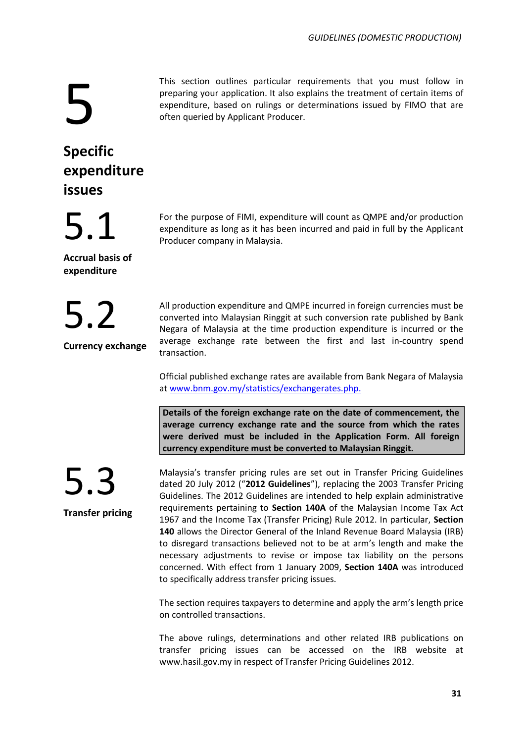# 5 Specific expenditure issues

This section outlines particular requirements that you must follow in preparing your application. It also explains the treatment of certain items of expenditure, based on rulings or determinations issued by FIMO that are often queried by Applicant Producer.

## 5.1 Accrual basis of expenditure

For the purpose of FIMI, expenditure will count as QMPE and/or production expenditure as long as it has been incurred and paid in full by the Applicant Producer company in Malaysia.

## 5.2 Currency exchange

All production expenditure and QMPE incurred in foreign currencies must be converted into Malaysian Ringgit at such conversion rate published by Bank Negara of Malaysia at the time production expenditure is incurred or the average exchange rate between the first and last in-country spend transaction.

Official published exchange rates are available from Bank Negara of Malaysia at www.bnm.gov.my/statistics/exchangerates.php.

**Details of the foreign exchange rate on the date of commencement, the average currency exchange rate and the source from which the rates were derived must be included in the Application Form. All foreign currency expenditure must be converted to Malaysian Ringgit.**

## 5.3 Transfer pricing

Malaysia's transfer pricing rules are set out in Transfer Pricing Guidelines dated 20 July 2012 ("**2012 Guidelines**"), replacing the 2003 Transfer Pricing Guidelines. The 2012 Guidelines are intended to help explain administrative requirements pertaining to **Section 140A** of the Malaysian Income Tax Act 1967 and the Income Tax (Transfer Pricing) Rule 2012. In particular, **Section 140** allows the Director General of the Inland Revenue Board Malaysia (IRB) to disregard transactions believed not to be at arm's length and make the necessary adjustments to revise or impose tax liability on the persons concerned. With effect from 1 January 2009, **Section 140A** was introduced to specifically address transfer pricing issues.

The section requires taxpayers to determine and apply the arm's length price on controlled transactions.

The above rulings, determinations and other related IRB publications on transfer pricing issues can be accessed on the IRB website at www.hasil.gov.my in respect of Transfer Pricing Guidelines 2012.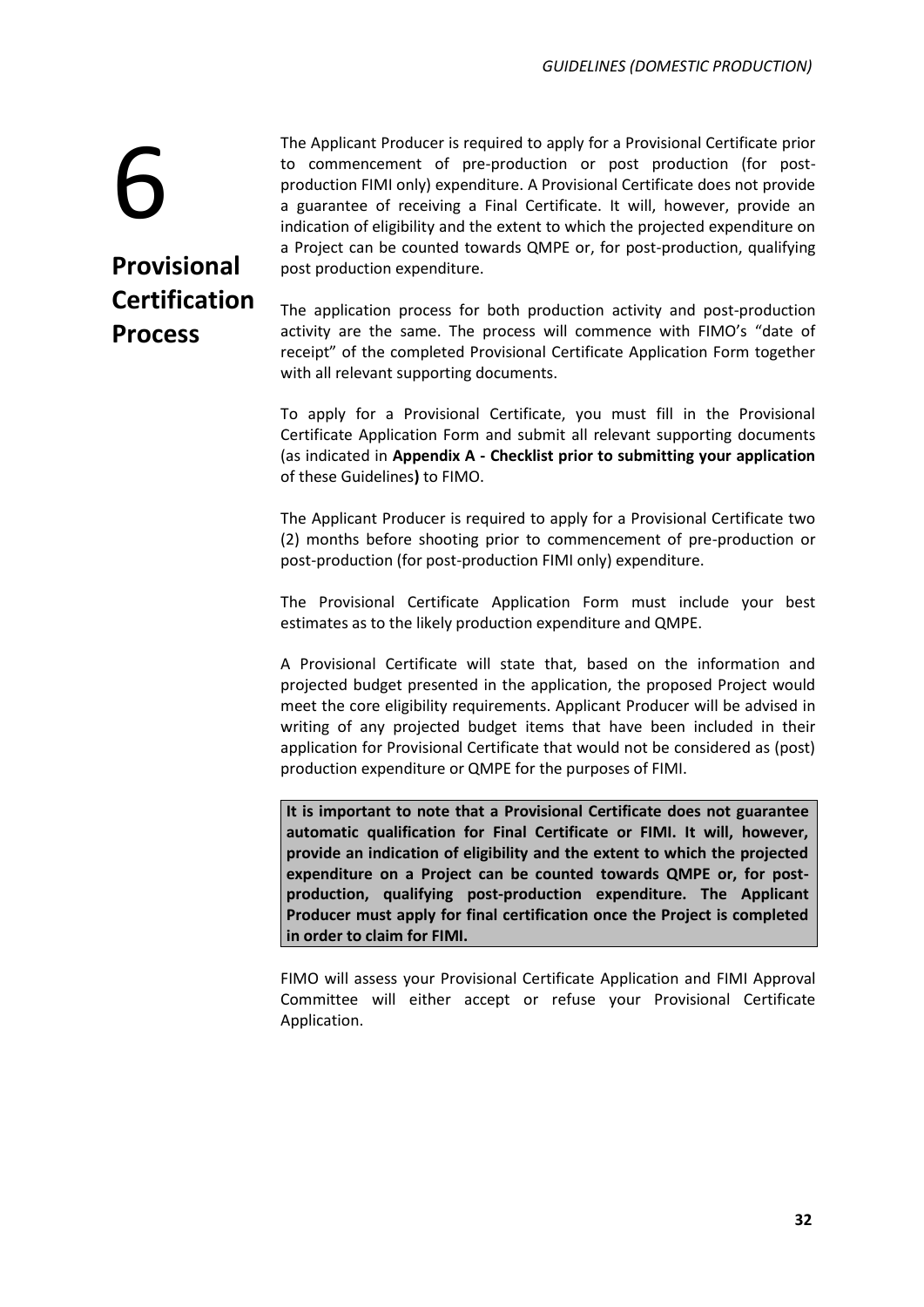# 6 Provisional Certification Process

The Applicant Producer is required to apply for a Provisional Certificate prior to commencement of pre-production or post production (for post-production FIMI only) expenditure. A Provisional Certificate does not provide a guarantee of receiving a Final Certificate. It will, however, provide an indication of eligibility and the extent to which the projected expenditure on a Project can be counted towards QMPE or, for post-production, qualifying post production expenditure.

The application process for both production activity and post-production activity are the same. The process will commence with FIMO's "date of receipt" of the completed Provisional Certificate Application Form together with all relevant supporting documents.

To apply for a Provisional Certificate, you must fill in the Provisional Certificate Application Form and submit all relevant supporting documents (as indicated in **Appendix A - Checklist prior to submitting your application** of these Guidelines**)** to FIMO.

The Applicant Producer is required to apply for a Provisional Certificate two (2) months before shooting prior to commencement of pre-production or post-production (for post-production FIMI only) expenditure.

The Provisional Certificate Application Form must include your best estimates as to the likely production expenditure and QMPE.

A Provisional Certificate will state that, based on the information and projected budget presented in the application, the proposed Project would meet the core eligibility requirements. Applicant Producer will be advised in writing of any projected budget items that have been included in their application for Provisional Certificate that would not be considered as (post) production expenditure or QMPE for the purposes of FIMI.

**It is important to note that a Provisional Certificate does not guarantee automatic qualification for Final Certificate or FIMI. It will, however, provide an indication of eligibility and the extent to which the projected expenditure on a Project can be counted towards QMPE or, for post-production, qualifying post-production expenditure. The Applicant Producer must apply for final certification once the Project is completed in order to claim for FIMI.**

FIMO will assess your Provisional Certificate Application and FIMI Approval Committee will either accept or refuse your Provisional Certificate Application.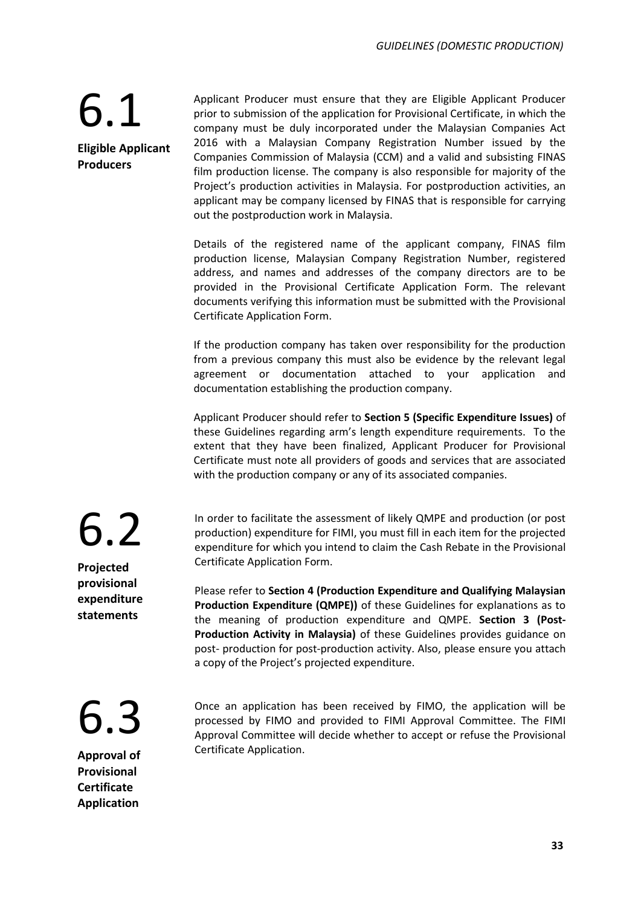## 6.1 Eligible Applicant Producers

Applicant Producer must ensure that they are Eligible Applicant Producer prior to submission of the application for Provisional Certificate, in which the company must be duly incorporated under the Malaysian Companies Act 2016 with a Malaysian Company Registration Number issued by the Companies Commission of Malaysia (CCM) and a valid and subsisting FINAS film production license. The company is also responsible for majority of the Project's production activities in Malaysia. For postproduction activities, an applicant may be company licensed by FINAS that is responsible for carrying out the postproduction work in Malaysia.

Details of the registered name of the applicant company, FINAS film production license, Malaysian Company Registration Number, registered address, and names and addresses of the company directors are to be provided in the Provisional Certificate Application Form. The relevant documents verifying this information must be submitted with the Provisional Certificate Application Form.

If the production company has taken over responsibility for the production from a previous company this must also be evidence by the relevant legal agreement or documentation attached to your application and documentation establishing the production company.

Applicant Producer should refer to **Section 5 (Specific Expenditure Issues)** of these Guidelines regarding arm's length expenditure requirements. To the extent that they have been finalized, Applicant Producer for Provisional Certificate must note all providers of goods and services that are associated with the production company or any of its associated companies.

## 6.2 Projected provisional expenditure statements

In order to facilitate the assessment of likely QMPE and production (or post production) expenditure for FIMI, you must fill in each item for the projected expenditure for which you intend to claim the Cash Rebate in the Provisional Certificate Application Form.

Please refer to **Section 4 (Production Expenditure and Qualifying Malaysian Production Expenditure (QMPE))** of these Guidelines for explanations as to the meaning of production expenditure and QMPE. **Section 3 (Post-Production Activity in Malaysia)** of these Guidelines provides guidance on post- production for post-production activity. Also, please ensure you attach a copy of the Project's projected expenditure.

## 6.3 Approval of Provisional Certificate Application

Once an application has been received by FIMO, the application will be processed by FIMO and provided to FIMI Approval Committee. The FIMI Approval Committee will decide whether to accept or refuse the Provisional Certificate Application.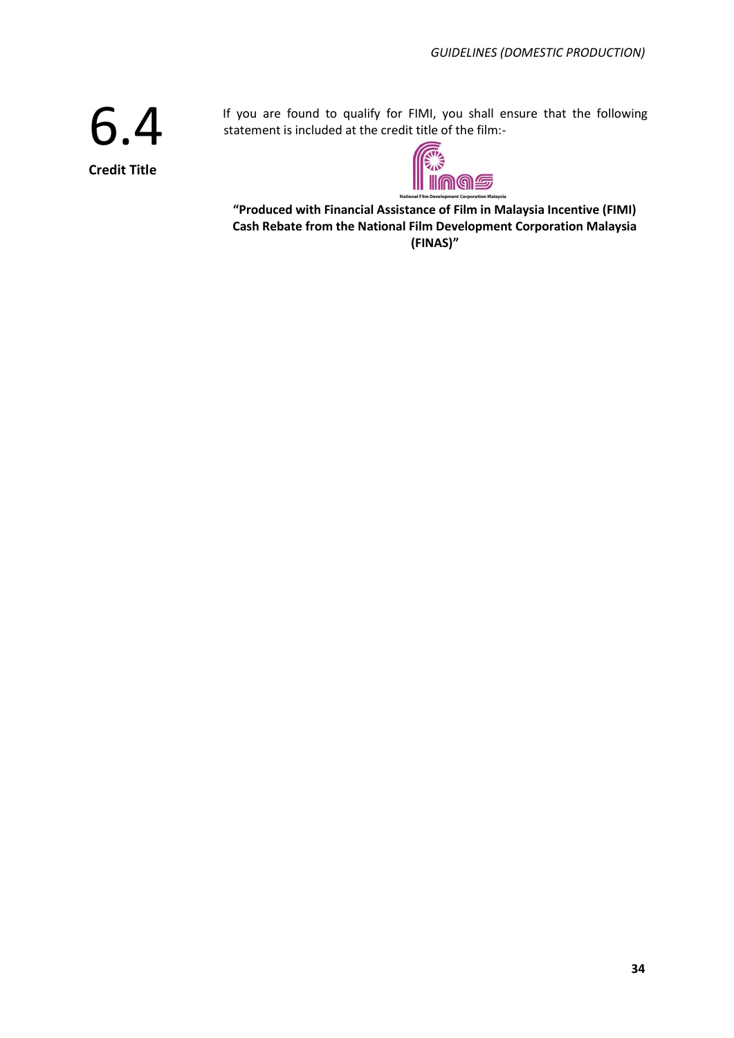## 6.4 Credit Title

If you are found to qualify for FIMI, you shall ensure that the following statement is included at the credit title of the film:-

National Film Development Corporation Malaysia

**"Produced with Financial Assistance of Film in Malaysia Incentive (FIMI) Cash Rebate from the National Film Development Corporation Malaysia (FINAS)"**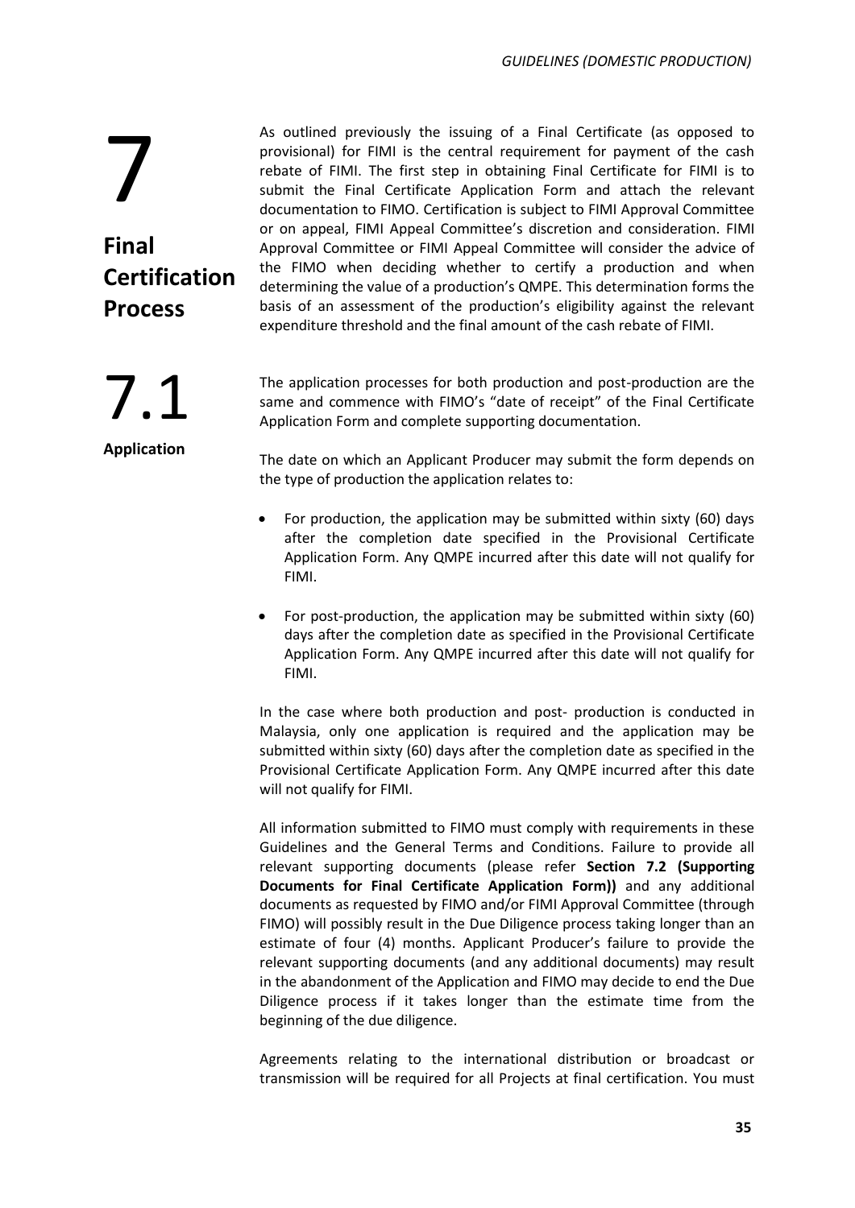# 7 Final Certification Process

As outlined previously the issuing of a Final Certificate (as opposed to provisional) for FIMI is the central requirement for payment of the cash rebate of FIMI. The first step in obtaining Final Certificate for FIMI is to submit the Final Certificate Application Form and attach the relevant documentation to FIMO. Certification is subject to FIMI Approval Committee or on appeal, FIMI Appeal Committee's discretion and consideration. FIMI Approval Committee or FIMI Appeal Committee will consider the advice of the FIMO when deciding whether to certify a production and when determining the value of a production's QMPE. This determination forms the basis of an assessment of the production's eligibility against the relevant expenditure threshold and the final amount of the cash rebate of FIMI.

## 7.1 Application

The application processes for both production and post-production are the same and commence with FIMO's "date of receipt" of the Final Certificate Application Form and complete supporting documentation.

The date on which an Applicant Producer may submit the form depends on the type of production the application relates to:

- For production, the application may be submitted within sixty (60) days after the completion date specified in the Provisional Certificate Application Form. Any QMPE incurred after this date will not qualify for FIMI.
- For post-production, the application may be submitted within sixty (60) days after the completion date as specified in the Provisional Certificate Application Form. Any QMPE incurred after this date will not qualify for FIMI.

In the case where both production and post- production is conducted in Malaysia, only one application is required and the application may be submitted within sixty (60) days after the completion date as specified in the Provisional Certificate Application Form. Any QMPE incurred after this date will not qualify for FIMI.

All information submitted to FIMO must comply with requirements in these Guidelines and the General Terms and Conditions. Failure to provide all relevant supporting documents (please refer **Section 7.2 (Supporting Documents for Final Certificate Application Form))** and any additional documents as requested by FIMO and/or FIMI Approval Committee (through FIMO) will possibly result in the Due Diligence process taking longer than an estimate of four (4) months. Applicant Producer's failure to provide the relevant supporting documents (and any additional documents) may result in the abandonment of the Application and FIMO may decide to end the Due Diligence process if it takes longer than the estimate time from the beginning of the due diligence.

Agreements relating to the international distribution or broadcast or transmission will be required for all Projects at final certification. You must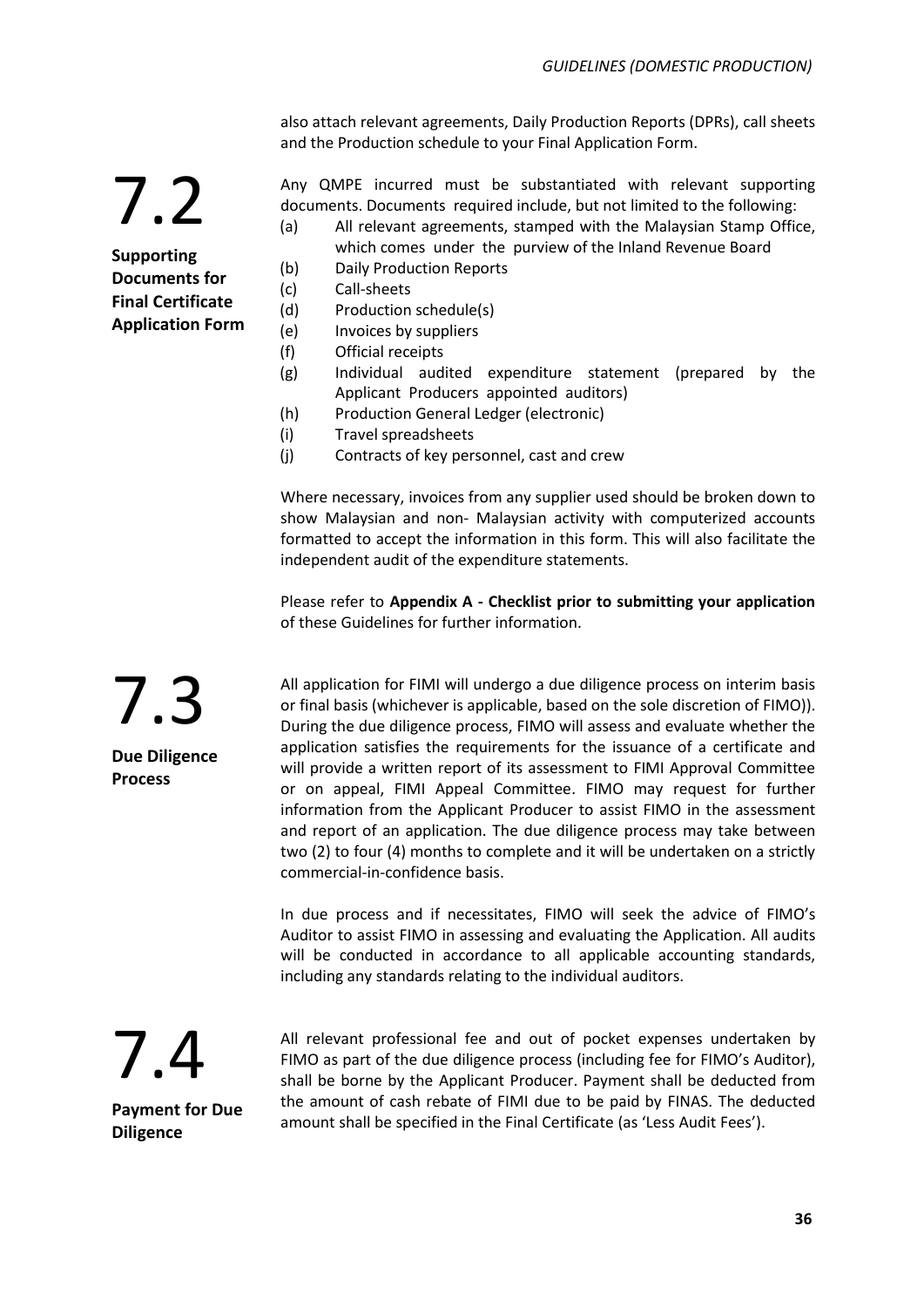also attach relevant agreements, Daily Production Reports (DPRs), call sheets and the Production schedule to your Final Application Form.

## 7.2 Supporting Documents for Final Certificate Application Form

Any QMPE incurred must be substantiated with relevant supporting documents. Documents required include, but not limited to the following:

(a) All relevant agreements, stamped with the Malaysian Stamp Office, which comes under the purview of the Inland Revenue Board
(b) Daily Production Reports
(c) Call-sheets
(d) Production schedule(s)
(e) Invoices by suppliers
(f) Official receipts
(g) Individual audited expenditure statement (prepared by the Applicant Producers appointed auditors)
(h) Production General Ledger (electronic)
(i) Travel spreadsheets
(j) Contracts of key personnel, cast and crew

Where necessary, invoices from any supplier used should be broken down to show Malaysian and non- Malaysian activity with computerized accounts formatted to accept the information in this form. This will also facilitate the independent audit of the expenditure statements.

Please refer to **Appendix A - Checklist prior to submitting your application** of these Guidelines for further information.

## 7.3 Due Diligence Process

All application for FIMI will undergo a due diligence process on interim basis or final basis (whichever is applicable, based on the sole discretion of FIMO)). During the due diligence process, FIMO will assess and evaluate whether the application satisfies the requirements for the issuance of a certificate and will provide a written report of its assessment to FIMI Approval Committee or on appeal, FIMI Appeal Committee. FIMO may request for further information from the Applicant Producer to assist FIMO in the assessment and report of an application. The due diligence process may take between two (2) to four (4) months to complete and it will be undertaken on a strictly commercial-in-confidence basis.

In due process and if necessitates, FIMO will seek the advice of FIMO's Auditor to assist FIMO in assessing and evaluating the Application. All audits will be conducted in accordance to all applicable accounting standards, including any standards relating to the individual auditors.

## 7.4 Payment for Due Diligence

All relevant professional fee and out of pocket expenses undertaken by FIMO as part of the due diligence process (including fee for FIMO's Auditor), shall be borne by the Applicant Producer. Payment shall be deducted from the amount of cash rebate of FIMI due to be paid by FINAS. The deducted amount shall be specified in the Final Certificate (as 'Less Audit Fees').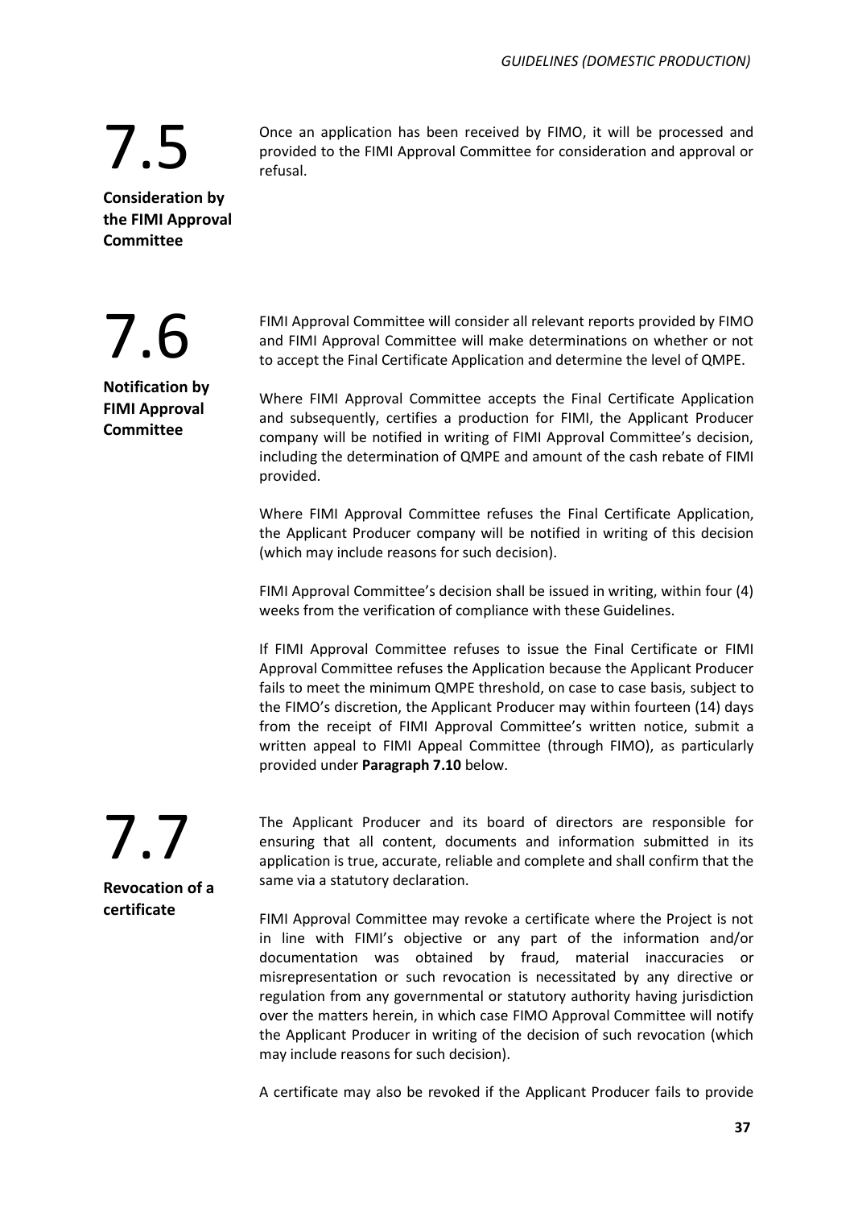## 7.5

**Consideration by the FIMI Approval Committee**

Once an application has been received by FIMO, it will be processed and provided to the FIMI Approval Committee for consideration and approval or refusal.

## 7.6

**Notification by FIMI Approval Committee**

FIMI Approval Committee will consider all relevant reports provided by FIMO and FIMI Approval Committee will make determinations on whether or not to accept the Final Certificate Application and determine the level of QMPE.

Where FIMI Approval Committee accepts the Final Certificate Application and subsequently, certifies a production for FIMI, the Applicant Producer company will be notified in writing of FIMI Approval Committee's decision, including the determination of QMPE and amount of the cash rebate of FIMI provided.

Where FIMI Approval Committee refuses the Final Certificate Application, the Applicant Producer company will be notified in writing of this decision (which may include reasons for such decision).

FIMI Approval Committee's decision shall be issued in writing, within four (4) weeks from the verification of compliance with these Guidelines.

If FIMI Approval Committee refuses to issue the Final Certificate or FIMI Approval Committee refuses the Application because the Applicant Producer fails to meet the minimum QMPE threshold, on case to case basis, subject to the FIMO's discretion, the Applicant Producer may within fourteen (14) days from the receipt of FIMI Approval Committee's written notice, submit a written appeal to FIMI Appeal Committee (through FIMO), as particularly provided under **Paragraph 7.10** below.

## 7.7

**Revocation of a certificate**

The Applicant Producer and its board of directors are responsible for ensuring that all content, documents and information submitted in its application is true, accurate, reliable and complete and shall confirm that the same via a statutory declaration.

FIMI Approval Committee may revoke a certificate where the Project is not in line with FIMI's objective or any part of the information and/or documentation was obtained by fraud, material inaccuracies or misrepresentation or such revocation is necessitated by any directive or regulation from any governmental or statutory authority having jurisdiction over the matters herein, in which case FIMO Approval Committee will notify the Applicant Producer in writing of the decision of such revocation (which may include reasons for such decision).

A certificate may also be revoked if the Applicant Producer fails to provide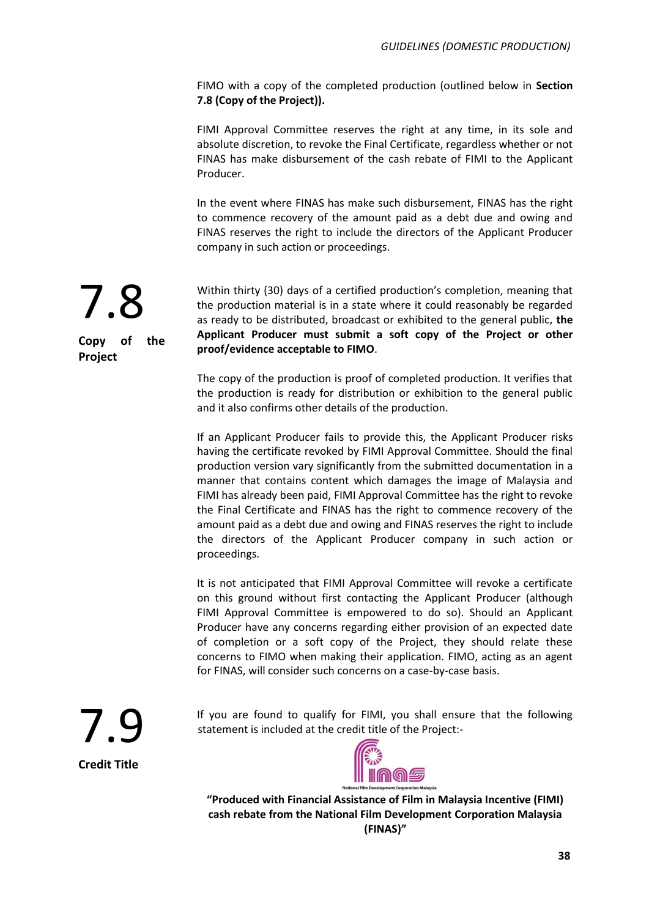FIMO with a copy of the completed production (outlined below in **Section 7.8 (Copy of the Project)).**

FIMI Approval Committee reserves the right at any time, in its sole and absolute discretion, to revoke the Final Certificate, regardless whether or not FINAS has make disbursement of the cash rebate of FIMI to the Applicant Producer.

In the event where FINAS has make such disbursement, FINAS has the right to commence recovery of the amount paid as a debt due and owing and FINAS reserves the right to include the directors of the Applicant Producer company in such action or proceedings.

## 7.8 Copy of the Project

Within thirty (30) days of a certified production's completion, meaning that the production material is in a state where it could reasonably be regarded as ready to be distributed, broadcast or exhibited to the general public, **the Applicant Producer must submit a soft copy of the Project or other proof/evidence acceptable to FIMO**.

The copy of the production is proof of completed production. It verifies that the production is ready for distribution or exhibition to the general public and it also confirms other details of the production.

If an Applicant Producer fails to provide this, the Applicant Producer risks having the certificate revoked by FIMI Approval Committee. Should the final production version vary significantly from the submitted documentation in a manner that contains content which damages the image of Malaysia and FIMI has already been paid, FIMI Approval Committee has the right to revoke the Final Certificate and FINAS has the right to commence recovery of the amount paid as a debt due and owing and FINAS reserves the right to include the directors of the Applicant Producer company in such action or proceedings.

It is not anticipated that FIMI Approval Committee will revoke a certificate on this ground without first contacting the Applicant Producer (although FIMI Approval Committee is empowered to do so). Should an Applicant Producer have any concerns regarding either provision of an expected date of completion or a soft copy of the Project, they should relate these concerns to FIMO when making their application. FIMO, acting as an agent for FINAS, will consider such concerns on a case-by-case basis.

## 7.9 Credit Title

If you are found to qualify for FIMI, you shall ensure that the following statement is included at the credit title of the Project:-

finas
National Film Development Corporation Malaysia

**"Produced with Financial Assistance of Film in Malaysia Incentive (FIMI) cash rebate from the National Film Development Corporation Malaysia (FINAS)"**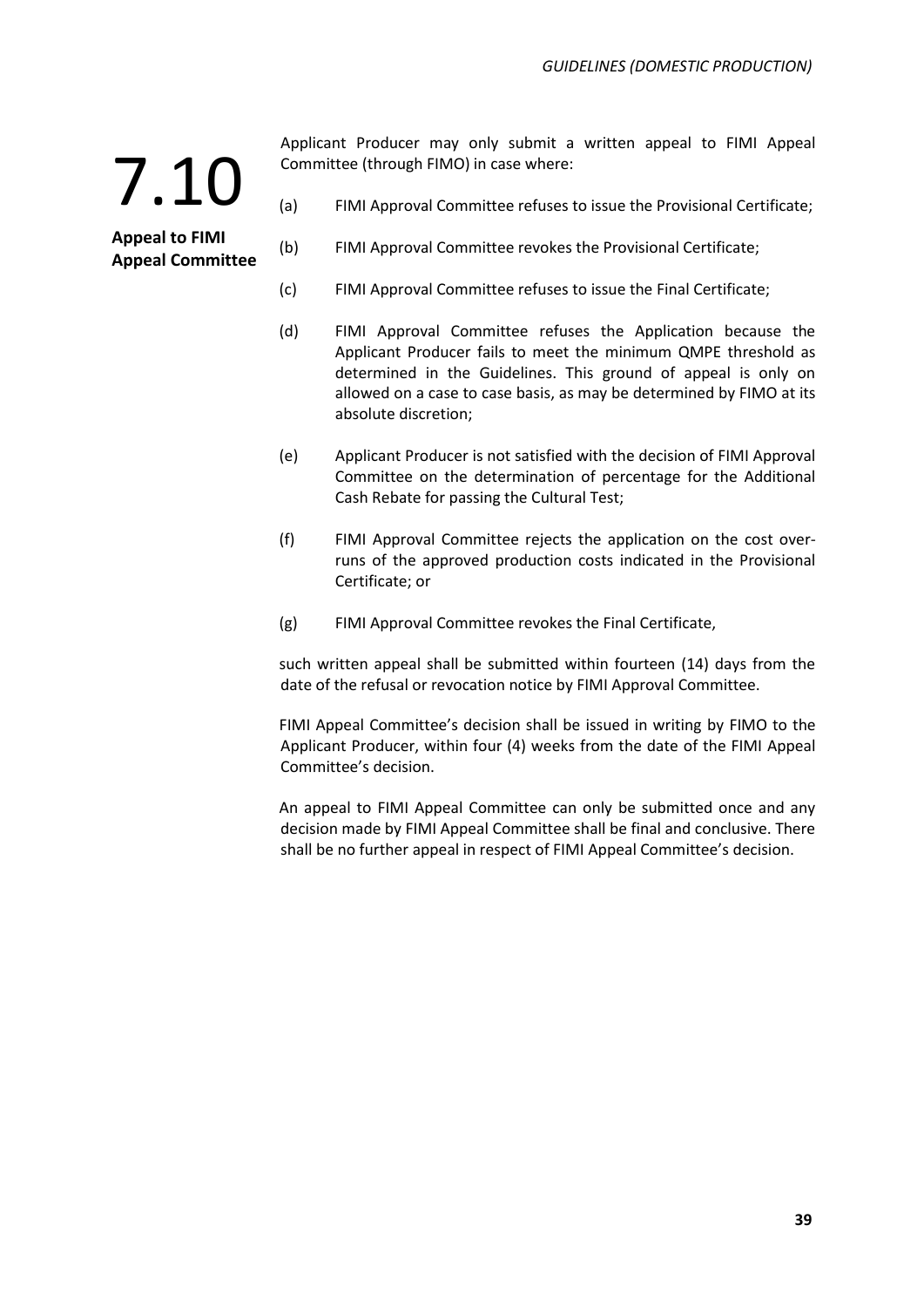## 7.10 Appeal to FIMI Appeal Committee

Applicant Producer may only submit a written appeal to FIMI Appeal Committee (through FIMO) in case where:

(a) FIMI Approval Committee refuses to issue the Provisional Certificate;

(b) FIMI Approval Committee revokes the Provisional Certificate;

(c) FIMI Approval Committee refuses to issue the Final Certificate;

(d) FIMI Approval Committee refuses the Application because the Applicant Producer fails to meet the minimum QMPE threshold as determined in the Guidelines. This ground of appeal is only on allowed on a case to case basis, as may be determined by FIMO at its absolute discretion;

(e) Applicant Producer is not satisfied with the decision of FIMI Approval Committee on the determination of percentage for the Additional Cash Rebate for passing the Cultural Test;

(f) FIMI Approval Committee rejects the application on the cost over-runs of the approved production costs indicated in the Provisional Certificate; or

(g) FIMI Approval Committee revokes the Final Certificate,

such written appeal shall be submitted within fourteen (14) days from the date of the refusal or revocation notice by FIMI Approval Committee.

FIMI Appeal Committee's decision shall be issued in writing by FIMO to the Applicant Producer, within four (4) weeks from the date of the FIMI Appeal Committee's decision.

An appeal to FIMI Appeal Committee can only be submitted once and any decision made by FIMI Appeal Committee shall be final and conclusive. There shall be no further appeal in respect of FIMI Appeal Committee's decision.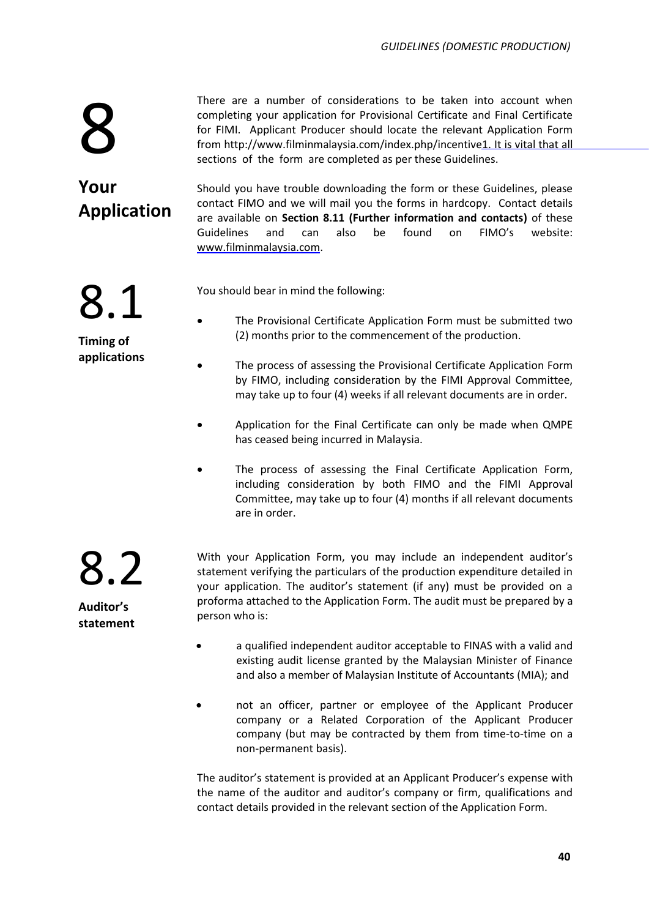# 8 Your Application

There are a number of considerations to be taken into account when completing your application for Provisional Certificate and Final Certificate for FIMI. Applicant Producer should locate the relevant Application Form from http://www.filminmalaysia.com/index.php/incentive1. It is vital that all sections of the form are completed as per these Guidelines.

Should you have trouble downloading the form or these Guidelines, please contact FIMO and we will mail you the forms in hardcopy. Contact details are available on **Section 8.11 (Further information and contacts)** of these Guidelines and can also be found on FIMO's website: www.filminmalaysia.com.

## 8.1 Timing of applications

You should bear in mind the following:

- The Provisional Certificate Application Form must be submitted two (2) months prior to the commencement of the production.
- The process of assessing the Provisional Certificate Application Form by FIMO, including consideration by the FIMI Approval Committee, may take up to four (4) weeks if all relevant documents are in order.
- Application for the Final Certificate can only be made when QMPE has ceased being incurred in Malaysia.
- The process of assessing the Final Certificate Application Form, including consideration by both FIMO and the FIMI Approval Committee, may take up to four (4) months if all relevant documents are in order.

## 8.2 Auditor's statement

With your Application Form, you may include an independent auditor's statement verifying the particulars of the production expenditure detailed in your application. The auditor's statement (if any) must be provided on a proforma attached to the Application Form. The audit must be prepared by a person who is:

- a qualified independent auditor acceptable to FINAS with a valid and existing audit license granted by the Malaysian Minister of Finance and also a member of Malaysian Institute of Accountants (MIA); and
- not an officer, partner or employee of the Applicant Producer company or a Related Corporation of the Applicant Producer company (but may be contracted by them from time-to-time on a non-permanent basis).

The auditor's statement is provided at an Applicant Producer's expense with the name of the auditor and auditor's company or firm, qualifications and contact details provided in the relevant section of the Application Form.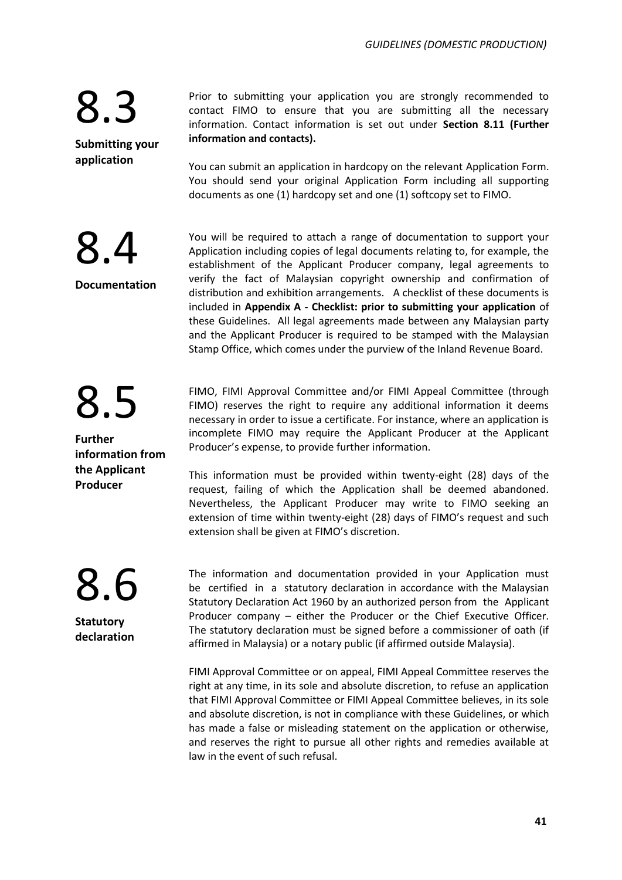## 8.3 Submitting your application

Prior to submitting your application you are strongly recommended to contact FIMO to ensure that you are submitting all the necessary information. Contact information is set out under **Section 8.11 (Further information and contacts).**

You can submit an application in hardcopy on the relevant Application Form. You should send your original Application Form including all supporting documents as one (1) hardcopy set and one (1) softcopy set to FIMO.

## 8.4 Documentation

You will be required to attach a range of documentation to support your Application including copies of legal documents relating to, for example, the establishment of the Applicant Producer company, legal agreements to verify the fact of Malaysian copyright ownership and confirmation of distribution and exhibition arrangements. A checklist of these documents is included in **Appendix A - Checklist: prior to submitting your application** of these Guidelines. All legal agreements made between any Malaysian party and the Applicant Producer is required to be stamped with the Malaysian Stamp Office, which comes under the purview of the Inland Revenue Board.

## 8.5 Further information from the Applicant Producer

FIMO, FIMI Approval Committee and/or FIMI Appeal Committee (through FIMO) reserves the right to require any additional information it deems necessary in order to issue a certificate. For instance, where an application is incomplete FIMO may require the Applicant Producer at the Applicant Producer's expense, to provide further information.

This information must be provided within twenty-eight (28) days of the request, failing of which the Application shall be deemed abandoned. Nevertheless, the Applicant Producer may write to FIMO seeking an extension of time within twenty-eight (28) days of FIMO's request and such extension shall be given at FIMO's discretion.

## 8.6 Statutory declaration

The information and documentation provided in your Application must be certified in a statutory declaration in accordance with the Malaysian Statutory Declaration Act 1960 by an authorized person from the Applicant Producer company – either the Producer or the Chief Executive Officer. The statutory declaration must be signed before a commissioner of oath (if affirmed in Malaysia) or a notary public (if affirmed outside Malaysia).

FIMI Approval Committee or on appeal, FIMI Appeal Committee reserves the right at any time, in its sole and absolute discretion, to refuse an application that FIMI Approval Committee or FIMI Appeal Committee believes, in its sole and absolute discretion, is not in compliance with these Guidelines, or which has made a false or misleading statement on the application or otherwise, and reserves the right to pursue all other rights and remedies available at law in the event of such refusal.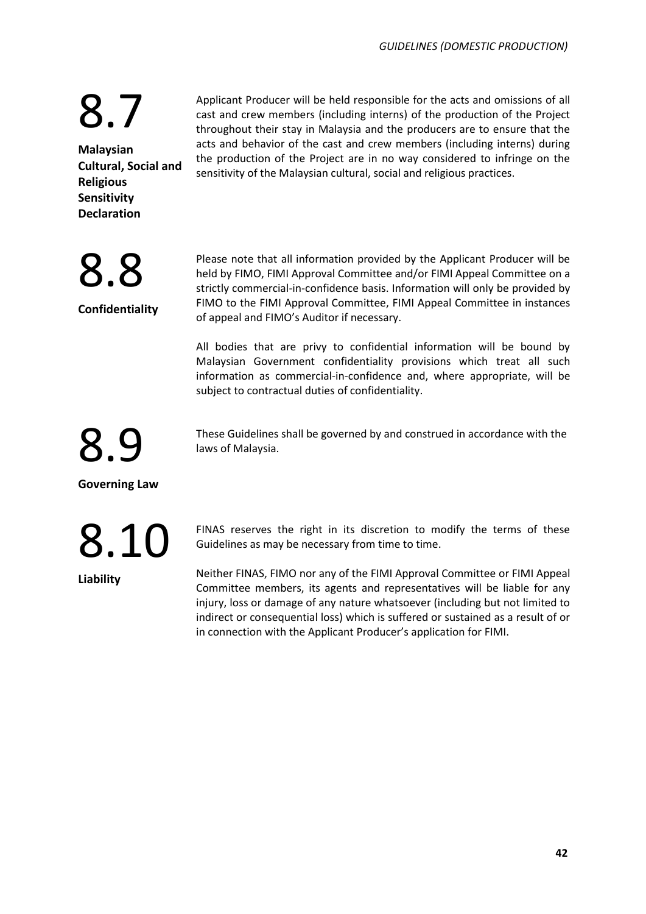## 8.7 Malaysian Cultural, Social and Religious Sensitivity Declaration

Applicant Producer will be held responsible for the acts and omissions of all cast and crew members (including interns) of the production of the Project throughout their stay in Malaysia and the producers are to ensure that the acts and behavior of the cast and crew members (including interns) during the production of the Project are in no way considered to infringe on the sensitivity of the Malaysian cultural, social and religious practices.

## 8.8 Confidentiality

Please note that all information provided by the Applicant Producer will be held by FIMO, FIMI Approval Committee and/or FIMI Appeal Committee on a strictly commercial-in-confidence basis. Information will only be provided by FIMO to the FIMI Approval Committee, FIMI Appeal Committee in instances of appeal and FIMO's Auditor if necessary.

All bodies that are privy to confidential information will be bound by Malaysian Government confidentiality provisions which treat all such information as commercial-in-confidence and, where appropriate, will be subject to contractual duties of confidentiality.

## 8.9 Governing Law

These Guidelines shall be governed by and construed in accordance with the laws of Malaysia.

## 8.10 Liability

FINAS reserves the right in its discretion to modify the terms of these Guidelines as may be necessary from time to time.

Neither FINAS, FIMO nor any of the FIMI Approval Committee or FIMI Appeal Committee members, its agents and representatives will be liable for any injury, loss or damage of any nature whatsoever (including but not limited to indirect or consequential loss) which is suffered or sustained as a result of or in connection with the Applicant Producer's application for FIMI.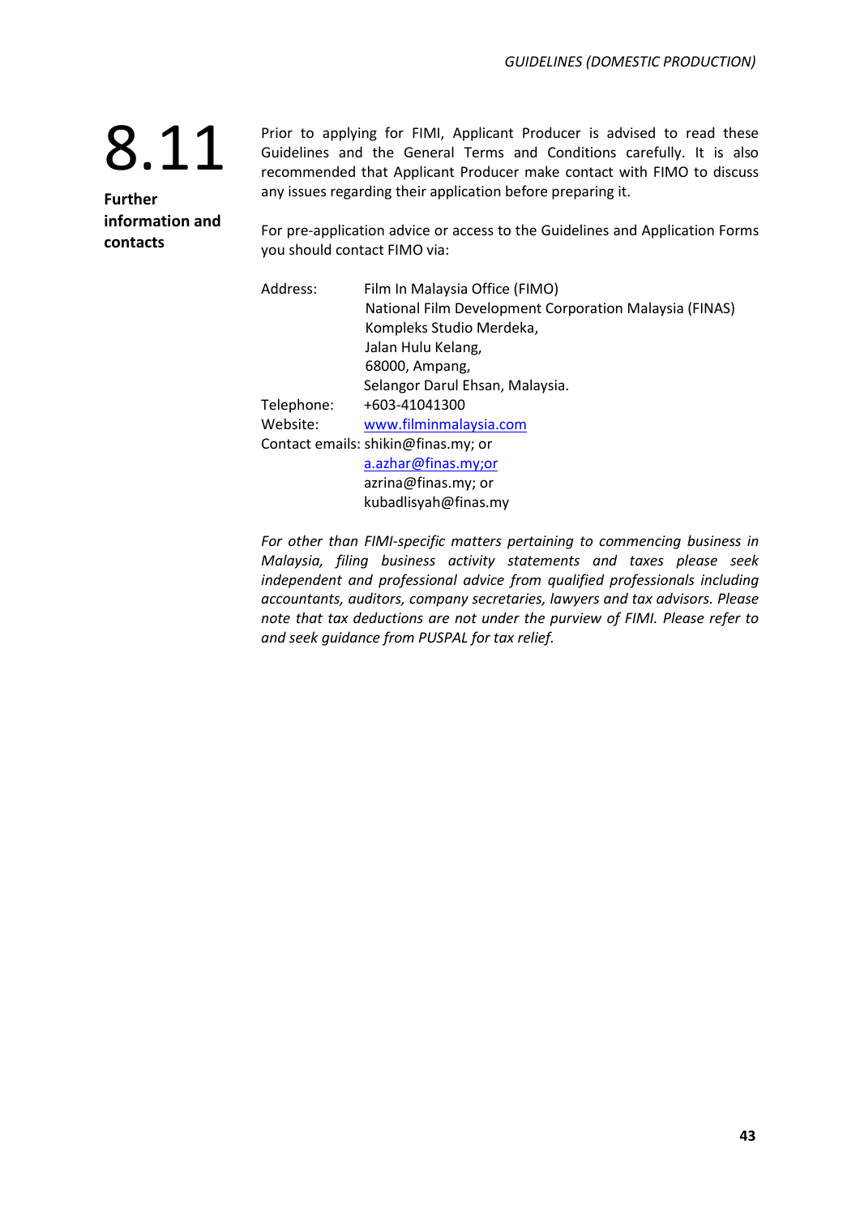## 8.11 Further information and contacts

Prior to applying for FIMI, Applicant Producer is advised to read these Guidelines and the General Terms and Conditions carefully. It is also recommended that Applicant Producer make contact with FIMO to discuss any issues regarding their application before preparing it.

For pre-application advice or access to the Guidelines and Application Forms you should contact FIMO via:

Address: Film In Malaysia Office (FIMO)
National Film Development Corporation Malaysia (FINAS)
Kompleks Studio Merdeka,
Jalan Hulu Kelang,
68000, Ampang,
Selangor Darul Ehsan, Malaysia.

Telephone: +603-41041300

Website: www.filminmalaysia.com

Contact emails: shikin@finas.my; or
a.azhar@finas.my;or
azrina@finas.my; or
kubadlisyah@finas.my

*For other than FIMI-specific matters pertaining to commencing business in Malaysia, filing business activity statements and taxes please seek independent and professional advice from qualified professionals including accountants, auditors, company secretaries, lawyers and tax advisors. Please note that tax deductions are not under the purview of FIMI. Please refer to and seek guidance from PUSPAL for tax relief.*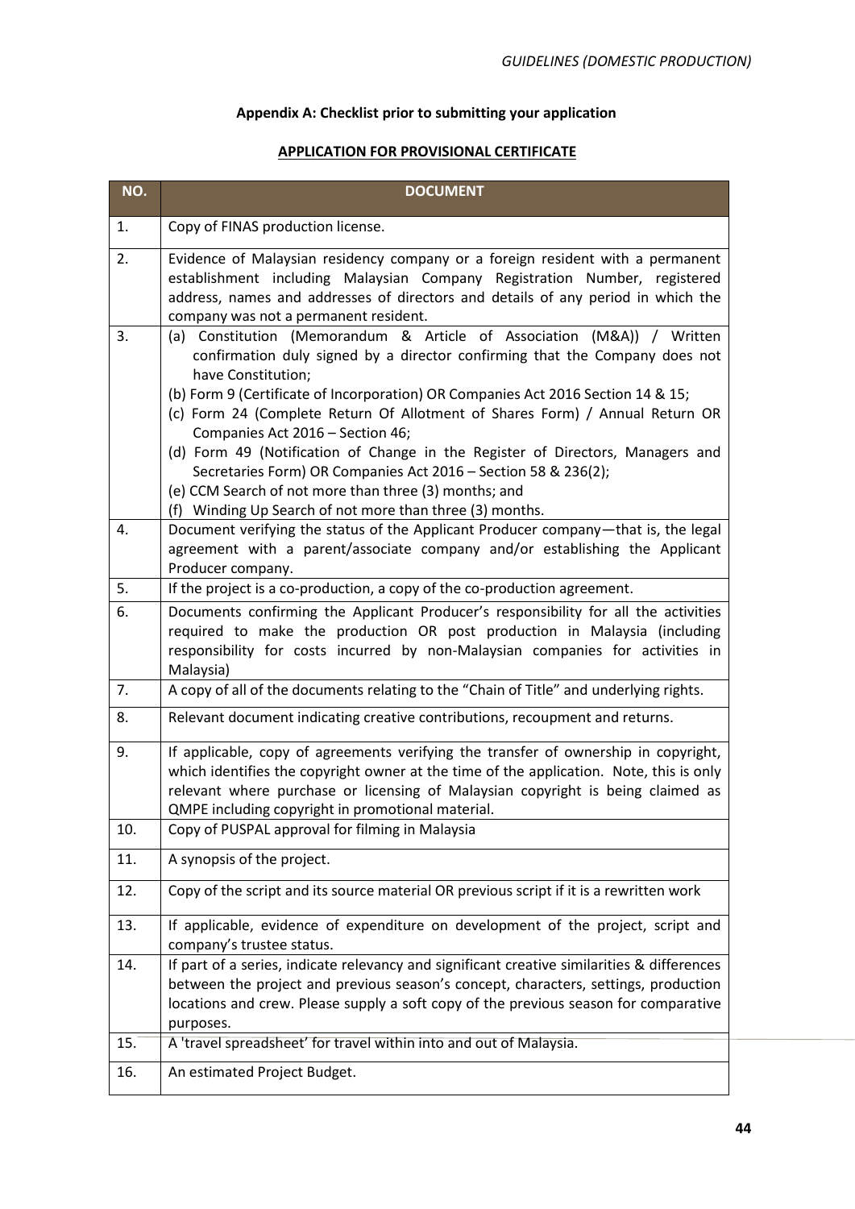## Appendix A: Checklist prior to submitting your application

### APPLICATION FOR PROVISIONAL CERTIFICATE

| NO. | DOCUMENT |
|---|---|
| 1. | Copy of FINAS production license. |
| 2. | Evidence of Malaysian residency company or a foreign resident with a permanent establishment including Malaysian Company Registration Number, registered address, names and addresses of directors and details of any period in which the company was not a permanent resident. |
| 3. | (a) Constitution (Memorandum & Article of Association (M&A)) / Written confirmation duly signed by a director confirming that the Company does not have Constitution;<br>(b) Form 9 (Certificate of Incorporation) OR Companies Act 2016 Section 14 & 15;<br>(c) Form 24 (Complete Return Of Allotment of Shares Form) / Annual Return OR Companies Act 2016 – Section 46;<br>(d) Form 49 (Notification of Change in the Register of Directors, Managers and Secretaries Form) OR Companies Act 2016 – Section 58 & 236(2);<br>(e) CCM Search of not more than three (3) months; and<br>(f) Winding Up Search of not more than three (3) months. |
| 4. | Document verifying the status of the Applicant Producer company—that is, the legal agreement with a parent/associate company and/or establishing the Applicant Producer company. |
| 5. | If the project is a co-production, a copy of the co-production agreement. |
| 6. | Documents confirming the Applicant Producer's responsibility for all the activities required to make the production OR post production in Malaysia (including responsibility for costs incurred by non-Malaysian companies for activities in Malaysia) |
| 7. | A copy of all of the documents relating to the "Chain of Title" and underlying rights. |
| 8. | Relevant document indicating creative contributions, recoupment and returns. |
| 9. | If applicable, copy of agreements verifying the transfer of ownership in copyright, which identifies the copyright owner at the time of the application. Note, this is only relevant where purchase or licensing of Malaysian copyright is being claimed as QMPE including copyright in promotional material. |
| 10. | Copy of PUSPAL approval for filming in Malaysia |
| 11. | A synopsis of the project. |
| 12. | Copy of the script and its source material OR previous script if it is a rewritten work |
| 13. | If applicable, evidence of expenditure on development of the project, script and company's trustee status. |
| 14. | If part of a series, indicate relevancy and significant creative similarities & differences between the project and previous season's concept, characters, settings, production locations and crew. Please supply a soft copy of the previous season for comparative purposes. |
| 15. | A 'travel spreadsheet' for travel within into and out of Malaysia. |
| 16. | An estimated Project Budget. |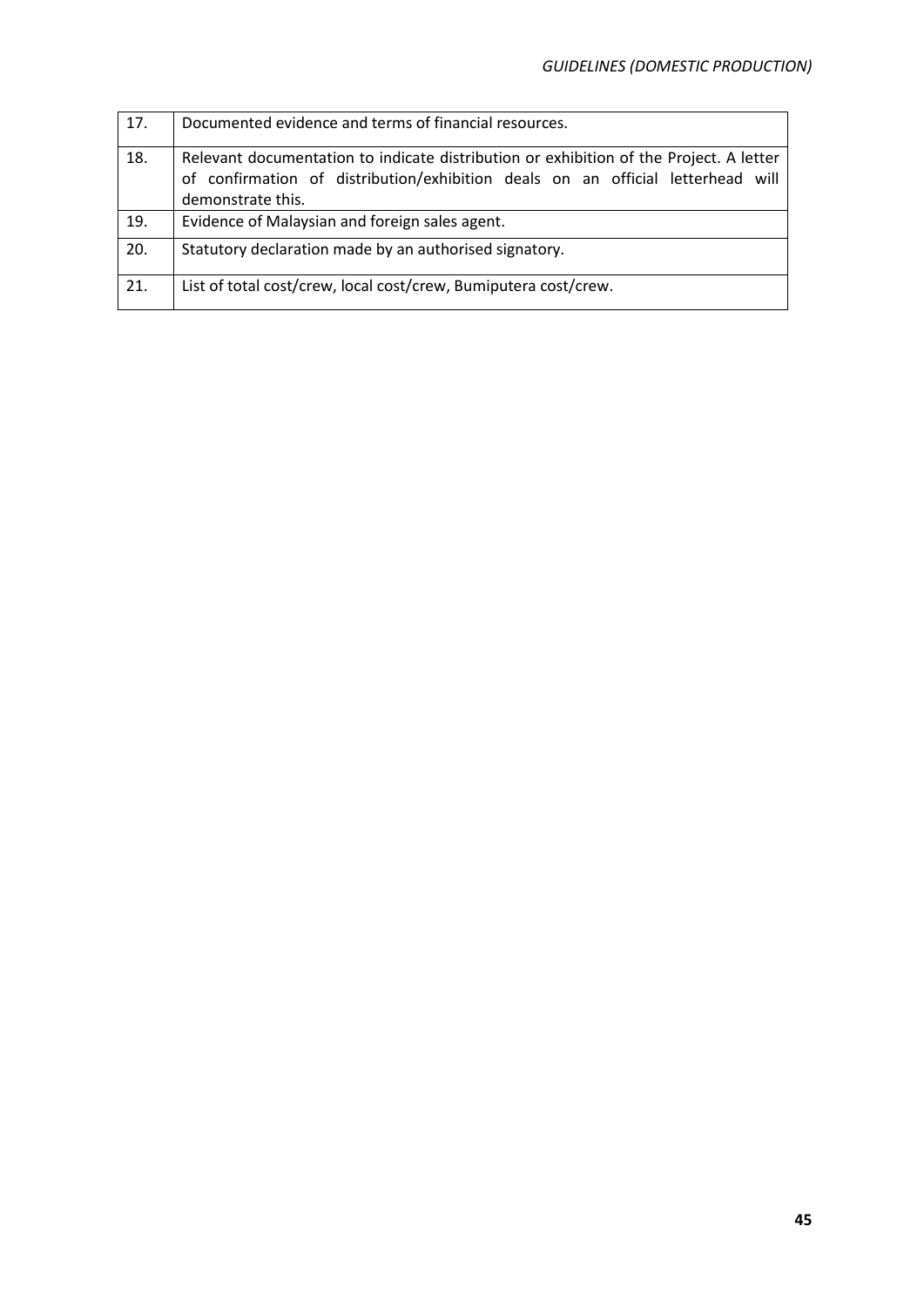| | |
|---|---|
| 17. | Documented evidence and terms of financial resources. |
| 18. | Relevant documentation to indicate distribution or exhibition of the Project. A letter of confirmation of distribution/exhibition deals on an official letterhead will demonstrate this. |
| 19. | Evidence of Malaysian and foreign sales agent. |
| 20. | Statutory declaration made by an authorised signatory. |
| 21. | List of total cost/crew, local cost/crew, Bumiputera cost/crew. |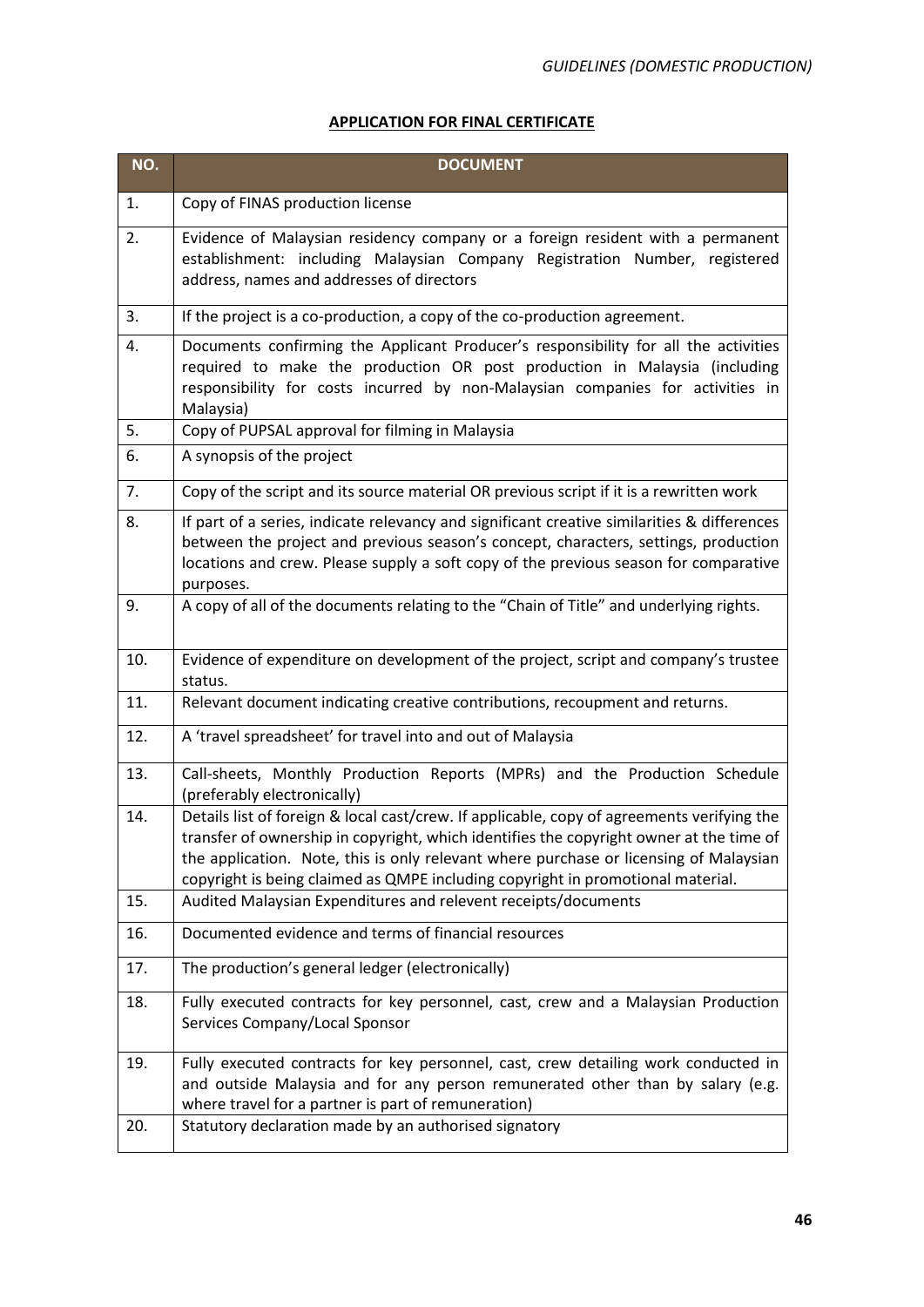## APPLICATION FOR FINAL CERTIFICATE

| NO. | DOCUMENT |
|---|---|
| 1. | Copy of FINAS production license |
| 2. | Evidence of Malaysian residency company or a foreign resident with a permanent establishment: including Malaysian Company Registration Number, registered address, names and addresses of directors |
| 3. | If the project is a co-production, a copy of the co-production agreement. |
| 4. | Documents confirming the Applicant Producer's responsibility for all the activities required to make the production OR post production in Malaysia (including responsibility for costs incurred by non-Malaysian companies for activities in Malaysia) |
| 5. | Copy of PUPSAL approval for filming in Malaysia |
| 6. | A synopsis of the project |
| 7. | Copy of the script and its source material OR previous script if it is a rewritten work |
| 8. | If part of a series, indicate relevancy and significant creative similarities & differences between the project and previous season's concept, characters, settings, production locations and crew. Please supply a soft copy of the previous season for comparative purposes. |
| 9. | A copy of all of the documents relating to the "Chain of Title" and underlying rights. |
| 10. | Evidence of expenditure on development of the project, script and company's trustee status. |
| 11. | Relevant document indicating creative contributions, recoupment and returns. |
| 12. | A 'travel spreadsheet' for travel into and out of Malaysia |
| 13. | Call-sheets, Monthly Production Reports (MPRs) and the Production Schedule (preferably electronically) |
| 14. | Details list of foreign & local cast/crew. If applicable, copy of agreements verifying the transfer of ownership in copyright, which identifies the copyright owner at the time of the application. Note, this is only relevant where purchase or licensing of Malaysian copyright is being claimed as QMPE including copyright in promotional material. |
| 15. | Audited Malaysian Expenditures and relevent receipts/documents |
| 16. | Documented evidence and terms of financial resources |
| 17. | The production's general ledger (electronically) |
| 18. | Fully executed contracts for key personnel, cast, crew and a Malaysian Production Services Company/Local Sponsor |
| 19. | Fully executed contracts for key personnel, cast, crew detailing work conducted in and outside Malaysia and for any person remunerated other than by salary (e.g. where travel for a partner is part of remuneration) |
| 20. | Statutory declaration made by an authorised signatory |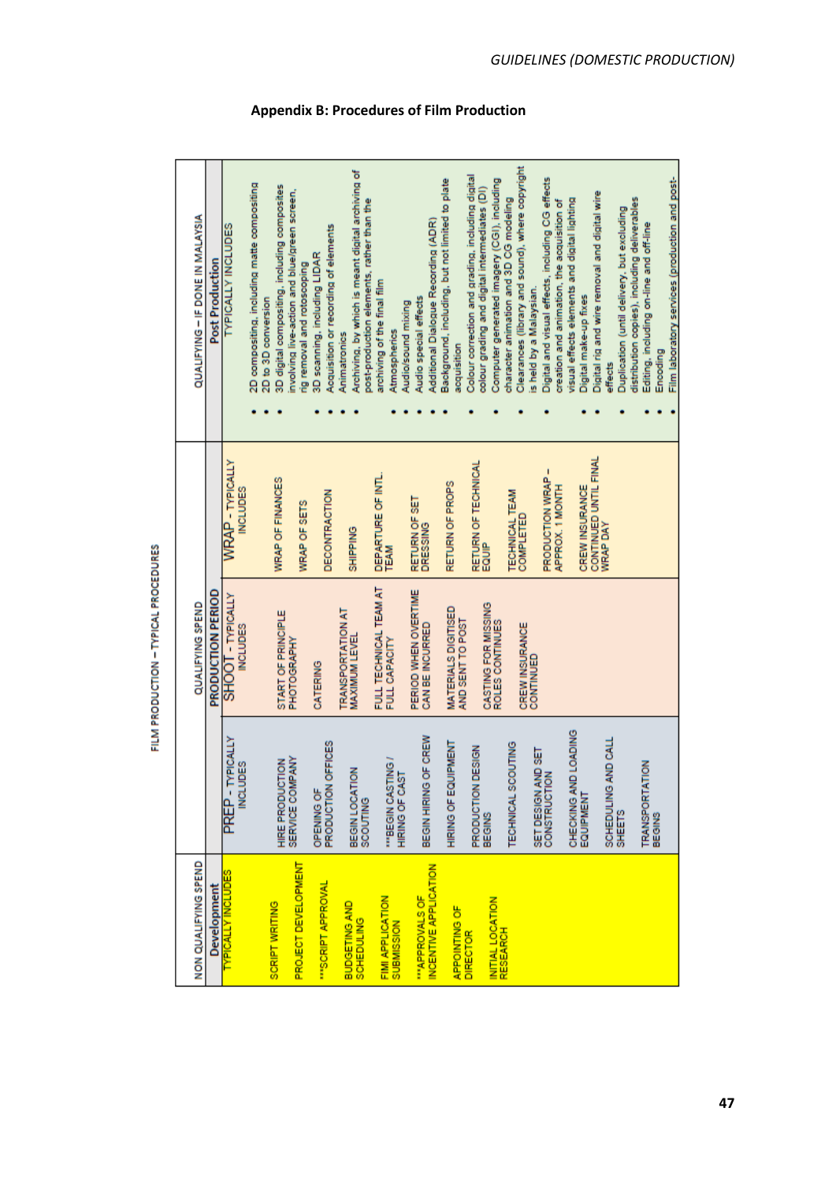## Appendix B: Procedures of Film Production

FILM PRODUCTION – TYPICAL PROCEDURES

| NON QUALIFYING SPEND | QUALIFYING SPEND | | | QUALIFYING – IF DONE IN MALAYSIA |
|---|---|---|---|---|
| Development | | PRODUCTION PERIOD | | Post Production |
| TYPICALLY INCLUDES | PREP - TYPICALLY INCLUDES | SHOOT - TYPICALLY INCLUDES | WRAP - TYPICALLY INCLUDES | TYPICALLY INCLUDES |
| SCRIPT WRITING | HIRE PRODUCTION SERVICE COMPANY | START OF PRINCIPLE PHOTOGRAPHY | WRAP OF FINANCES | • 2D compositing, including matte compositing |
| PROJECT DEVELOPMENT | OPENING OF PRODUCTION OFFICES | CATERING | WRAP OF SETS | • 2D to 3D conversion |
| ***SCRIPT APPROVAL | BEGIN LOCATION SCOUTING | TRANSPORTATION AT MAXIMUM LEVEL | DECONTRACTION | • 3D digital compositing, including composites involving live-action and blue/green screen, rig removal and rotoscoping |
| BUDGETING AND SCHEDULING | ***BEGIN CASTING / HIRING OF CAST | FULL TECHNICAL TEAM AT FULL CAPACITY | SHIPPING | • 3D scanning, including LIDAR |
| FIMI APPLICATION SUBMISSION | BEGIN HIRING OF CREW | PERIOD WHEN OVERTIME CAN BE INCURRED | DEPARTURE OF INTL. TEAM | • Acquisition or recording of elements |
| ***APPROVALS OF INCENTIVE APPLICATION | HIRING OF EQUIPMENT | MATERIALS DIGITISED AND SENT TO POST | RETURN OF SET DRESSING | • Animatronics |
| APPOINTING OF DIRECTOR | PRODUCTION DESIGN BEGINS | CASTING FOR MISSING ROLES CONTINUES | RETURN OF PROPS | • Archiving, by which is meant digital archiving of post-production elements, rather than the archiving of the final film |
| INITIAL LOCATION RESEARCH | TECHNICAL SCOUTING | CREW INSURANCE CONTINUED | RETURN OF TECHNICAL EQUIP | • Atmospherics |
| | SET DESIGN AND SET CONSTRUCTION | | TECHNICAL TEAM COMPLETED | • Audio/sound mixing |
| | CHECKING AND LOADING EQUIPMENT | | PRODUCTION WRAP – APPROX. 1 MONTH | • Audio special effects |
| | SCHEDULING AND CALL SHEETS | | CREW INSURANCE CONTINUED UNTIL FINAL WRAP DAY | • Additional Dialogue Recording (ADR) |
| | TRANSPORTATION BEGINS | | | • Background, including, but not limited to plate acquisition |
| | | | | • Colour correction and grading, including digital colour grading and digital intermediates (DI) |
| | | | | • Computer generated imagery (CGI), including character animation and 3D CG modeling |
| | | | | • Clearances (library and sound), where copyright is held by a Malaysian. |
| | | | | • Digital and visual effects, including CG effects creation and animation, the acquisition of visual effects elements and digital lighting |
| | | | | • Digital make-up fixes |
| | | | | • Digital rig and wire removal and digital wire effects |
| | | | | • Duplication (until delivery, but excluding distribution copies), including deliverables |
| | | | | • Editing, including on-line and off-line |
| | | | | • Encoding |
| | | | | • Film laboratory services (production and post- |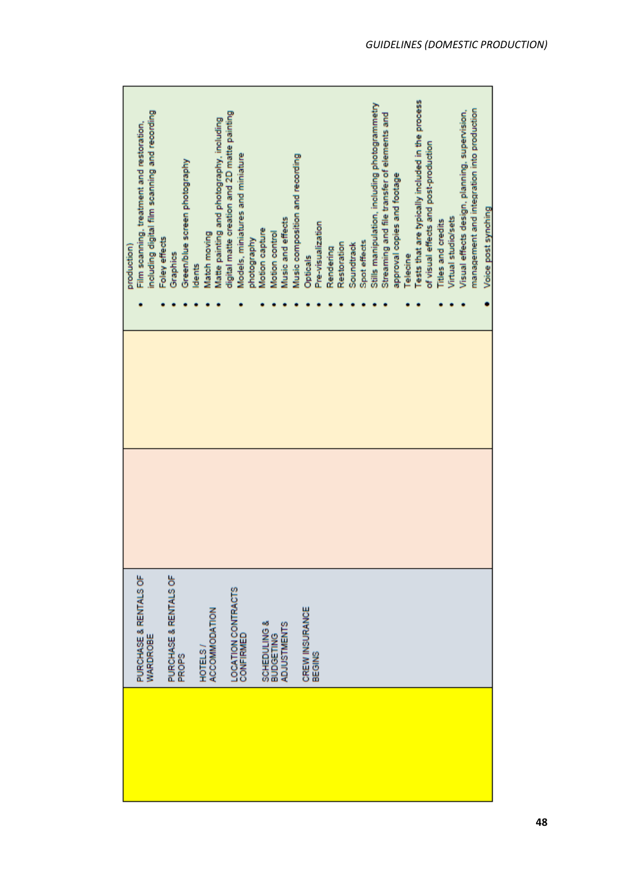| | | | | |
|---|---|---|---|---|
| | PURCHASE & RENTALS OF WARDROBE<br><br>PURCHASE & RENTALS OF PROPS<br><br>HOTELS / ACCOMMODATION<br><br>LOCATION CONTRACTS CONFIRMED<br><br>SCHEDULING & BUDGETING ADJUSTMENTS<br><br>CREW INSURANCE BEGINS | | | production)<br>• Film scanning, treatment and restoration, including digital film scanning and recording<br>• Foley effects<br>• Graphics<br>• Green/blue screen photography<br>• Idents<br>• Match moving<br>• Matte painting and photography, including digital matte creation and 2D matte painting<br>• Models, miniatures and miniature photography<br>• Motion capture<br>• Motion control<br>• Music and effects<br>• Music composition and recording<br>• Opticals<br>• Pre-visualization<br>• Rendering<br>• Restoration<br>• Soundtrack<br>• Spot effects<br>• Stills manipulation, including photogrammetry<br>• Streaming and file transfer of elements and approval copies and footage<br>• Telecine<br>• Tests that are typically included in the process of visual effects and post-production<br>• Titles and credits<br>• Virtual studio/sets<br>• Visual effects design, planning, supervision, management and integration into production<br>• Voice post synching |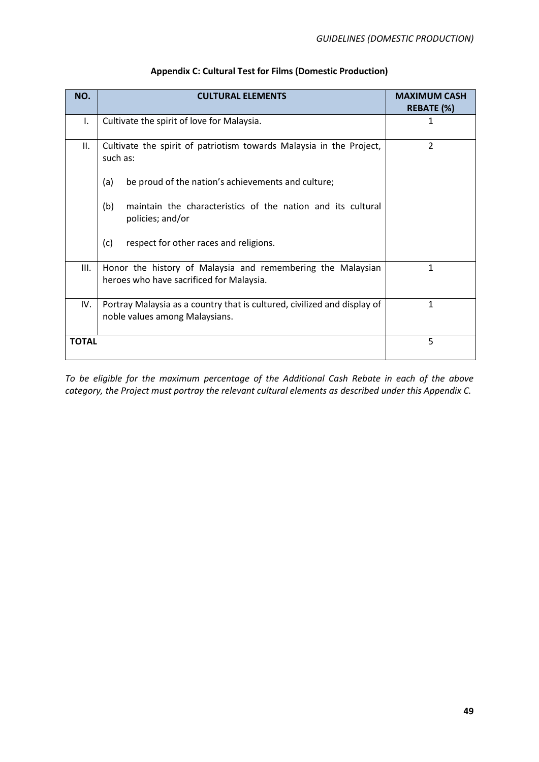## Appendix C: Cultural Test for Films (Domestic Production)

| NO. | CULTURAL ELEMENTS | MAXIMUM CASH REBATE (%) |
|---|---|---|
| I. | Cultivate the spirit of love for Malaysia. | 1 |
| II. | Cultivate the spirit of patriotism towards Malaysia in the Project, such as:<br><br>(a) be proud of the nation's achievements and culture;<br><br>(b) maintain the characteristics of the nation and its cultural policies; and/or<br><br>(c) respect for other races and religions. | 2 |
| III. | Honor the history of Malaysia and remembering the Malaysian heroes who have sacrificed for Malaysia. | 1 |
| IV. | Portray Malaysia as a country that is cultured, civilized and display of noble values among Malaysians. | 1 |
| **TOTAL** | | 5 |

*To be eligible for the maximum percentage of the Additional Cash Rebate in each of the above category, the Project must portray the relevant cultural elements as described under this Appendix C.*